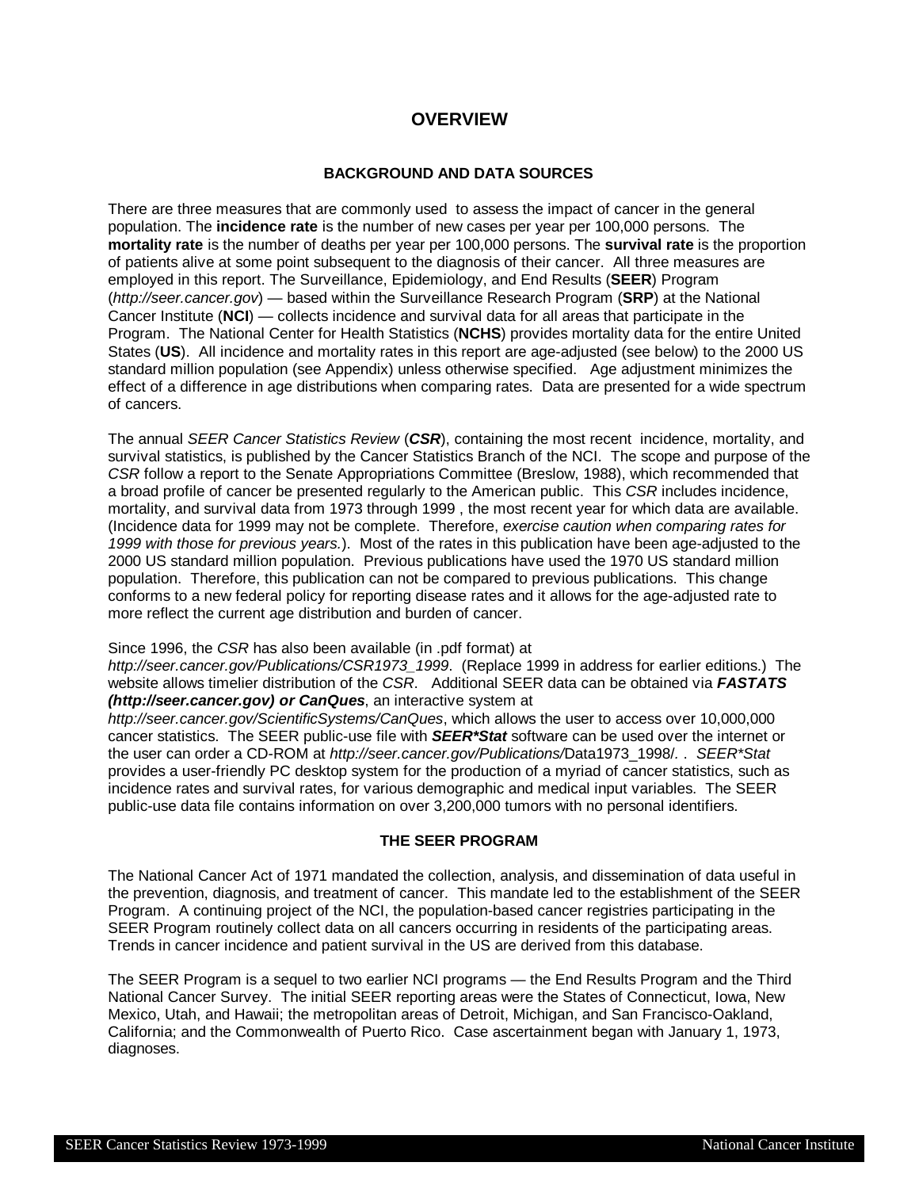# OVERVIEW

## BACKGROUND AND DATA SOURCES

There are three measures that are commonly used to assess the impact of cancer in the general population. The **incidence rate** is the number of new cases per year per 100,000 persons. The **mortality rate** is the number of deaths per year per 100,000 persons. The **survival rate** is the proportion of patients alive at some point subsequent to the diagnosis of their cancer. All three measures are employed in this report. The Surveillance, Epidemiology, and End Results (**SEER**) Program (*http://seer.cancer.gov*) — based within the Surveillance Research Program (**SRP**) at the National Cancer Institute (**NCI**) — collects incidence and survival data for all areas that participate in the Program. The National Center for Health Statistics (**NCHS**) provides mortality data for the entire United States (**US**). All incidence and mortality rates in this report are age-adjusted (see below) to the 2000 US standard million population (see Appendix) unless otherwise specified. Age adjustment minimizes the effect of a difference in age distributions when comparing rates. Data are presented for a wide spectrum of cancers.

The annual *SEER Cancer Statistics Review* (***CSR***), containing the most recent incidence, mortality, and survival statistics, is published by the Cancer Statistics Branch of the NCI. The scope and purpose of the *CSR* follow a report to the Senate Appropriations Committee (Breslow, 1988), which recommended that a broad profile of cancer be presented regularly to the American public. This *CSR* includes incidence, mortality, and survival data from 1973 through 1999 , the most recent year for which data are available. (Incidence data for 1999 may not be complete. Therefore, *exercise caution when comparing rates for 1999 with those for previous years.*). Most of the rates in this publication have been age-adjusted to the 2000 US standard million population. Previous publications have used the 1970 US standard million population. Therefore, this publication can not be compared to previous publications. This change conforms to a new federal policy for reporting disease rates and it allows for the age-adjusted rate to more reflect the current age distribution and burden of cancer.

Since 1996, the *CSR* has also been available (in .pdf format) at *http://seer.cancer.gov/Publications/CSR1973_1999*. (Replace 1999 in address for earlier editions.) The website allows timelier distribution of the *CSR*. Additional SEER data can be obtained via ***FASTATS (http://seer.cancer.gov) or CanQues***, an interactive system at *http://seer.cancer.gov/ScientificSystems/CanQues*, which allows the user to access over 10,000,000 cancer statistics. The SEER public-use file with ***SEER*Stat*** software can be used over the internet or the user can order a CD-ROM at *http://seer.cancer.gov/Publications/*Data1973_1998/. . *SEER*Stat* provides a user-friendly PC desktop system for the production of a myriad of cancer statistics, such as incidence rates and survival rates, for various demographic and medical input variables. The SEER public-use data file contains information on over 3,200,000 tumors with no personal identifiers.

## THE SEER PROGRAM

The National Cancer Act of 1971 mandated the collection, analysis, and dissemination of data useful in the prevention, diagnosis, and treatment of cancer. This mandate led to the establishment of the SEER Program. A continuing project of the NCI, the population-based cancer registries participating in the SEER Program routinely collect data on all cancers occurring in residents of the participating areas. Trends in cancer incidence and patient survival in the US are derived from this database.

The SEER Program is a sequel to two earlier NCI programs — the End Results Program and the Third National Cancer Survey. The initial SEER reporting areas were the States of Connecticut, Iowa, New Mexico, Utah, and Hawaii; the metropolitan areas of Detroit, Michigan, and San Francisco-Oakland, California; and the Commonwealth of Puerto Rico. Case ascertainment began with January 1, 1973, diagnoses.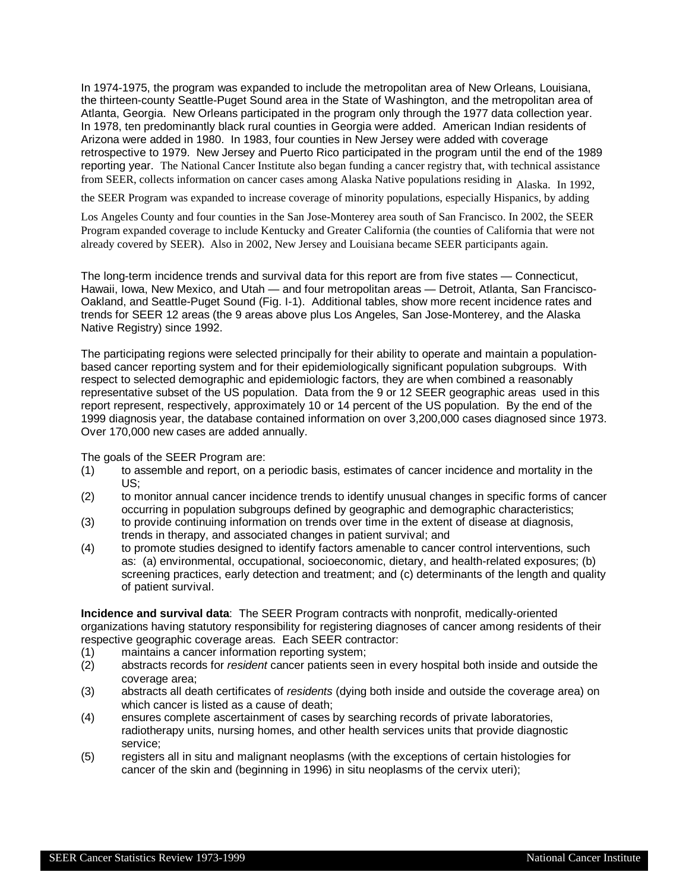In 1974-1975, the program was expanded to include the metropolitan area of New Orleans, Louisiana, the thirteen-county Seattle-Puget Sound area in the State of Washington, and the metropolitan area of Atlanta, Georgia. New Orleans participated in the program only through the 1977 data collection year. In 1978, ten predominantly black rural counties in Georgia were added. American Indian residents of Arizona were added in 1980. In 1983, four counties in New Jersey were added with coverage retrospective to 1979. New Jersey and Puerto Rico participated in the program until the end of the 1989 reporting year. The National Cancer Institute also began funding a cancer registry that, with technical assistance from SEER, collects information on cancer cases among Alaska Native populations residing in Alaska. In 1992, the SEER Program was expanded to increase coverage of minority populations, especially Hispanics, by adding Los Angeles County and four counties in the San Jose-Monterey area south of San Francisco. In 2002, the SEER Program expanded coverage to include Kentucky and Greater California (the counties of California that were not already covered by SEER). Also in 2002, New Jersey and Louisiana became SEER participants again.

The long-term incidence trends and survival data for this report are from five states — Connecticut, Hawaii, Iowa, New Mexico, and Utah — and four metropolitan areas — Detroit, Atlanta, San Francisco-Oakland, and Seattle-Puget Sound (Fig. I-1). Additional tables, show more recent incidence rates and trends for SEER 12 areas (the 9 areas above plus Los Angeles, San Jose-Monterey, and the Alaska Native Registry) since 1992.

The participating regions were selected principally for their ability to operate and maintain a population-based cancer reporting system and for their epidemiologically significant population subgroups. With respect to selected demographic and epidemiologic factors, they are when combined a reasonably representative subset of the US population. Data from the 9 or 12 SEER geographic areas used in this report represent, respectively, approximately 10 or 14 percent of the US population. By the end of the 1999 diagnosis year, the database contained information on over 3,200,000 cases diagnosed since 1973. Over 170,000 new cases are added annually.

The goals of the SEER Program are:

(1) to assemble and report, on a periodic basis, estimates of cancer incidence and mortality in the US;
(2) to monitor annual cancer incidence trends to identify unusual changes in specific forms of cancer occurring in population subgroups defined by geographic and demographic characteristics;
(3) to provide continuing information on trends over time in the extent of disease at diagnosis, trends in therapy, and associated changes in patient survival; and
(4) to promote studies designed to identify factors amenable to cancer control interventions, such as: (a) environmental, occupational, socioeconomic, dietary, and health-related exposures; (b) screening practices, early detection and treatment; and (c) determinants of the length and quality of patient survival.

**Incidence and survival data**: The SEER Program contracts with nonprofit, medically-oriented organizations having statutory responsibility for registering diagnoses of cancer among residents of their respective geographic coverage areas. Each SEER contractor:

(1) maintains a cancer information reporting system;
(2) abstracts records for *resident* cancer patients seen in every hospital both inside and outside the coverage area;
(3) abstracts all death certificates of *residents* (dying both inside and outside the coverage area) on which cancer is listed as a cause of death;
(4) ensures complete ascertainment of cases by searching records of private laboratories, radiotherapy units, nursing homes, and other health services units that provide diagnostic service;
(5) registers all in situ and malignant neoplasms (with the exceptions of certain histologies for cancer of the skin and (beginning in 1996) in situ neoplasms of the cervix uteri);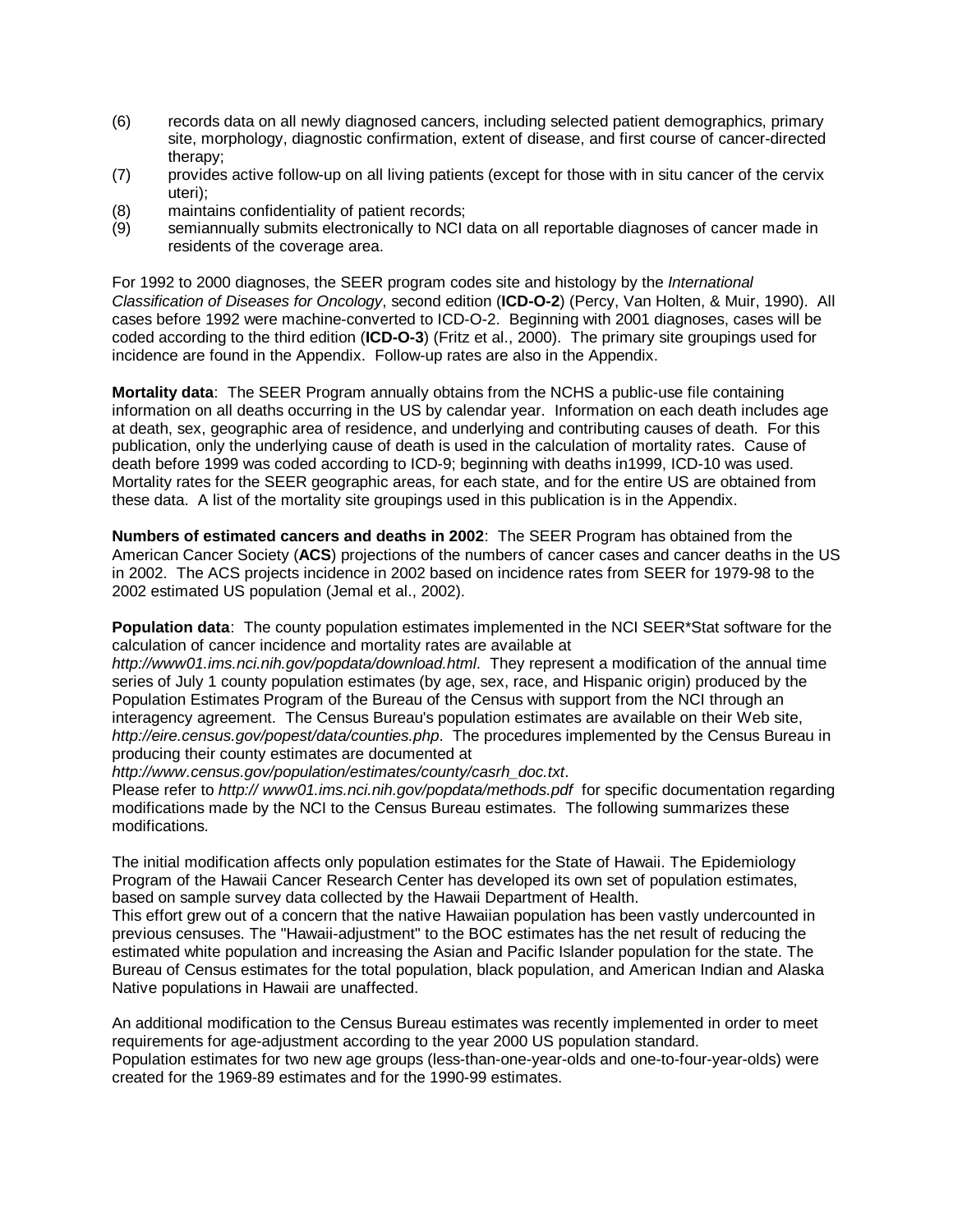(6) records data on all newly diagnosed cancers, including selected patient demographics, primary site, morphology, diagnostic confirmation, extent of disease, and first course of cancer-directed therapy;

(7) provides active follow-up on all living patients (except for those with in situ cancer of the cervix uteri);

(8) maintains confidentiality of patient records;

(9) semiannually submits electronically to NCI data on all reportable diagnoses of cancer made in residents of the coverage area.

For 1992 to 2000 diagnoses, the SEER program codes site and histology by the *International Classification of Diseases for Oncology*, second edition (**ICD-O-2**) (Percy, Van Holten, & Muir, 1990). All cases before 1992 were machine-converted to ICD-O-2. Beginning with 2001 diagnoses, cases will be coded according to the third edition (**ICD-O-3**) (Fritz et al., 2000). The primary site groupings used for incidence are found in the Appendix. Follow-up rates are also in the Appendix.

**Mortality data**: The SEER Program annually obtains from the NCHS a public-use file containing information on all deaths occurring in the US by calendar year. Information on each death includes age at death, sex, geographic area of residence, and underlying and contributing causes of death. For this publication, only the underlying cause of death is used in the calculation of mortality rates. Cause of death before 1999 was coded according to ICD-9; beginning with deaths in1999, ICD-10 was used. Mortality rates for the SEER geographic areas, for each state, and for the entire US are obtained from these data. A list of the mortality site groupings used in this publication is in the Appendix.

**Numbers of estimated cancers and deaths in 2002**: The SEER Program has obtained from the American Cancer Society (**ACS**) projections of the numbers of cancer cases and cancer deaths in the US in 2002. The ACS projects incidence in 2002 based on incidence rates from SEER for 1979-98 to the 2002 estimated US population (Jemal et al., 2002).

**Population data**: The county population estimates implemented in the NCI SEER*Stat software for the calculation of cancer incidence and mortality rates are available at *http://www01.ims.nci.nih.gov/popdata/download.html*. They represent a modification of the annual time series of July 1 county population estimates (by age, sex, race, and Hispanic origin) produced by the Population Estimates Program of the Bureau of the Census with support from the NCI through an interagency agreement. The Census Bureau's population estimates are available on their Web site, *http://eire.census.gov/popest/data/counties.php*. The procedures implemented by the Census Bureau in producing their county estimates are documented at *http://www.census.gov/population/estimates/county/casrh_doc.txt*.
Please refer to *http:// www01.ims.nci.nih.gov/popdata/methods.pdf* for specific documentation regarding modifications made by the NCI to the Census Bureau estimates. The following summarizes these modifications.

The initial modification affects only population estimates for the State of Hawaii. The Epidemiology Program of the Hawaii Cancer Research Center has developed its own set of population estimates, based on sample survey data collected by the Hawaii Department of Health.
This effort grew out of a concern that the native Hawaiian population has been vastly undercounted in previous censuses. The "Hawaii-adjustment" to the BOC estimates has the net result of reducing the estimated white population and increasing the Asian and Pacific Islander population for the state. The Bureau of Census estimates for the total population, black population, and American Indian and Alaska Native populations in Hawaii are unaffected.

An additional modification to the Census Bureau estimates was recently implemented in order to meet requirements for age-adjustment according to the year 2000 US population standard.
Population estimates for two new age groups (less-than-one-year-olds and one-to-four-year-olds) were created for the 1969-89 estimates and for the 1990-99 estimates.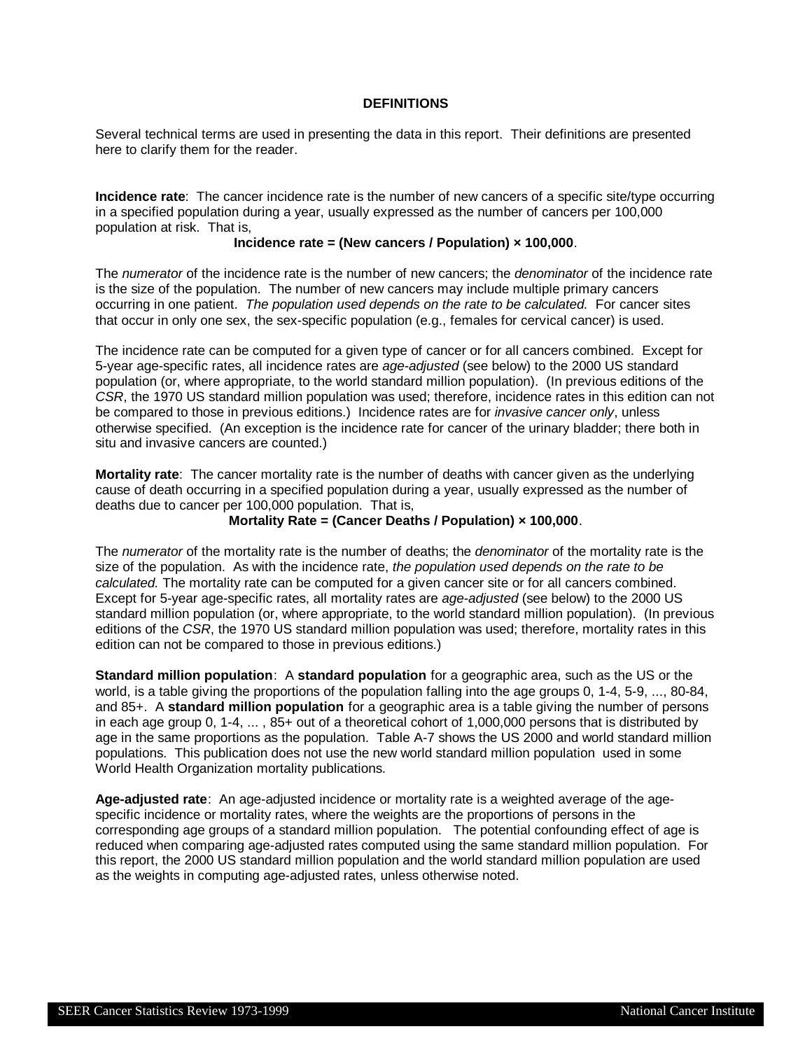## DEFINITIONS

Several technical terms are used in presenting the data in this report. Their definitions are presented here to clarify them for the reader.

**Incidence rate**: The cancer incidence rate is the number of new cancers of a specific site/type occurring in a specified population during a year, usually expressed as the number of cancers per 100,000 population at risk. That is,

**Incidence rate = (New cancers / Population) × 100,000**.

The *numerator* of the incidence rate is the number of new cancers; the *denominator* of the incidence rate is the size of the population. The number of new cancers may include multiple primary cancers occurring in one patient. *The population used depends on the rate to be calculated.* For cancer sites that occur in only one sex, the sex-specific population (e.g., females for cervical cancer) is used.

The incidence rate can be computed for a given type of cancer or for all cancers combined. Except for 5-year age-specific rates, all incidence rates are *age-adjusted* (see below) to the 2000 US standard population (or, where appropriate, to the world standard million population). (In previous editions of the *CSR*, the 1970 US standard million population was used; therefore, incidence rates in this edition can not be compared to those in previous editions.) Incidence rates are for *invasive cancer only*, unless otherwise specified. (An exception is the incidence rate for cancer of the urinary bladder; there both in situ and invasive cancers are counted.)

**Mortality rate**: The cancer mortality rate is the number of deaths with cancer given as the underlying cause of death occurring in a specified population during a year, usually expressed as the number of deaths due to cancer per 100,000 population. That is,

**Mortality Rate = (Cancer Deaths / Population) × 100,000**.

The *numerator* of the mortality rate is the number of deaths; the *denominator* of the mortality rate is the size of the population. As with the incidence rate, *the population used depends on the rate to be calculated.* The mortality rate can be computed for a given cancer site or for all cancers combined. Except for 5-year age-specific rates, all mortality rates are *age-adjusted* (see below) to the 2000 US standard million population (or, where appropriate, to the world standard million population). (In previous editions of the *CSR*, the 1970 US standard million population was used; therefore, mortality rates in this edition can not be compared to those in previous editions.)

**Standard million population**: A **standard population** for a geographic area, such as the US or the world, is a table giving the proportions of the population falling into the age groups 0, 1-4, 5-9, ..., 80-84, and 85+. A **standard million population** for a geographic area is a table giving the number of persons in each age group 0, 1-4, ... , 85+ out of a theoretical cohort of 1,000,000 persons that is distributed by age in the same proportions as the population. Table A-7 shows the US 2000 and world standard million populations. This publication does not use the new world standard million population used in some World Health Organization mortality publications.

**Age-adjusted rate**: An age-adjusted incidence or mortality rate is a weighted average of the age-specific incidence or mortality rates, where the weights are the proportions of persons in the corresponding age groups of a standard million population. The potential confounding effect of age is reduced when comparing age-adjusted rates computed using the same standard million population. For this report, the 2000 US standard million population and the world standard million population are used as the weights in computing age-adjusted rates, unless otherwise noted.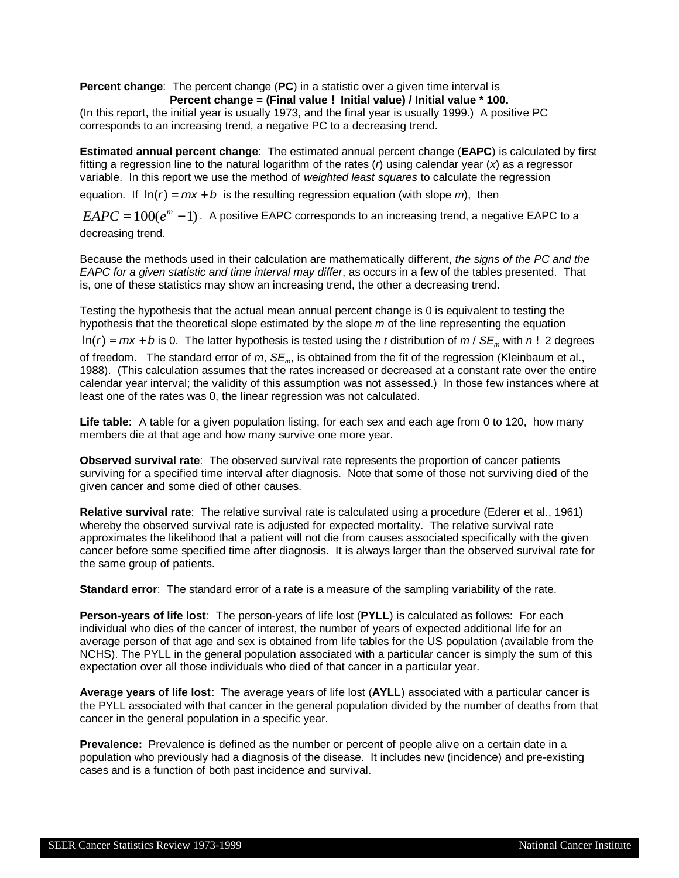**Percent change**: The percent change (**PC**) in a statistic over a given time interval is

**Percent change = (Final value − Initial value) / Initial value * 100.**

(In this report, the initial year is usually 1973, and the final year is usually 1999.) A positive PC corresponds to an increasing trend, a negative PC to a decreasing trend.

**Estimated annual percent change**: The estimated annual percent change (**EAPC**) is calculated by first fitting a regression line to the natural logarithm of the rates ($r$) using calendar year ($x$) as a regressor variable. In this report we use the method of *weighted least squares* to calculate the regression equation. If $\ln(r) = mx + b$ is the resulting regression equation (with slope $m$), then $EAPC = 100(e^m - 1)$. A positive EAPC corresponds to an increasing trend, a negative EAPC to a decreasing trend.

Because the methods used in their calculation are mathematically different, *the signs of the PC and the EAPC for a given statistic and time interval may differ*, as occurs in a few of the tables presented. That is, one of these statistics may show an increasing trend, the other a decreasing trend.

Testing the hypothesis that the actual mean annual percent change is 0 is equivalent to testing the hypothesis that the theoretical slope estimated by the slope $m$ of the line representing the equation $\ln(r) = mx + b$ is 0. The latter hypothesis is tested using the $t$ distribution of $m / SE_m$ with $n - 2$ degrees of freedom. The standard error of $m$, $SE_m$, is obtained from the fit of the regression (Kleinbaum et al., 1988). (This calculation assumes that the rates increased or decreased at a constant rate over the entire calendar year interval; the validity of this assumption was not assessed.) In those few instances where at least one of the rates was 0, the linear regression was not calculated.

**Life table:** A table for a given population listing, for each sex and each age from 0 to 120, how many members die at that age and how many survive one more year.

**Observed survival rate**: The observed survival rate represents the proportion of cancer patients surviving for a specified time interval after diagnosis. Note that some of those not surviving died of the given cancer and some died of other causes.

**Relative survival rate**: The relative survival rate is calculated using a procedure (Ederer et al., 1961) whereby the observed survival rate is adjusted for expected mortality. The relative survival rate approximates the likelihood that a patient will not die from causes associated specifically with the given cancer before some specified time after diagnosis. It is always larger than the observed survival rate for the same group of patients.

**Standard error**: The standard error of a rate is a measure of the sampling variability of the rate.

**Person-years of life lost**: The person-years of life lost (**PYLL**) is calculated as follows: For each individual who dies of the cancer of interest, the number of years of expected additional life for an average person of that age and sex is obtained from life tables for the US population (available from the NCHS). The PYLL in the general population associated with a particular cancer is simply the sum of this expectation over all those individuals who died of that cancer in a particular year.

**Average years of life lost**: The average years of life lost (**AYLL**) associated with a particular cancer is the PYLL associated with that cancer in the general population divided by the number of deaths from that cancer in the general population in a specific year.

**Prevalence:** Prevalence is defined as the number or percent of people alive on a certain date in a population who previously had a diagnosis of the disease. It includes new (incidence) and pre-existing cases and is a function of both past incidence and survival.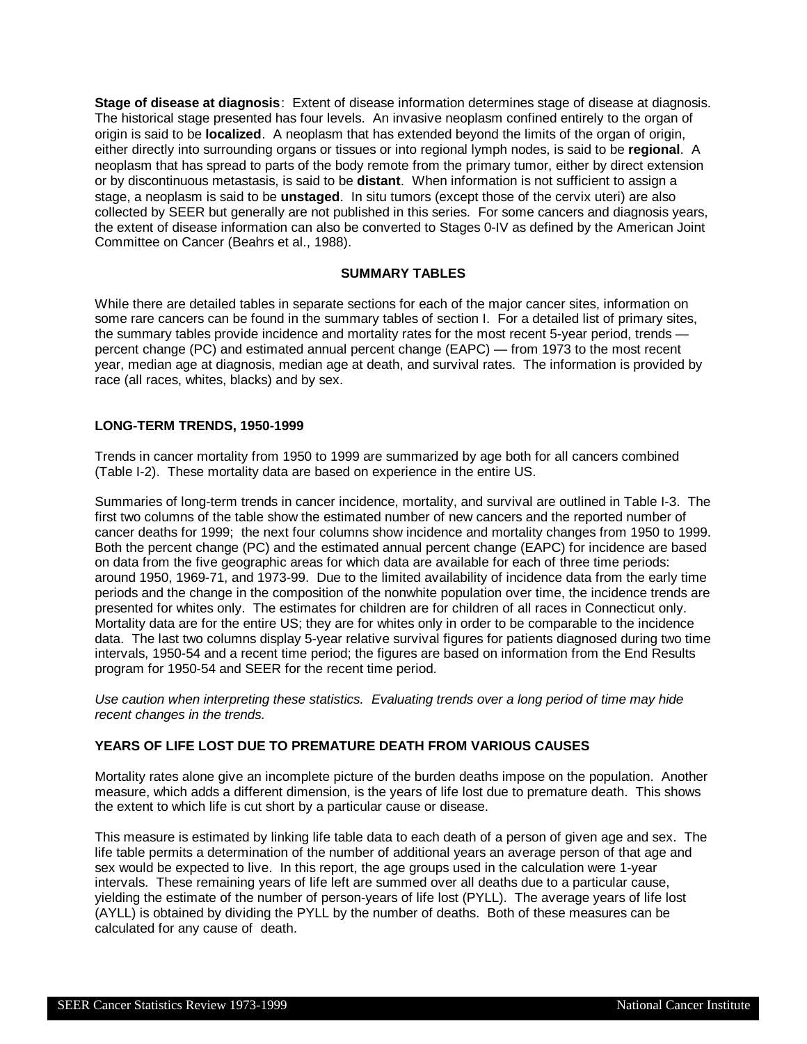**Stage of disease at diagnosis**: Extent of disease information determines stage of disease at diagnosis. The historical stage presented has four levels. An invasive neoplasm confined entirely to the organ of origin is said to be **localized**. A neoplasm that has extended beyond the limits of the organ of origin, either directly into surrounding organs or tissues or into regional lymph nodes, is said to be **regional**. A neoplasm that has spread to parts of the body remote from the primary tumor, either by direct extension or by discontinuous metastasis, is said to be **distant**. When information is not sufficient to assign a stage, a neoplasm is said to be **unstaged**. In situ tumors (except those of the cervix uteri) are also collected by SEER but generally are not published in this series. For some cancers and diagnosis years, the extent of disease information can also be converted to Stages 0-IV as defined by the American Joint Committee on Cancer (Beahrs et al., 1988).

## SUMMARY TABLES

While there are detailed tables in separate sections for each of the major cancer sites, information on some rare cancers can be found in the summary tables of section I. For a detailed list of primary sites, the summary tables provide incidence and mortality rates for the most recent 5-year period, trends — percent change (PC) and estimated annual percent change (EAPC) — from 1973 to the most recent year, median age at diagnosis, median age at death, and survival rates. The information is provided by race (all races, whites, blacks) and by sex.

### LONG-TERM TRENDS, 1950-1999

Trends in cancer mortality from 1950 to 1999 are summarized by age both for all cancers combined (Table I-2). These mortality data are based on experience in the entire US.

Summaries of long-term trends in cancer incidence, mortality, and survival are outlined in Table I-3. The first two columns of the table show the estimated number of new cancers and the reported number of cancer deaths for 1999; the next four columns show incidence and mortality changes from 1950 to 1999. Both the percent change (PC) and the estimated annual percent change (EAPC) for incidence are based on data from the five geographic areas for which data are available for each of three time periods: around 1950, 1969-71, and 1973-99. Due to the limited availability of incidence data from the early time periods and the change in the composition of the nonwhite population over time, the incidence trends are presented for whites only. The estimates for children are for children of all races in Connecticut only. Mortality data are for the entire US; they are for whites only in order to be comparable to the incidence data. The last two columns display 5-year relative survival figures for patients diagnosed during two time intervals, 1950-54 and a recent time period; the figures are based on information from the End Results program for 1950-54 and SEER for the recent time period.

*Use caution when interpreting these statistics. Evaluating trends over a long period of time may hide recent changes in the trends.*

### YEARS OF LIFE LOST DUE TO PREMATURE DEATH FROM VARIOUS CAUSES

Mortality rates alone give an incomplete picture of the burden deaths impose on the population. Another measure, which adds a different dimension, is the years of life lost due to premature death. This shows the extent to which life is cut short by a particular cause or disease.

This measure is estimated by linking life table data to each death of a person of given age and sex. The life table permits a determination of the number of additional years an average person of that age and sex would be expected to live. In this report, the age groups used in the calculation were 1-year intervals. These remaining years of life left are summed over all deaths due to a particular cause, yielding the estimate of the number of person-years of life lost (PYLL). The average years of life lost (AYLL) is obtained by dividing the PYLL by the number of deaths. Both of these measures can be calculated for any cause of death.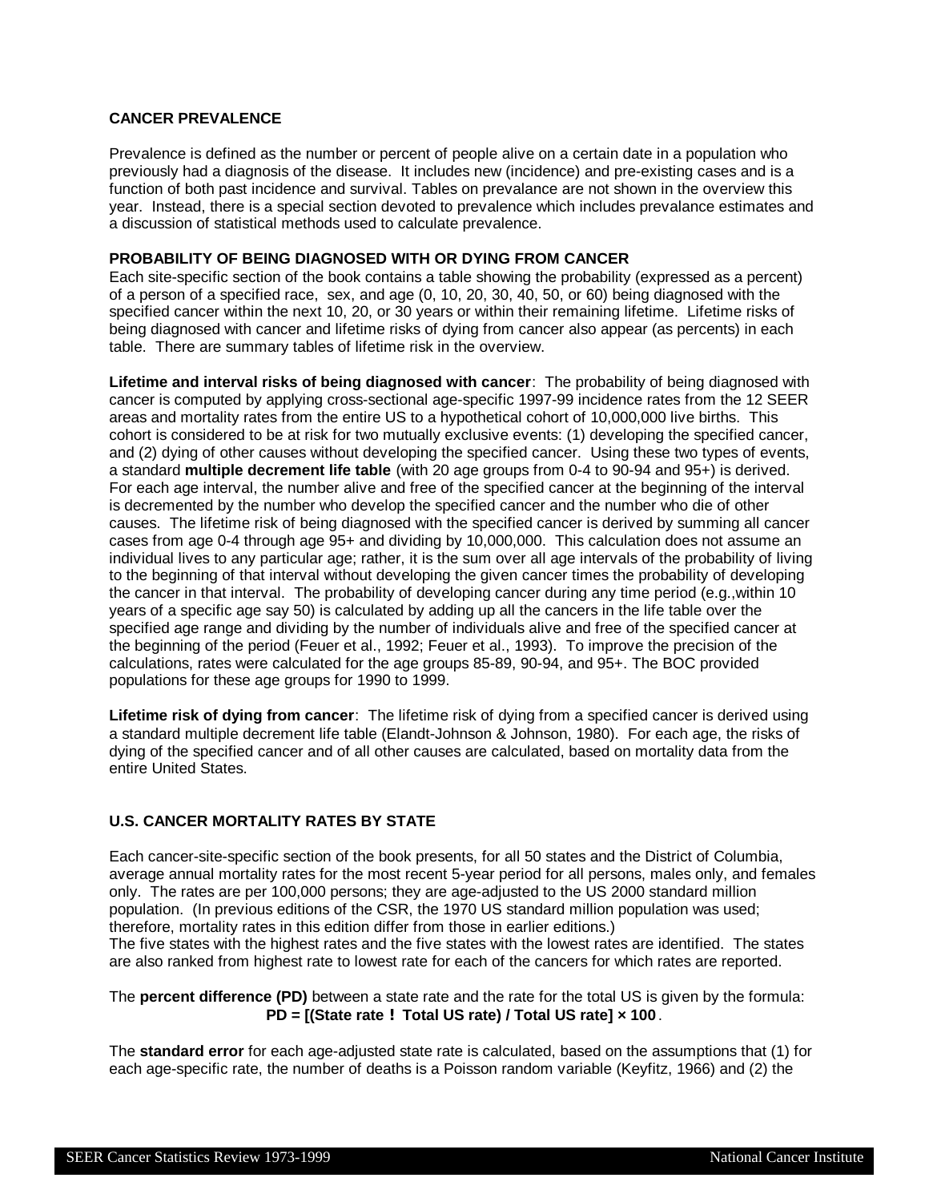**CANCER PREVALENCE**

Prevalence is defined as the number or percent of people alive on a certain date in a population who previously had a diagnosis of the disease. It includes new (incidence) and pre-existing cases and is a function of both past incidence and survival. Tables on prevalance are not shown in the overview this year. Instead, there is a special section devoted to prevalence which includes prevalance estimates and a discussion of statistical methods used to calculate prevalence.

**PROBABILITY OF BEING DIAGNOSED WITH OR DYING FROM CANCER**

Each site-specific section of the book contains a table showing the probability (expressed as a percent) of a person of a specified race, sex, and age (0, 10, 20, 30, 40, 50, or 60) being diagnosed with the specified cancer within the next 10, 20, or 30 years or within their remaining lifetime. Lifetime risks of being diagnosed with cancer and lifetime risks of dying from cancer also appear (as percents) in each table. There are summary tables of lifetime risk in the overview.

**Lifetime and interval risks of being diagnosed with cancer**: The probability of being diagnosed with cancer is computed by applying cross-sectional age-specific 1997-99 incidence rates from the 12 SEER areas and mortality rates from the entire US to a hypothetical cohort of 10,000,000 live births. This cohort is considered to be at risk for two mutually exclusive events: (1) developing the specified cancer, and (2) dying of other causes without developing the specified cancer. Using these two types of events, a standard **multiple decrement life table** (with 20 age groups from 0-4 to 90-94 and 95+) is derived. For each age interval, the number alive and free of the specified cancer at the beginning of the interval is decremented by the number who develop the specified cancer and the number who die of other causes. The lifetime risk of being diagnosed with the specified cancer is derived by summing all cancer cases from age 0-4 through age 95+ and dividing by 10,000,000. This calculation does not assume an individual lives to any particular age; rather, it is the sum over all age intervals of the probability of living to the beginning of that interval without developing the given cancer times the probability of developing the cancer in that interval. The probability of developing cancer during any time period (e.g.,within 10 years of a specific age say 50) is calculated by adding up all the cancers in the life table over the specified age range and dividing by the number of individuals alive and free of the specified cancer at the beginning of the period (Feuer et al., 1992; Feuer et al., 1993). To improve the precision of the calculations, rates were calculated for the age groups 85-89, 90-94, and 95+. The BOC provided populations for these age groups for 1990 to 1999.

**Lifetime risk of dying from cancer**: The lifetime risk of dying from a specified cancer is derived using a standard multiple decrement life table (Elandt-Johnson & Johnson, 1980). For each age, the risks of dying of the specified cancer and of all other causes are calculated, based on mortality data from the entire United States.

**U.S. CANCER MORTALITY RATES BY STATE**

Each cancer-site-specific section of the book presents, for all 50 states and the District of Columbia, average annual mortality rates for the most recent 5-year period for all persons, males only, and females only. The rates are per 100,000 persons; they are age-adjusted to the US 2000 standard million population. (In previous editions of the CSR, the 1970 US standard million population was used; therefore, mortality rates in this edition differ from those in earlier editions.)
The five states with the highest rates and the five states with the lowest rates are identified. The states are also ranked from highest rate to lowest rate for each of the cancers for which rates are reported.

The **percent difference (PD)** between a state rate and the rate for the total US is given by the formula:

$$PD = [(\text{State rate} - \text{Total US rate}) / \text{Total US rate}] \times 100.$$

The **standard error** for each age-adjusted state rate is calculated, based on the assumptions that (1) for each age-specific rate, the number of deaths is a Poisson random variable (Keyfitz, 1966) and (2) the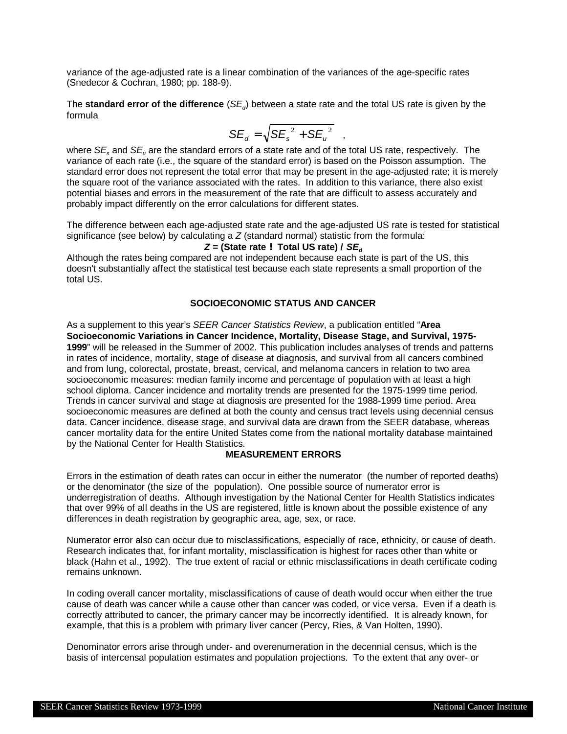variance of the age-adjusted rate is a linear combination of the variances of the age-specific rates (Snedecor & Cochran, 1980; pp. 188-9).

The **standard error of the difference** ($SE_d$) between a state rate and the total US rate is given by the formula

$$SE_d = \sqrt{SE_s^{\,2} + SE_u^{\,2}} \quad ,$$

where $SE_s$ and $SE_u$ are the standard errors of a state rate and of the total US rate, respectively. The variance of each rate (i.e., the square of the standard error) is based on the Poisson assumption. The standard error does not represent the total error that may be present in the age-adjusted rate; it is merely the square root of the variance associated with the rates. In addition to this variance, there also exist potential biases and errors in the measurement of the rate that are difficult to assess accurately and probably impact differently on the error calculations for different states.

The difference between each age-adjusted state rate and the age-adjusted US rate is tested for statistical significance (see below) by calculating a $Z$ (standard normal) statistic from the formula:

$$Z = (\text{State rate} - \text{Total US rate}) \,/\, SE_d$$

Although the rates being compared are not independent because each state is part of the US, this doesn't substantially affect the statistical test because each state represents a small proportion of the total US.

## SOCIOECONOMIC STATUS AND CANCER

As a supplement to this year's *SEER Cancer Statistics Review*, a publication entitled "**Area Socioeconomic Variations in Cancer Incidence, Mortality, Disease Stage, and Survival, 1975-1999**" will be released in the Summer of 2002. This publication includes analyses of trends and patterns in rates of incidence, mortality, stage of disease at diagnosis, and survival from all cancers combined and from lung, colorectal, prostate, breast, cervical, and melanoma cancers in relation to two area socioeconomic measures: median family income and percentage of population with at least a high school diploma. Cancer incidence and mortality trends are presented for the 1975-1999 time period. Trends in cancer survival and stage at diagnosis are presented for the 1988-1999 time period. Area socioeconomic measures are defined at both the county and census tract levels using decennial census data. Cancer incidence, disease stage, and survival data are drawn from the SEER database, whereas cancer mortality data for the entire United States come from the national mortality database maintained by the National Center for Health Statistics.

## MEASUREMENT ERRORS

Errors in the estimation of death rates can occur in either the numerator (the number of reported deaths) or the denominator (the size of the population). One possible source of numerator error is underregistration of deaths. Although investigation by the National Center for Health Statistics indicates that over 99% of all deaths in the US are registered, little is known about the possible existence of any differences in death registration by geographic area, age, sex, or race.

Numerator error also can occur due to misclassifications, especially of race, ethnicity, or cause of death. Research indicates that, for infant mortality, misclassification is highest for races other than white or black (Hahn et al., 1992). The true extent of racial or ethnic misclassifications in death certificate coding remains unknown.

In coding overall cancer mortality, misclassifications of cause of death would occur when either the true cause of death was cancer while a cause other than cancer was coded, or vice versa. Even if a death is correctly attributed to cancer, the primary cancer may be incorrectly identified. It is already known, for example, that this is a problem with primary liver cancer (Percy, Ries, & Van Holten, 1990).

Denominator errors arise through under- and overenumeration in the decennial census, which is the basis of intercensal population estimates and population projections. To the extent that any over- or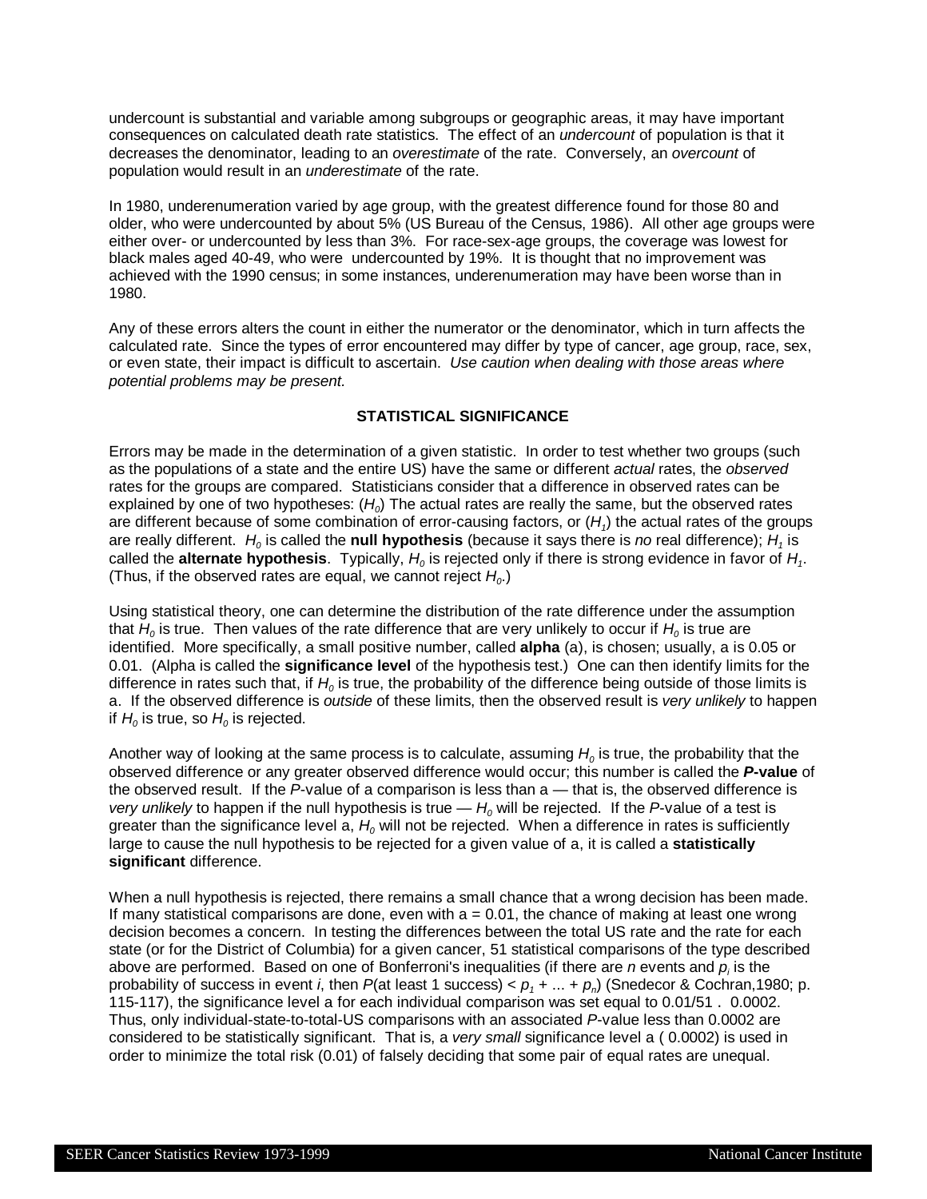undercount is substantial and variable among subgroups or geographic areas, it may have important consequences on calculated death rate statistics. The effect of an *undercount* of population is that it decreases the denominator, leading to an *overestimate* of the rate. Conversely, an *overcount* of population would result in an *underestimate* of the rate.

In 1980, underenumeration varied by age group, with the greatest difference found for those 80 and older, who were undercounted by about 5% (US Bureau of the Census, 1986). All other age groups were either over- or undercounted by less than 3%. For race-sex-age groups, the coverage was lowest for black males aged 40-49, who were undercounted by 19%. It is thought that no improvement was achieved with the 1990 census; in some instances, underenumeration may have been worse than in 1980.

Any of these errors alters the count in either the numerator or the denominator, which in turn affects the calculated rate. Since the types of error encountered may differ by type of cancer, age group, race, sex, or even state, their impact is difficult to ascertain. *Use caution when dealing with those areas where potential problems may be present.*

## STATISTICAL SIGNIFICANCE

Errors may be made in the determination of a given statistic. In order to test whether two groups (such as the populations of a state and the entire US) have the same or different *actual* rates, the *observed* rates for the groups are compared. Statisticians consider that a difference in observed rates can be explained by one of two hypotheses: ($H_0$) The actual rates are really the same, but the observed rates are different because of some combination of error-causing factors, or ($H_1$) the actual rates of the groups are really different. $H_0$ is called the **null hypothesis** (because it says there is *no* real difference); $H_1$ is called the **alternate hypothesis**. Typically, $H_0$ is rejected only if there is strong evidence in favor of $H_1$. (Thus, if the observed rates are equal, we cannot reject $H_0$.)

Using statistical theory, one can determine the distribution of the rate difference under the assumption that $H_0$ is true. Then values of the rate difference that are very unlikely to occur if $H_0$ is true are identified. More specifically, a small positive number, called **alpha** (a), is chosen; usually, a is 0.05 or 0.01. (Alpha is called the **significance level** of the hypothesis test.) One can then identify limits for the difference in rates such that, if $H_0$ is true, the probability of the difference being outside of those limits is a. If the observed difference is *outside* of these limits, then the observed result is *very unlikely* to happen if $H_0$ is true, so $H_0$ is rejected.

Another way of looking at the same process is to calculate, assuming $H_0$ is true, the probability that the observed difference or any greater observed difference would occur; this number is called the ***P*-value** of the observed result. If the *P*-value of a comparison is less than a — that is, the observed difference is *very unlikely* to happen if the null hypothesis is true — $H_0$ will be rejected. If the *P*-value of a test is greater than the significance level a, $H_0$ will not be rejected. When a difference in rates is sufficiently large to cause the null hypothesis to be rejected for a given value of a, it is called a **statistically significant** difference.

When a null hypothesis is rejected, there remains a small chance that a wrong decision has been made. If many statistical comparisons are done, even with a = 0.01, the chance of making at least one wrong decision becomes a concern. In testing the differences between the total US rate and the rate for each state (or for the District of Columbia) for a given cancer, 51 statistical comparisons of the type described above are performed. Based on one of Bonferroni's inequalities (if there are $n$ events and $p_i$ is the probability of success in event $i$, then $P$(at least 1 success) < $p_1 + ... + p_n$) (Snedecor & Cochran,1980; p. 115-117), the significance level a for each individual comparison was set equal to 0.01/51 . 0.0002. Thus, only individual-state-to-total-US comparisons with an associated *P*-value less than 0.0002 are considered to be statistically significant. That is, a *very small* significance level a ( 0.0002) is used in order to minimize the total risk (0.01) of falsely deciding that some pair of equal rates are unequal.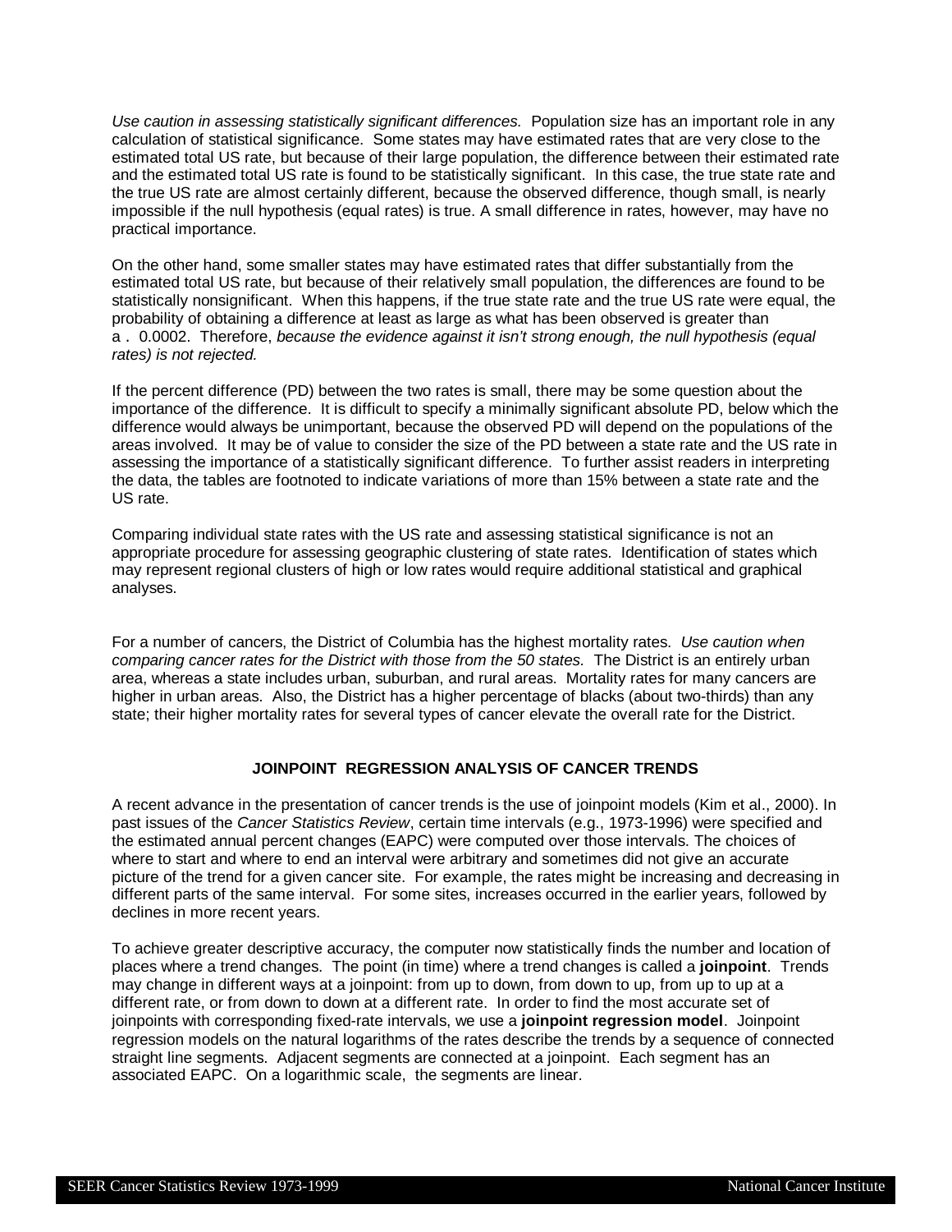*Use caution in assessing statistically significant differences.* Population size has an important role in any calculation of statistical significance. Some states may have estimated rates that are very close to the estimated total US rate, but because of their large population, the difference between their estimated rate and the estimated total US rate is found to be statistically significant. In this case, the true state rate and the true US rate are almost certainly different, because the observed difference, though small, is nearly impossible if the null hypothesis (equal rates) is true. A small difference in rates, however, may have no practical importance.

On the other hand, some smaller states may have estimated rates that differ substantially from the estimated total US rate, but because of their relatively small population, the differences are found to be statistically nonsignificant. When this happens, if the true state rate and the true US rate were equal, the probability of obtaining a difference at least as large as what has been observed is greater than a . 0.0002. Therefore, *because the evidence against it isn't strong enough, the null hypothesis (equal rates) is not rejected.*

If the percent difference (PD) between the two rates is small, there may be some question about the importance of the difference. It is difficult to specify a minimally significant absolute PD, below which the difference would always be unimportant, because the observed PD will depend on the populations of the areas involved. It may be of value to consider the size of the PD between a state rate and the US rate in assessing the importance of a statistically significant difference. To further assist readers in interpreting the data, the tables are footnoted to indicate variations of more than 15% between a state rate and the US rate.

Comparing individual state rates with the US rate and assessing statistical significance is not an appropriate procedure for assessing geographic clustering of state rates. Identification of states which may represent regional clusters of high or low rates would require additional statistical and graphical analyses.

For a number of cancers, the District of Columbia has the highest mortality rates. *Use caution when comparing cancer rates for the District with those from the 50 states.* The District is an entirely urban area, whereas a state includes urban, suburban, and rural areas. Mortality rates for many cancers are higher in urban areas. Also, the District has a higher percentage of blacks (about two-thirds) than any state; their higher mortality rates for several types of cancer elevate the overall rate for the District.

## JOINPOINT REGRESSION ANALYSIS OF CANCER TRENDS

A recent advance in the presentation of cancer trends is the use of joinpoint models (Kim et al., 2000). In past issues of the *Cancer Statistics Review*, certain time intervals (e.g., 1973-1996) were specified and the estimated annual percent changes (EAPC) were computed over those intervals. The choices of where to start and where to end an interval were arbitrary and sometimes did not give an accurate picture of the trend for a given cancer site. For example, the rates might be increasing and decreasing in different parts of the same interval. For some sites, increases occurred in the earlier years, followed by declines in more recent years.

To achieve greater descriptive accuracy, the computer now statistically finds the number and location of places where a trend changes. The point (in time) where a trend changes is called a **joinpoint**. Trends may change in different ways at a joinpoint: from up to down, from down to up, from up to up at a different rate, or from down to down at a different rate. In order to find the most accurate set of joinpoints with corresponding fixed-rate intervals, we use a **joinpoint regression model**. Joinpoint regression models on the natural logarithms of the rates describe the trends by a sequence of connected straight line segments. Adjacent segments are connected at a joinpoint. Each segment has an associated EAPC. On a logarithmic scale, the segments are linear.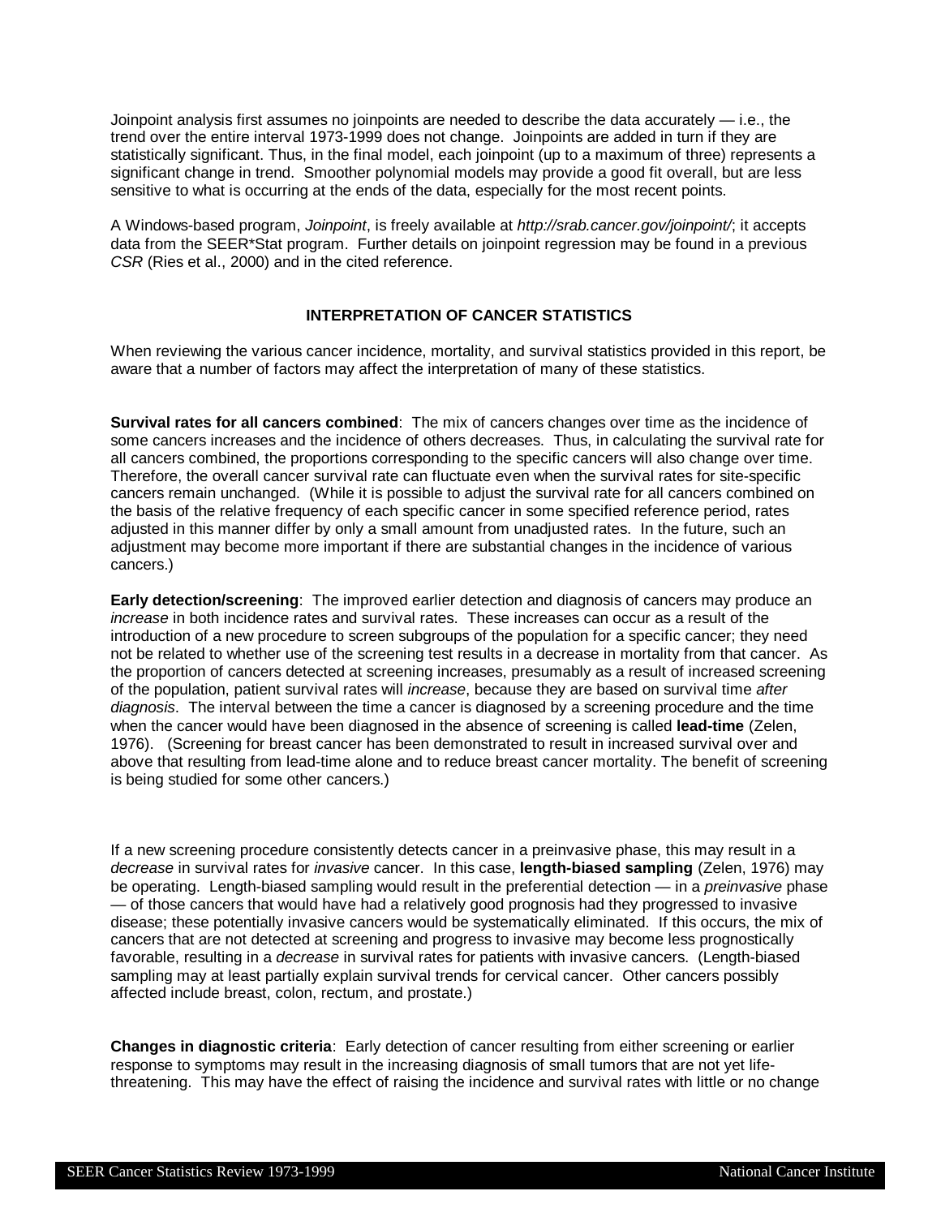Joinpoint analysis first assumes no joinpoints are needed to describe the data accurately — i.e., the trend over the entire interval 1973-1999 does not change. Joinpoints are added in turn if they are statistically significant. Thus, in the final model, each joinpoint (up to a maximum of three) represents a significant change in trend. Smoother polynomial models may provide a good fit overall, but are less sensitive to what is occurring at the ends of the data, especially for the most recent points.

A Windows-based program, *Joinpoint*, is freely available at *http://srab.cancer.gov/joinpoint/*; it accepts data from the SEER*Stat program. Further details on joinpoint regression may be found in a previous *CSR* (Ries et al., 2000) and in the cited reference.

## INTERPRETATION OF CANCER STATISTICS

When reviewing the various cancer incidence, mortality, and survival statistics provided in this report, be aware that a number of factors may affect the interpretation of many of these statistics.

**Survival rates for all cancers combined**: The mix of cancers changes over time as the incidence of some cancers increases and the incidence of others decreases. Thus, in calculating the survival rate for all cancers combined, the proportions corresponding to the specific cancers will also change over time. Therefore, the overall cancer survival rate can fluctuate even when the survival rates for site-specific cancers remain unchanged. (While it is possible to adjust the survival rate for all cancers combined on the basis of the relative frequency of each specific cancer in some specified reference period, rates adjusted in this manner differ by only a small amount from unadjusted rates. In the future, such an adjustment may become more important if there are substantial changes in the incidence of various cancers.)

**Early detection/screening**: The improved earlier detection and diagnosis of cancers may produce an *increase* in both incidence rates and survival rates. These increases can occur as a result of the introduction of a new procedure to screen subgroups of the population for a specific cancer; they need not be related to whether use of the screening test results in a decrease in mortality from that cancer. As the proportion of cancers detected at screening increases, presumably as a result of increased screening of the population, patient survival rates will *increase*, because they are based on survival time *after diagnosis*. The interval between the time a cancer is diagnosed by a screening procedure and the time when the cancer would have been diagnosed in the absence of screening is called **lead-time** (Zelen, 1976). (Screening for breast cancer has been demonstrated to result in increased survival over and above that resulting from lead-time alone and to reduce breast cancer mortality. The benefit of screening is being studied for some other cancers.)

If a new screening procedure consistently detects cancer in a preinvasive phase, this may result in a *decrease* in survival rates for *invasive* cancer. In this case, **length-biased sampling** (Zelen, 1976) may be operating. Length-biased sampling would result in the preferential detection — in a *preinvasive* phase — of those cancers that would have had a relatively good prognosis had they progressed to invasive disease; these potentially invasive cancers would be systematically eliminated. If this occurs, the mix of cancers that are not detected at screening and progress to invasive may become less prognostically favorable, resulting in a *decrease* in survival rates for patients with invasive cancers. (Length-biased sampling may at least partially explain survival trends for cervical cancer. Other cancers possibly affected include breast, colon, rectum, and prostate.)

**Changes in diagnostic criteria**: Early detection of cancer resulting from either screening or earlier response to symptoms may result in the increasing diagnosis of small tumors that are not yet life-threatening. This may have the effect of raising the incidence and survival rates with little or no change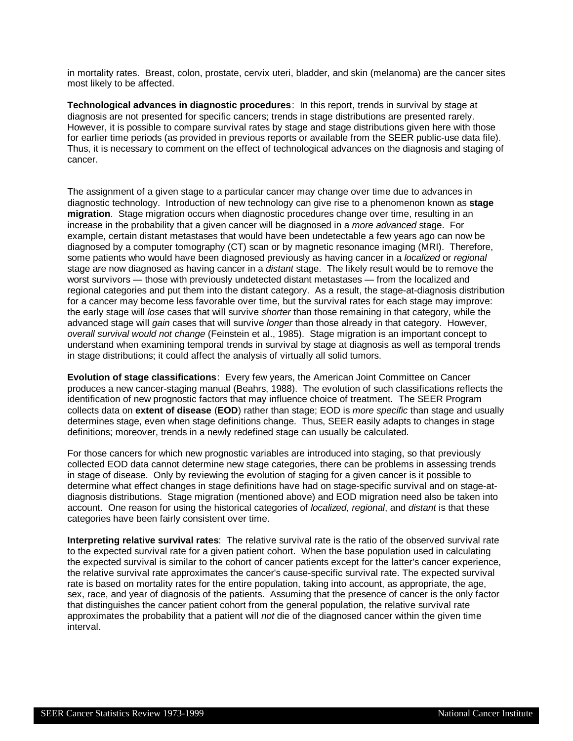in mortality rates. Breast, colon, prostate, cervix uteri, bladder, and skin (melanoma) are the cancer sites most likely to be affected.

**Technological advances in diagnostic procedures**: In this report, trends in survival by stage at diagnosis are not presented for specific cancers; trends in stage distributions are presented rarely. However, it is possible to compare survival rates by stage and stage distributions given here with those for earlier time periods (as provided in previous reports or available from the SEER public-use data file). Thus, it is necessary to comment on the effect of technological advances on the diagnosis and staging of cancer.

The assignment of a given stage to a particular cancer may change over time due to advances in diagnostic technology. Introduction of new technology can give rise to a phenomenon known as **stage migration**. Stage migration occurs when diagnostic procedures change over time, resulting in an increase in the probability that a given cancer will be diagnosed in a *more advanced* stage. For example, certain distant metastases that would have been undetectable a few years ago can now be diagnosed by a computer tomography (CT) scan or by magnetic resonance imaging (MRI). Therefore, some patients who would have been diagnosed previously as having cancer in a *localized* or *regional* stage are now diagnosed as having cancer in a *distant* stage. The likely result would be to remove the worst survivors — those with previously undetected distant metastases — from the localized and regional categories and put them into the distant category. As a result, the stage-at-diagnosis distribution for a cancer may become less favorable over time, but the survival rates for each stage may improve: the early stage will *lose* cases that will survive *shorter* than those remaining in that category, while the advanced stage will *gain* cases that will survive *longer* than those already in that category. However, *overall survival would not change* (Feinstein et al., 1985). Stage migration is an important concept to understand when examining temporal trends in survival by stage at diagnosis as well as temporal trends in stage distributions; it could affect the analysis of virtually all solid tumors.

**Evolution of stage classifications**: Every few years, the American Joint Committee on Cancer produces a new cancer-staging manual (Beahrs, 1988). The evolution of such classifications reflects the identification of new prognostic factors that may influence choice of treatment. The SEER Program collects data on **extent of disease** (**EOD**) rather than stage; EOD is *more specific* than stage and usually determines stage, even when stage definitions change. Thus, SEER easily adapts to changes in stage definitions; moreover, trends in a newly redefined stage can usually be calculated.

For those cancers for which new prognostic variables are introduced into staging, so that previously collected EOD data cannot determine new stage categories, there can be problems in assessing trends in stage of disease. Only by reviewing the evolution of staging for a given cancer is it possible to determine what effect changes in stage definitions have had on stage-specific survival and on stage-at-diagnosis distributions. Stage migration (mentioned above) and EOD migration need also be taken into account. One reason for using the historical categories of *localized*, *regional*, and *distant* is that these categories have been fairly consistent over time.

**Interpreting relative survival rates**: The relative survival rate is the ratio of the observed survival rate to the expected survival rate for a given patient cohort. When the base population used in calculating the expected survival is similar to the cohort of cancer patients except for the latter's cancer experience, the relative survival rate approximates the cancer's cause-specific survival rate. The expected survival rate is based on mortality rates for the entire population, taking into account, as appropriate, the age, sex, race, and year of diagnosis of the patients. Assuming that the presence of cancer is the only factor that distinguishes the cancer patient cohort from the general population, the relative survival rate approximates the probability that a patient will *not* die of the diagnosed cancer within the given time interval.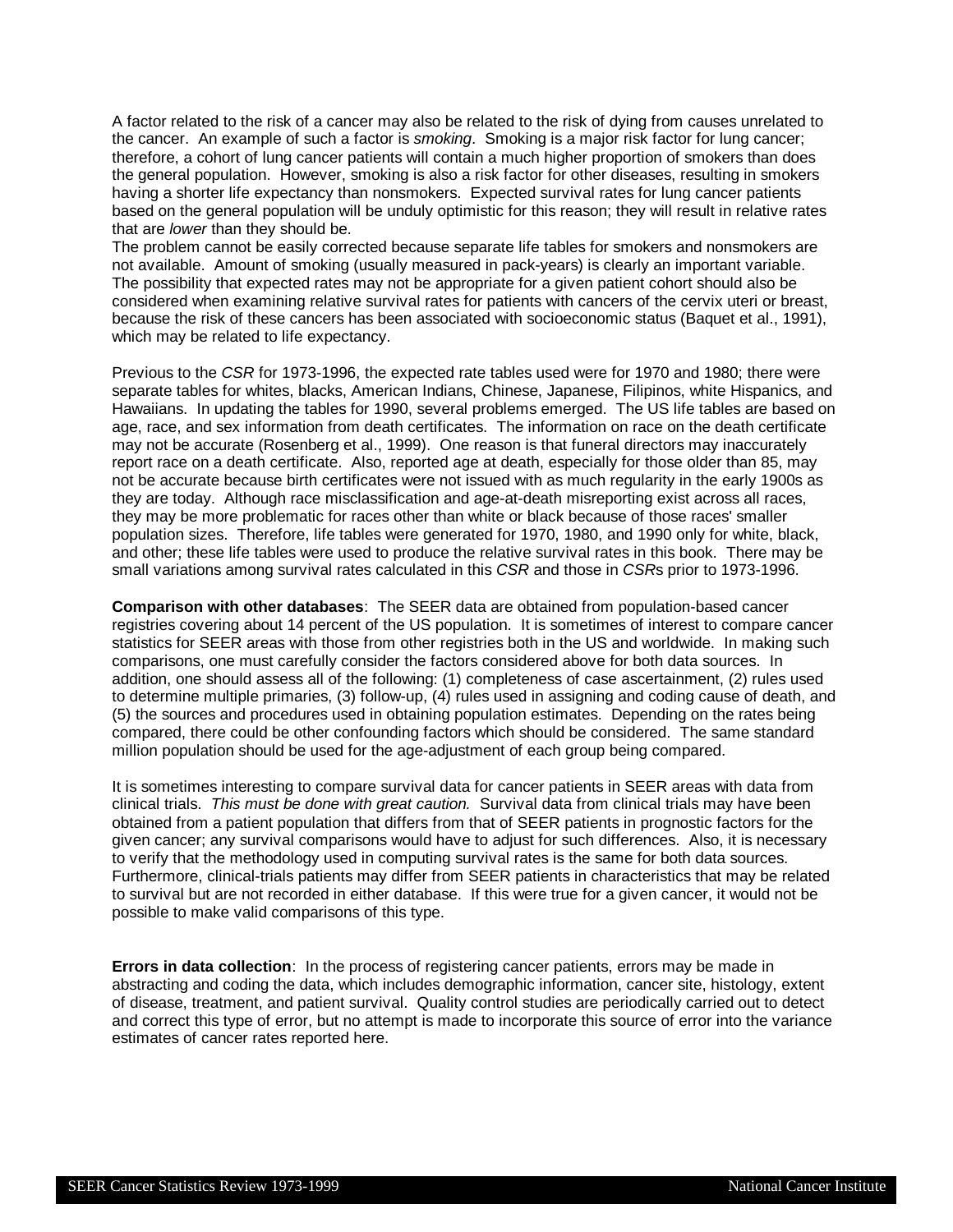A factor related to the risk of a cancer may also be related to the risk of dying from causes unrelated to the cancer. An example of such a factor is *smoking*. Smoking is a major risk factor for lung cancer; therefore, a cohort of lung cancer patients will contain a much higher proportion of smokers than does the general population. However, smoking is also a risk factor for other diseases, resulting in smokers having a shorter life expectancy than nonsmokers. Expected survival rates for lung cancer patients based on the general population will be unduly optimistic for this reason; they will result in relative rates that are *lower* than they should be.
The problem cannot be easily corrected because separate life tables for smokers and nonsmokers are not available. Amount of smoking (usually measured in pack-years) is clearly an important variable. The possibility that expected rates may not be appropriate for a given patient cohort should also be considered when examining relative survival rates for patients with cancers of the cervix uteri or breast, because the risk of these cancers has been associated with socioeconomic status (Baquet et al., 1991), which may be related to life expectancy.

Previous to the *CSR* for 1973-1996, the expected rate tables used were for 1970 and 1980; there were separate tables for whites, blacks, American Indians, Chinese, Japanese, Filipinos, white Hispanics, and Hawaiians. In updating the tables for 1990, several problems emerged. The US life tables are based on age, race, and sex information from death certificates. The information on race on the death certificate may not be accurate (Rosenberg et al., 1999). One reason is that funeral directors may inaccurately report race on a death certificate. Also, reported age at death, especially for those older than 85, may not be accurate because birth certificates were not issued with as much regularity in the early 1900s as they are today. Although race misclassification and age-at-death misreporting exist across all races, they may be more problematic for races other than white or black because of those races' smaller population sizes. Therefore, life tables were generated for 1970, 1980, and 1990 only for white, black, and other; these life tables were used to produce the relative survival rates in this book. There may be small variations among survival rates calculated in this *CSR* and those in *CSR*s prior to 1973-1996.

**Comparison with other databases**: The SEER data are obtained from population-based cancer registries covering about 14 percent of the US population. It is sometimes of interest to compare cancer statistics for SEER areas with those from other registries both in the US and worldwide. In making such comparisons, one must carefully consider the factors considered above for both data sources. In addition, one should assess all of the following: (1) completeness of case ascertainment, (2) rules used to determine multiple primaries, (3) follow-up, (4) rules used in assigning and coding cause of death, and (5) the sources and procedures used in obtaining population estimates. Depending on the rates being compared, there could be other confounding factors which should be considered. The same standard million population should be used for the age-adjustment of each group being compared.

It is sometimes interesting to compare survival data for cancer patients in SEER areas with data from clinical trials. *This must be done with great caution.* Survival data from clinical trials may have been obtained from a patient population that differs from that of SEER patients in prognostic factors for the given cancer; any survival comparisons would have to adjust for such differences. Also, it is necessary to verify that the methodology used in computing survival rates is the same for both data sources. Furthermore, clinical-trials patients may differ from SEER patients in characteristics that may be related to survival but are not recorded in either database. If this were true for a given cancer, it would not be possible to make valid comparisons of this type.

**Errors in data collection**: In the process of registering cancer patients, errors may be made in abstracting and coding the data, which includes demographic information, cancer site, histology, extent of disease, treatment, and patient survival. Quality control studies are periodically carried out to detect and correct this type of error, but no attempt is made to incorporate this source of error into the variance estimates of cancer rates reported here.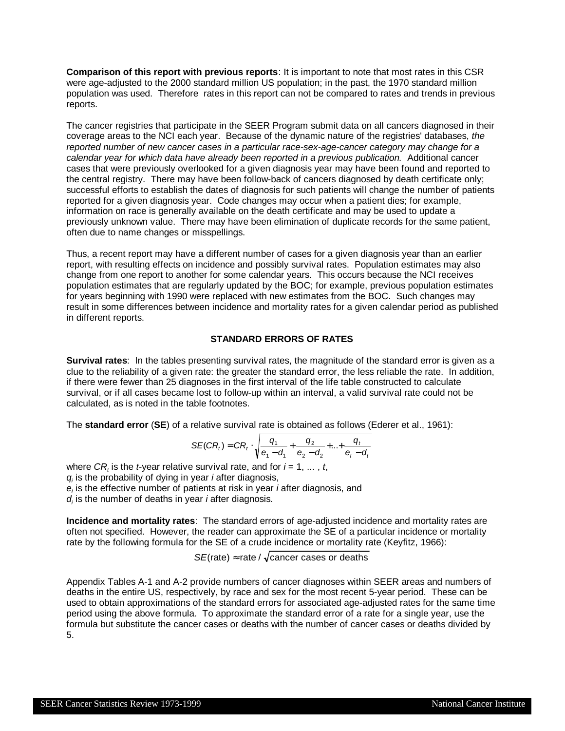**Comparison of this report with previous reports**: It is important to note that most rates in this CSR were age-adjusted to the 2000 standard million US population; in the past, the 1970 standard million population was used. Therefore rates in this report can not be compared to rates and trends in previous reports.

The cancer registries that participate in the SEER Program submit data on all cancers diagnosed in their coverage areas to the NCI each year. Because of the dynamic nature of the registries' databases, *the reported number of new cancer cases in a particular race-sex-age-cancer category may change for a calendar year for which data have already been reported in a previous publication.* Additional cancer cases that were previously overlooked for a given diagnosis year may have been found and reported to the central registry. There may have been follow-back of cancers diagnosed by death certificate only; successful efforts to establish the dates of diagnosis for such patients will change the number of patients reported for a given diagnosis year. Code changes may occur when a patient dies; for example, information on race is generally available on the death certificate and may be used to update a previously unknown value. There may have been elimination of duplicate records for the same patient, often due to name changes or misspellings.

Thus, a recent report may have a different number of cases for a given diagnosis year than an earlier report, with resulting effects on incidence and possibly survival rates. Population estimates may also change from one report to another for some calendar years. This occurs because the NCI receives population estimates that are regularly updated by the BOC; for example, previous population estimates for years beginning with 1990 were replaced with new estimates from the BOC. Such changes may result in some differences between incidence and mortality rates for a given calendar period as published in different reports.

## STANDARD ERRORS OF RATES

**Survival rates**: In the tables presenting survival rates, the magnitude of the standard error is given as a clue to the reliability of a given rate: the greater the standard error, the less reliable the rate. In addition, if there were fewer than 25 diagnoses in the first interval of the life table constructed to calculate survival, or if all cases became lost to follow-up within an interval, a valid survival rate could not be calculated, as is noted in the table footnotes.

The **standard error** (**SE**) of a relative survival rate is obtained as follows (Ederer et al., 1961):

$$SE(CR_t) = CR_t \cdot \sqrt{\frac{q_1}{e_1 - d_1} + \frac{q_2}{e_2 - d_2} + \ldots + \frac{q_t}{e_t - d_t}}$$

where $CR_t$ is the *t*-year relative survival rate, and for $i = 1, \ldots, t$,
$q_i$ is the probability of dying in year *i* after diagnosis,
$e_i$ is the effective number of patients at risk in year *i* after diagnosis, and
$d_i$ is the number of deaths in year *i* after diagnosis.

**Incidence and mortality rates**: The standard errors of age-adjusted incidence and mortality rates are often not specified. However, the reader can approximate the SE of a particular incidence or mortality rate by the following formula for the SE of a crude incidence or mortality rate (Keyfitz, 1966):

$$SE(\text{rate}) \approx \text{rate} / \sqrt{\text{cancer cases or deaths}}$$

Appendix Tables A-1 and A-2 provide numbers of cancer diagnoses within SEER areas and numbers of deaths in the entire US, respectively, by race and sex for the most recent 5-year period. These can be used to obtain approximations of the standard errors for associated age-adjusted rates for the same time period using the above formula. To approximate the standard error of a rate for a single year, use the formula but substitute the cancer cases or deaths with the number of cancer cases or deaths divided by 5.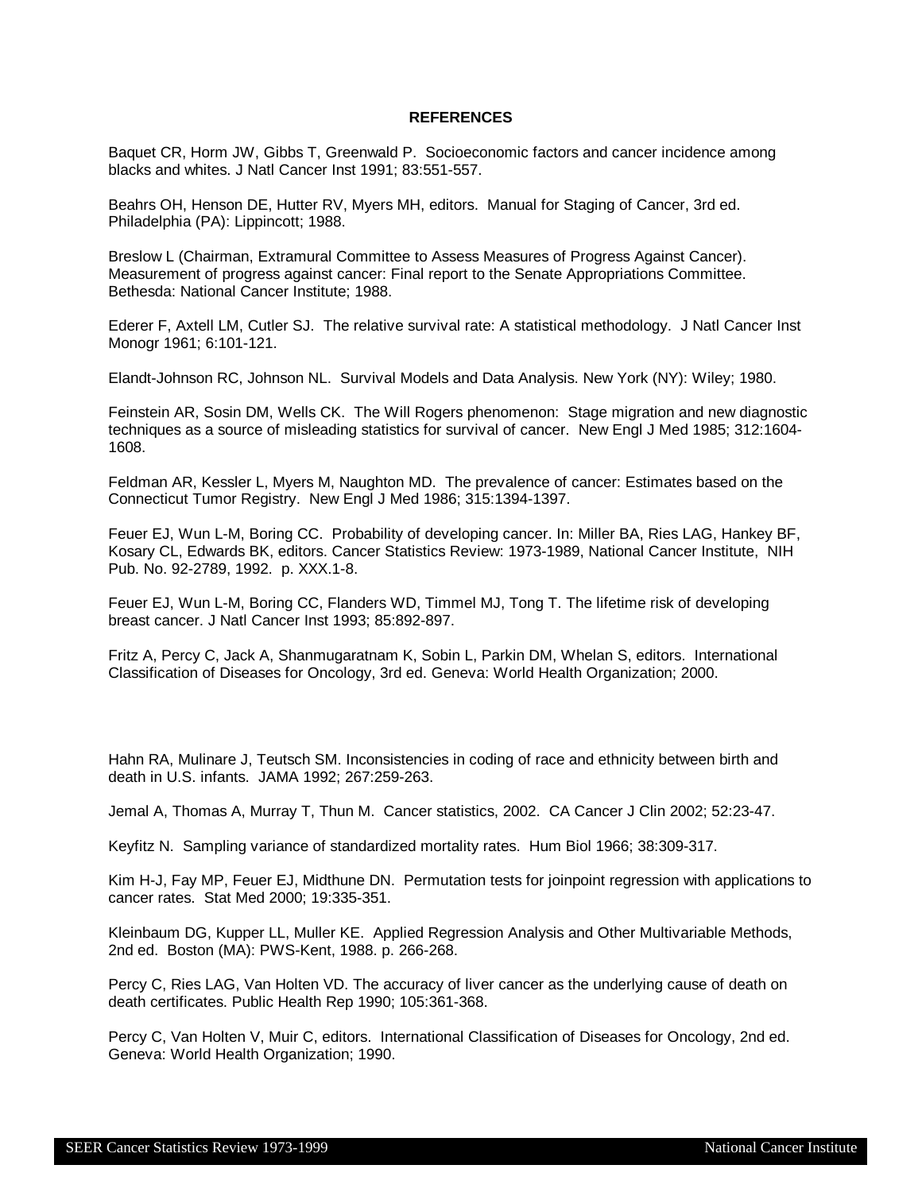## REFERENCES

Baquet CR, Horm JW, Gibbs T, Greenwald P. Socioeconomic factors and cancer incidence among blacks and whites. J Natl Cancer Inst 1991; 83:551-557.

Beahrs OH, Henson DE, Hutter RV, Myers MH, editors. Manual for Staging of Cancer, 3rd ed. Philadelphia (PA): Lippincott; 1988.

Breslow L (Chairman, Extramural Committee to Assess Measures of Progress Against Cancer). Measurement of progress against cancer: Final report to the Senate Appropriations Committee. Bethesda: National Cancer Institute; 1988.

Ederer F, Axtell LM, Cutler SJ. The relative survival rate: A statistical methodology. J Natl Cancer Inst Monogr 1961; 6:101-121.

Elandt-Johnson RC, Johnson NL. Survival Models and Data Analysis. New York (NY): Wiley; 1980.

Feinstein AR, Sosin DM, Wells CK. The Will Rogers phenomenon: Stage migration and new diagnostic techniques as a source of misleading statistics for survival of cancer. New Engl J Med 1985; 312:1604-1608.

Feldman AR, Kessler L, Myers M, Naughton MD. The prevalence of cancer: Estimates based on the Connecticut Tumor Registry. New Engl J Med 1986; 315:1394-1397.

Feuer EJ, Wun L-M, Boring CC. Probability of developing cancer. In: Miller BA, Ries LAG, Hankey BF, Kosary CL, Edwards BK, editors. Cancer Statistics Review: 1973-1989, National Cancer Institute, NIH Pub. No. 92-2789, 1992. p. XXX.1-8.

Feuer EJ, Wun L-M, Boring CC, Flanders WD, Timmel MJ, Tong T. The lifetime risk of developing breast cancer. J Natl Cancer Inst 1993; 85:892-897.

Fritz A, Percy C, Jack A, Shanmugaratnam K, Sobin L, Parkin DM, Whelan S, editors. International Classification of Diseases for Oncology, 3rd ed. Geneva: World Health Organization; 2000.

Hahn RA, Mulinare J, Teutsch SM. Inconsistencies in coding of race and ethnicity between birth and death in U.S. infants. JAMA 1992; 267:259-263.

Jemal A, Thomas A, Murray T, Thun M. Cancer statistics, 2002. CA Cancer J Clin 2002; 52:23-47.

Keyfitz N. Sampling variance of standardized mortality rates. Hum Biol 1966; 38:309-317.

Kim H-J, Fay MP, Feuer EJ, Midthune DN. Permutation tests for joinpoint regression with applications to cancer rates. Stat Med 2000; 19:335-351.

Kleinbaum DG, Kupper LL, Muller KE. Applied Regression Analysis and Other Multivariable Methods, 2nd ed. Boston (MA): PWS-Kent, 1988. p. 266-268.

Percy C, Ries LAG, Van Holten VD. The accuracy of liver cancer as the underlying cause of death on death certificates. Public Health Rep 1990; 105:361-368.

Percy C, Van Holten V, Muir C, editors. International Classification of Diseases for Oncology, 2nd ed. Geneva: World Health Organization; 1990.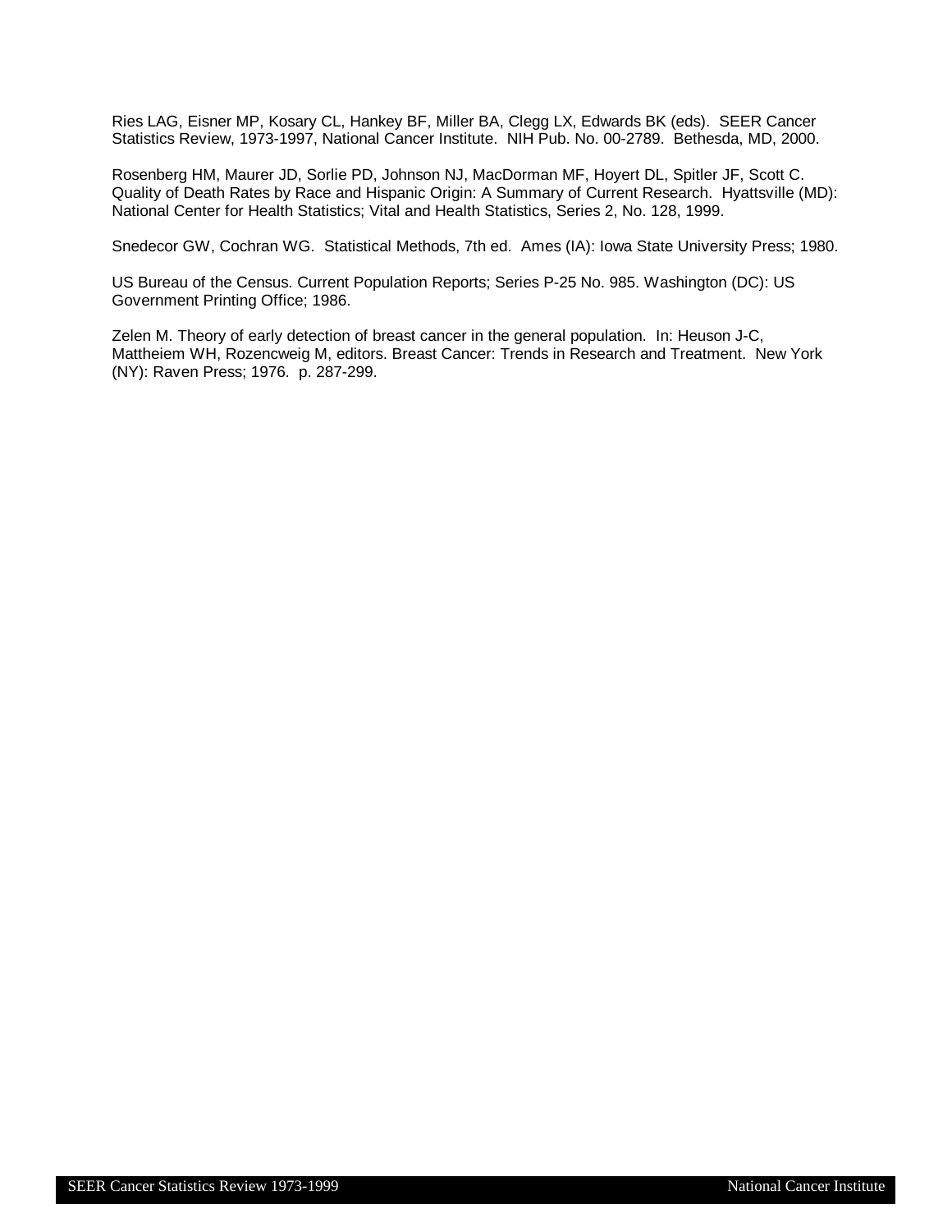Ries LAG, Eisner MP, Kosary CL, Hankey BF, Miller BA, Clegg LX, Edwards BK (eds). SEER Cancer Statistics Review, 1973-1997, National Cancer Institute. NIH Pub. No. 00-2789. Bethesda, MD, 2000.

Rosenberg HM, Maurer JD, Sorlie PD, Johnson NJ, MacDorman MF, Hoyert DL, Spitler JF, Scott C. Quality of Death Rates by Race and Hispanic Origin: A Summary of Current Research. Hyattsville (MD): National Center for Health Statistics; Vital and Health Statistics, Series 2, No. 128, 1999.

Snedecor GW, Cochran WG. Statistical Methods, 7th ed. Ames (IA): Iowa State University Press; 1980.

US Bureau of the Census. Current Population Reports; Series P-25 No. 985. Washington (DC): US Government Printing Office; 1986.

Zelen M. Theory of early detection of breast cancer in the general population. In: Heuson J-C, Mattheiem WH, Rozencweig M, editors. Breast Cancer: Trends in Research and Treatment. New York (NY): Raven Press; 1976. p. 287-299.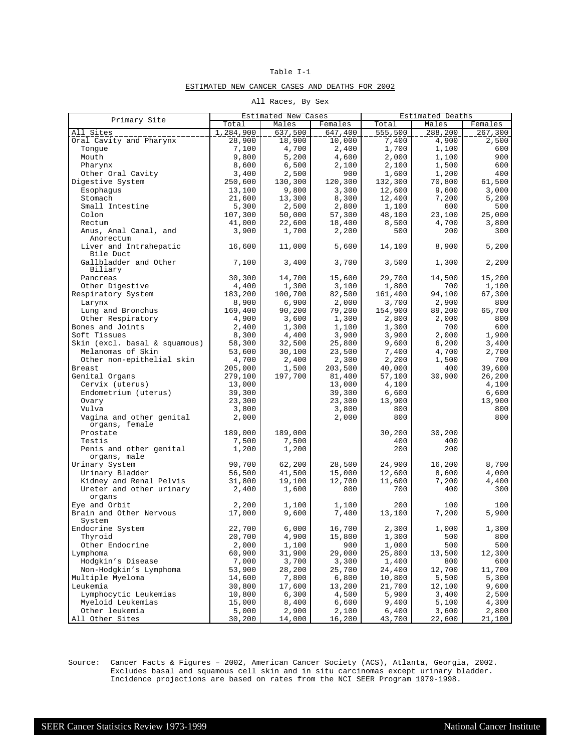Table I-1

ESTIMATED NEW CANCER CASES AND DEATHS FOR 2002

All Races, By Sex

| Primary Site | Estimated New Cases | | | Estimated Deaths | | |
|---|---|---|---|---|---|---|
| | Total | Males | Females | Total | Males | Females |
| All Sites | 1,284,900 | 637,500 | 647,400 | 555,500 | 288,200 | 267,300 |
| Oral Cavity and Pharynx | 28,900 | 18,900 | 10,000 | 7,400 | 4,900 | 2,500 |
| Tongue | 7,100 | 4,700 | 2,400 | 1,700 | 1,100 | 600 |
| Mouth | 9,800 | 5,200 | 4,600 | 2,000 | 1,100 | 900 |
| Pharynx | 8,600 | 6,500 | 2,100 | 2,100 | 1,500 | 600 |
| Other Oral Cavity | 3,400 | 2,500 | 900 | 1,600 | 1,200 | 400 |
| Digestive System | 250,600 | 130,300 | 120,300 | 132,300 | 70,800 | 61,500 |
| Esophagus | 13,100 | 9,800 | 3,300 | 12,600 | 9,600 | 3,000 |
| Stomach | 21,600 | 13,300 | 8,300 | 12,400 | 7,200 | 5,200 |
| Small Intestine | 5,300 | 2,500 | 2,800 | 1,100 | 600 | 500 |
| Colon | 107,300 | 50,000 | 57,300 | 48,100 | 23,100 | 25,000 |
| Rectum | 41,000 | 22,600 | 18,400 | 8,500 | 4,700 | 3,800 |
| Anus, Anal Canal, and Anorectum | 3,900 | 1,700 | 2,200 | 500 | 200 | 300 |
| Liver and Intrahepatic Bile Duct | 16,600 | 11,000 | 5,600 | 14,100 | 8,900 | 5,200 |
| Gallbladder and Other Biliary | 7,100 | 3,400 | 3,700 | 3,500 | 1,300 | 2,200 |
| Pancreas | 30,300 | 14,700 | 15,600 | 29,700 | 14,500 | 15,200 |
| Other Digestive | 4,400 | 1,300 | 3,100 | 1,800 | 700 | 1,100 |
| Respiratory System | 183,200 | 100,700 | 82,500 | 161,400 | 94,100 | 67,300 |
| Larynx | 8,900 | 6,900 | 2,000 | 3,700 | 2,900 | 800 |
| Lung and Bronchus | 169,400 | 90,200 | 79,200 | 154,900 | 89,200 | 65,700 |
| Other Respiratory | 4,900 | 3,600 | 1,300 | 2,800 | 2,000 | 800 |
| Bones and Joints | 2,400 | 1,300 | 1,100 | 1,300 | 700 | 600 |
| Soft Tissues | 8,300 | 4,400 | 3,900 | 3,900 | 2,000 | 1,900 |
| Skin (excl. basal & squamous) | 58,300 | 32,500 | 25,800 | 9,600 | 6,200 | 3,400 |
| Melanomas of Skin | 53,600 | 30,100 | 23,500 | 7,400 | 4,700 | 2,700 |
| Other non-epithelial skin | 4,700 | 2,400 | 2,300 | 2,200 | 1,500 | 700 |
| Breast | 205,000 | 1,500 | 203,500 | 40,000 | 400 | 39,600 |
| Genital Organs | 279,100 | 197,700 | 81,400 | 57,100 | 30,900 | 26,200 |
| Cervix (uterus) | 13,000 | | 13,000 | 4,100 | | 4,100 |
| Endometrium (uterus) | 39,300 | | 39,300 | 6,600 | | 6,600 |
| Ovary | 23,300 | | 23,300 | 13,900 | | 13,900 |
| Vulva | 3,800 | | 3,800 | 800 | | 800 |
| Vagina and other genital organs, female | 2,000 | | 2,000 | 800 | | 800 |
| Prostate | 189,000 | 189,000 | | 30,200 | 30,200 | |
| Testis | 7,500 | 7,500 | | 400 | 400 | |
| Penis and other genital organs, male | 1,200 | 1,200 | | 200 | 200 | |
| Urinary System | 90,700 | 62,200 | 28,500 | 24,900 | 16,200 | 8,700 |
| Urinary Bladder | 56,500 | 41,500 | 15,000 | 12,600 | 8,600 | 4,000 |
| Kidney and Renal Pelvis | 31,800 | 19,100 | 12,700 | 11,600 | 7,200 | 4,400 |
| Ureter and other urinary organs | 2,400 | 1,600 | 800 | 700 | 400 | 300 |
| Eye and Orbit | 2,200 | 1,100 | 1,100 | 200 | 100 | 100 |
| Brain and Other Nervous System | 17,000 | 9,600 | 7,400 | 13,100 | 7,200 | 5,900 |
| Endocrine System | 22,700 | 6,000 | 16,700 | 2,300 | 1,000 | 1,300 |
| Thyroid | 20,700 | 4,900 | 15,800 | 1,300 | 500 | 800 |
| Other Endocrine | 2,000 | 1,100 | 900 | 1,000 | 500 | 500 |
| Lymphoma | 60,900 | 31,900 | 29,000 | 25,800 | 13,500 | 12,300 |
| Hodgkin's Disease | 7,000 | 3,700 | 3,300 | 1,400 | 800 | 600 |
| Non-Hodgkin's Lymphoma | 53,900 | 28,200 | 25,700 | 24,400 | 12,700 | 11,700 |
| Multiple Myeloma | 14,600 | 7,800 | 6,800 | 10,800 | 5,500 | 5,300 |
| Leukemia | 30,800 | 17,600 | 13,200 | 21,700 | 12,100 | 9,600 |
| Lymphocytic Leukemias | 10,800 | 6,300 | 4,500 | 5,900 | 3,400 | 2,500 |
| Myeloid Leukemias | 15,000 | 8,400 | 6,600 | 9,400 | 5,100 | 4,300 |
| Other leukemia | 5,000 | 2,900 | 2,100 | 6,400 | 3,600 | 2,800 |
| All Other Sites | 30,200 | 14,000 | 16,200 | 43,700 | 22,600 | 21,100 |

Source: Cancer Facts & Figures – 2002, American Cancer Society (ACS), Atlanta, Georgia, 2002.
Excludes basal and squamous cell skin and in situ carcinomas except urinary bladder.
Incidence projections are based on rates from the NCI SEER Program 1979-1998.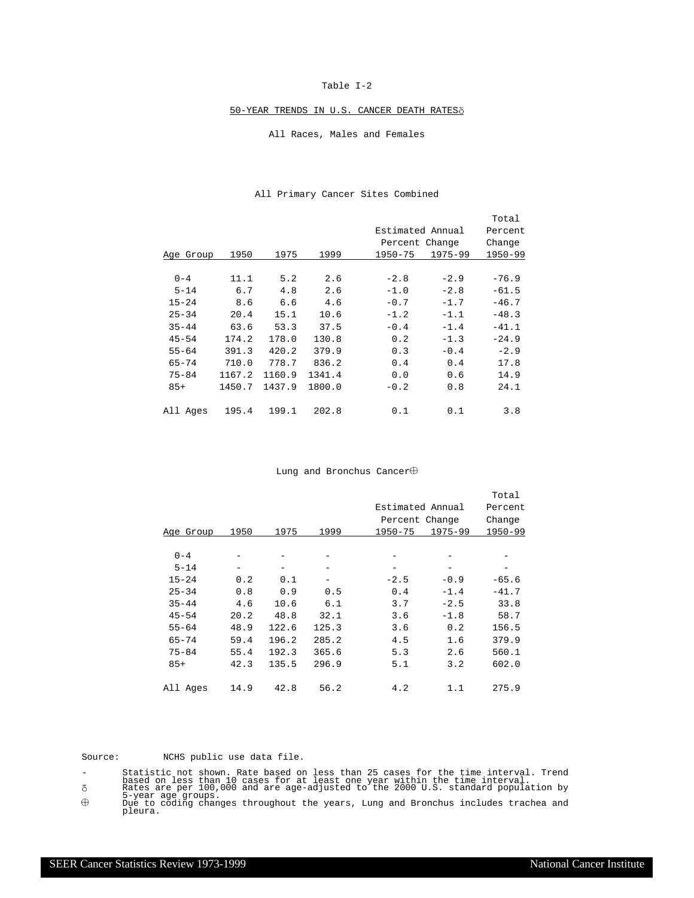Table I-2

50-YEAR TRENDS IN U.S. CANCER DEATH RATES δ

All Races, Males and Females

All Primary Cancer Sites Combined

| Age Group | 1950 | 1975 | 1999 | Estimated Annual Percent Change 1950-75 | Estimated Annual Percent Change 1975-99 | Total Percent Change 1950-99 |
|---|---|---|---|---|---|---|
| 0-4 | 11.1 | 5.2 | 2.6 | -2.8 | -2.9 | -76.9 |
| 5-14 | 6.7 | 4.8 | 2.6 | -1.0 | -2.8 | -61.5 |
| 15-24 | 8.6 | 6.6 | 4.6 | -0.7 | -1.7 | -46.7 |
| 25-34 | 20.4 | 15.1 | 10.6 | -1.2 | -1.1 | -48.3 |
| 35-44 | 63.6 | 53.3 | 37.5 | -0.4 | -1.4 | -41.1 |
| 45-54 | 174.2 | 178.0 | 130.8 | 0.2 | -1.3 | -24.9 |
| 55-64 | 391.3 | 420.2 | 379.9 | 0.3 | -0.4 | -2.9 |
| 65-74 | 710.0 | 778.7 | 836.2 | 0.4 | 0.4 | 17.8 |
| 75-84 | 1167.2 | 1160.9 | 1341.4 | 0.0 | 0.6 | 14.9 |
| 85+ | 1450.7 | 1437.9 | 1800.0 | -0.2 | 0.8 | 24.1 |
| All Ages | 195.4 | 199.1 | 202.8 | 0.1 | 0.1 | 3.8 |

Lung and Bronchus Cancer ⊕

| Age Group | 1950 | 1975 | 1999 | Estimated Annual Percent Change 1950-75 | Estimated Annual Percent Change 1975-99 | Total Percent Change 1950-99 |
|---|---|---|---|---|---|---|
| 0-4 | - | - | - | - | - | - |
| 5-14 | - | - | - | - | - | - |
| 15-24 | 0.2 | 0.1 | - | -2.5 | -0.9 | -65.6 |
| 25-34 | 0.8 | 0.9 | 0.5 | 0.4 | -1.4 | -41.7 |
| 35-44 | 4.6 | 10.6 | 6.1 | 3.7 | -2.5 | 33.8 |
| 45-54 | 20.2 | 48.8 | 32.1 | 3.6 | -1.8 | 58.7 |
| 55-64 | 48.9 | 122.6 | 125.3 | 3.6 | 0.2 | 156.5 |
| 65-74 | 59.4 | 196.2 | 285.2 | 4.5 | 1.6 | 379.9 |
| 75-84 | 55.4 | 192.3 | 365.6 | 5.3 | 2.6 | 560.1 |
| 85+ | 42.3 | 135.5 | 296.9 | 5.1 | 3.2 | 602.0 |
| All Ages | 14.9 | 42.8 | 56.2 | 4.2 | 1.1 | 275.9 |

Source: NCHS public use data file.

- \- Statistic not shown. Rate based on less than 25 cases for the time interval. Trend based on less than 10 cases for at least one year within the time interval.
- δ Rates are per 100,000 and are age-adjusted to the 2000 U.S. standard population by 5-year age groups.
- ⊕ Due to coding changes throughout the years, Lung and Bronchus includes trachea and pleura.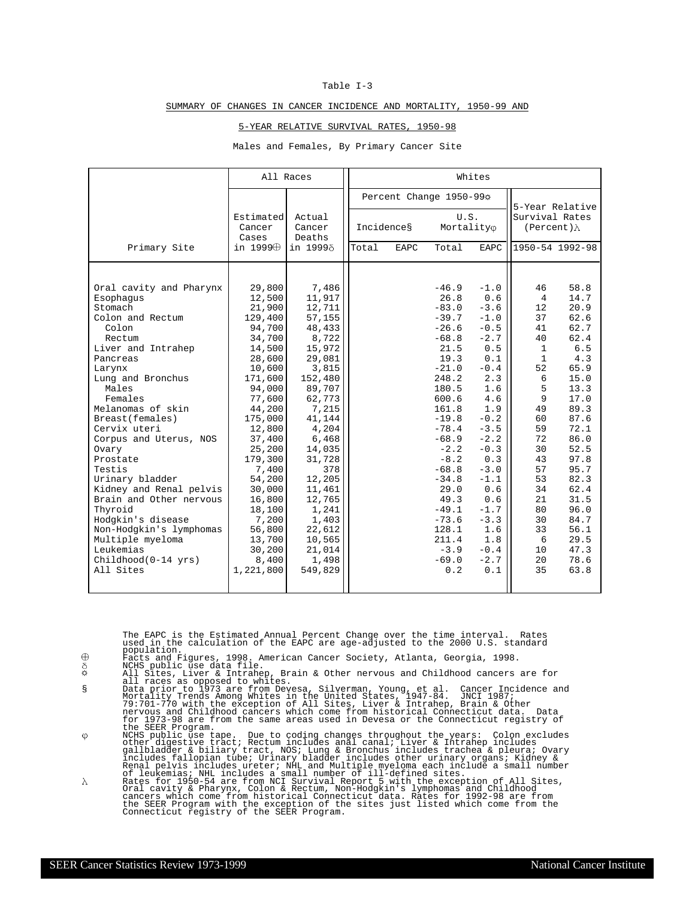Table I-3

SUMMARY OF CHANGES IN CANCER INCIDENCE AND MORTALITY, 1950-99 AND

5-YEAR RELATIVE SURVIVAL RATES, 1950-98

Males and Females, By Primary Cancer Site

| Primary Site | All Races | | Whites | | | | | |
|---|---|---|---|---|---|---|---|---|
| | | | Percent Change 1950-99☼ | | | | 5-Year Relative Survival Rates (Percent)λ | |
| | Estimated Cancer Cases in 1999⊕ | Actual Cancer Deaths in 1999δ | Incidence§ | | U.S. Mortalityφ | | | |
| | | | Total | EAPC | Total | EAPC | 1950-54 | 1992-98 |
| Oral cavity and Pharynx | 29,800 | 7,486 | | | -46.9 | -1.0 | 46 | 58.8 |
| Esophagus | 12,500 | 11,917 | | | 26.8 | 0.6 | 4 | 14.7 |
| Stomach | 21,900 | 12,711 | | | -83.0 | -3.6 | 12 | 20.9 |
| Colon and Rectum | 129,400 | 57,155 | | | -39.7 | -1.0 | 37 | 62.6 |
| Colon | 94,700 | 48,433 | | | -26.6 | -0.5 | 41 | 62.7 |
| Rectum | 34,700 | 8,722 | | | -68.8 | -2.7 | 40 | 62.4 |
| Liver and Intrahep | 14,500 | 15,972 | | | 21.5 | 0.5 | 1 | 6.5 |
| Pancreas | 28,600 | 29,081 | | | 19.3 | 0.1 | 1 | 4.3 |
| Larynx | 10,600 | 3,815 | | | -21.0 | -0.4 | 52 | 65.9 |
| Lung and Bronchus | 171,600 | 152,480 | | | 248.2 | 2.3 | 6 | 15.0 |
| Males | 94,000 | 89,707 | | | 180.5 | 1.6 | 5 | 13.3 |
| Females | 77,600 | 62,773 | | | 600.6 | 4.6 | 9 | 17.0 |
| Melanomas of skin | 44,200 | 7,215 | | | 161.8 | 1.9 | 49 | 89.3 |
| Breast(females) | 175,000 | 41,144 | | | -19.8 | -0.2 | 60 | 87.6 |
| Cervix uteri | 12,800 | 4,204 | | | -78.4 | -3.5 | 59 | 72.1 |
| Corpus and Uterus, NOS | 37,400 | 6,468 | | | -68.9 | -2.2 | 72 | 86.0 |
| Ovary | 25,200 | 14,035 | | | -2.2 | -0.3 | 30 | 52.5 |
| Prostate | 179,300 | 31,728 | | | -8.2 | 0.3 | 43 | 97.8 |
| Testis | 7,400 | 378 | | | -68.8 | -3.0 | 57 | 95.7 |
| Urinary bladder | 54,200 | 12,205 | | | -34.8 | -1.1 | 53 | 82.3 |
| Kidney and Renal pelvis | 30,000 | 11,461 | | | 29.0 | 0.6 | 34 | 62.4 |
| Brain and Other nervous | 16,800 | 12,765 | | | 49.3 | 0.6 | 21 | 31.5 |
| Thyroid | 18,100 | 1,241 | | | -49.1 | -1.7 | 80 | 96.0 |
| Hodgkin's disease | 7,200 | 1,403 | | | -73.6 | -3.3 | 30 | 84.7 |
| Non-Hodgkin's lymphomas | 56,800 | 22,612 | | | 128.1 | 1.6 | 33 | 56.1 |
| Multiple myeloma | 13,700 | 10,565 | | | 211.4 | 1.8 | 6 | 29.5 |
| Leukemias | 30,200 | 21,014 | | | -3.9 | -0.4 | 10 | 47.3 |
| Childhood(0-14 yrs) | 8,400 | 1,498 | | | -69.0 | -2.7 | 20 | 78.6 |
| All Sites | 1,221,800 | 549,829 | | | 0.2 | 0.1 | 35 | 63.8 |

The EAPC is the Estimated Annual Percent Change over the time interval. Rates used in the calculation of the EAPC are age-adjusted to the 2000 U.S. standard population.

⊕ Facts and Figures, 1998. American Cancer Society, Atlanta, Georgia, 1998.

δ NCHS public use data file.

☼ All Sites, Liver & Intrahep, Brain & Other nervous and Childhood cancers are for all races as opposed to whites.

§ Data prior to 1973 are from Devesa, Silverman, Young, et al. Cancer Incidence and Mortality Trends Among Whites in the United States, 1947-84. JNCI 1987; 79:701-770 with the exception of All Sites, Liver & Intrahep, Brain & Other nervous and Childhood cancers which come from historical Connecticut data. Data for 1973-98 are from the same areas used in Devesa or the Connecticut registry of the SEER Program.

φ NCHS public use tape. Due to coding changes throughout the years: Colon excludes other digestive tract; Rectum includes anal canal; Liver & Intrahep includes gallbladder & biliary tract, NOS; Lung & Bronchus includes trachea & pleura; Ovary includes fallopian tube; Urinary bladder includes other urinary organs; Kidney & Renal pelvis includes ureter; NHL and Multiple myeloma each include a small number of leukemias; NHL includes a small number of ill-defined sites.

λ Rates for 1950-54 are from NCI Survival Report 5 with the exception of All Sites, Oral cavity & Pharynx, Colon & Rectum, Non-Hodgkin's lymphomas and Childhood cancers which come from historical Connecticut data. Rates for 1992-98 are from the SEER Program with the exception of the sites just listed which come from the Connecticut registry of the SEER Program.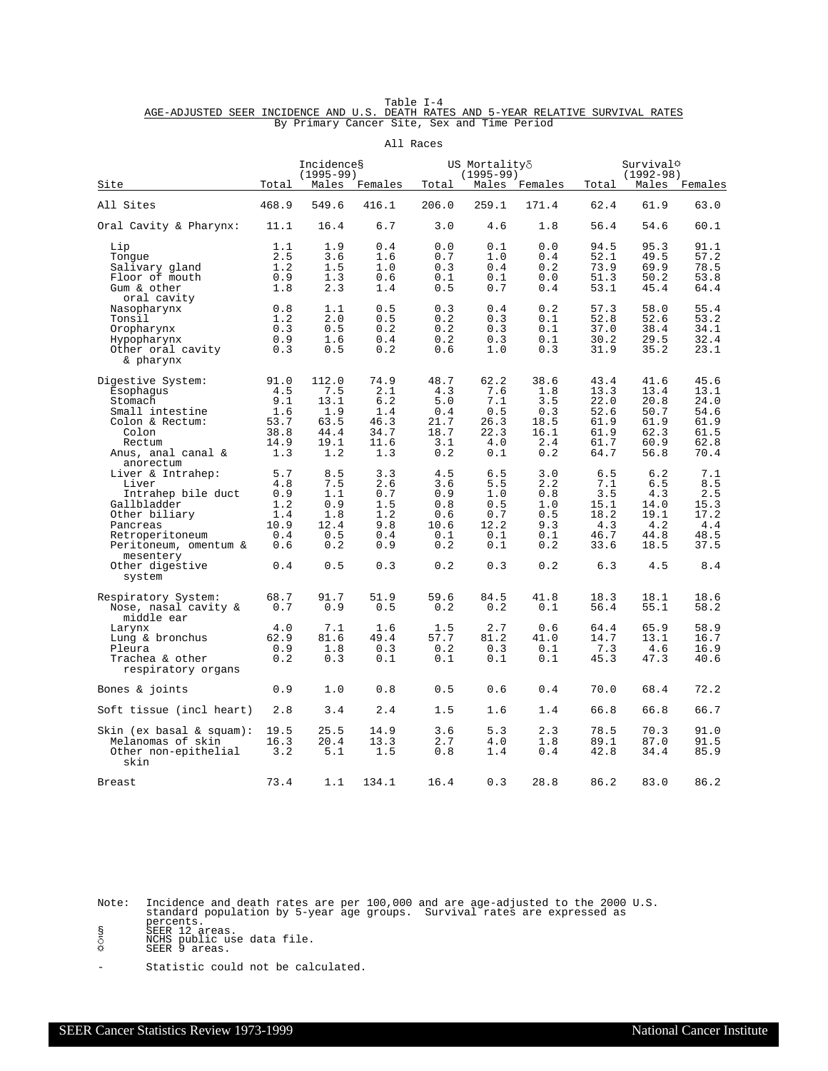Table I-4

AGE-ADJUSTED SEER INCIDENCE AND U.S. DEATH RATES AND 5-YEAR RELATIVE SURVIVAL RATES

By Primary Cancer Site, Sex and Time Period

All Races

| Site | Incidence§ (1995-99) | | | US Mortality◊ (1995-99) | | | Survival☼ (1992-98) | | |
|---|---|---|---|---|---|---|---|---|---|
| | Total | Males | Females | Total | Males | Females | Total | Males | Females |
| All Sites | 468.9 | 549.6 | 416.1 | 206.0 | 259.1 | 171.4 | 62.4 | 61.9 | 63.0 |
| Oral Cavity & Pharynx: | 11.1 | 16.4 | 6.7 | 3.0 | 4.6 | 1.8 | 56.4 | 54.6 | 60.1 |
| Lip | 1.1 | 1.9 | 0.4 | 0.0 | 0.1 | 0.0 | 94.5 | 95.3 | 91.1 |
| Tongue | 2.5 | 3.6 | 1.6 | 0.7 | 1.0 | 0.4 | 52.1 | 49.5 | 57.2 |
| Salivary gland | 1.2 | 1.5 | 1.0 | 0.3 | 0.4 | 0.2 | 73.9 | 69.9 | 78.5 |
| Floor of mouth | 0.9 | 1.3 | 0.6 | 0.1 | 0.1 | 0.0 | 51.3 | 50.2 | 53.8 |
| Gum & other oral cavity | 1.8 | 2.3 | 1.4 | 0.5 | 0.7 | 0.4 | 53.1 | 45.4 | 64.4 |
| Nasopharynx | 0.8 | 1.1 | 0.5 | 0.3 | 0.4 | 0.2 | 57.3 | 58.0 | 55.4 |
| Tonsil | 1.2 | 2.0 | 0.5 | 0.2 | 0.3 | 0.1 | 52.8 | 52.6 | 53.2 |
| Oropharynx | 0.3 | 0.5 | 0.2 | 0.2 | 0.3 | 0.1 | 37.0 | 38.4 | 34.1 |
| Hypopharynx | 0.9 | 1.6 | 0.4 | 0.2 | 0.3 | 0.1 | 30.2 | 29.5 | 32.4 |
| Other oral cavity & pharynx | 0.3 | 0.5 | 0.2 | 0.6 | 1.0 | 0.3 | 31.9 | 35.2 | 23.1 |
| Digestive System: | 91.0 | 112.0 | 74.9 | 48.7 | 62.2 | 38.6 | 43.4 | 41.6 | 45.6 |
| Esophagus | 4.5 | 7.5 | 2.1 | 4.3 | 7.6 | 1.8 | 13.3 | 13.4 | 13.1 |
| Stomach | 9.1 | 13.1 | 6.2 | 5.0 | 7.1 | 3.5 | 22.0 | 20.8 | 24.0 |
| Small intestine | 1.6 | 1.9 | 1.4 | 0.4 | 0.5 | 0.3 | 52.6 | 50.7 | 54.6 |
| Colon & Rectum: | 53.7 | 63.5 | 46.3 | 21.7 | 26.3 | 18.5 | 61.9 | 61.9 | 61.9 |
| Colon | 38.8 | 44.4 | 34.7 | 18.7 | 22.3 | 16.1 | 61.9 | 62.3 | 61.5 |
| Rectum | 14.9 | 19.1 | 11.6 | 3.1 | 4.0 | 2.4 | 61.7 | 60.9 | 62.8 |
| Anus, anal canal & anorectum | 1.3 | 1.2 | 1.3 | 0.2 | 0.1 | 0.2 | 64.7 | 56.8 | 70.4 |
| Liver & Intrahep: | 5.7 | 8.5 | 3.3 | 4.5 | 6.5 | 3.0 | 6.5 | 6.2 | 7.1 |
| Liver | 4.8 | 7.5 | 2.6 | 3.6 | 5.5 | 2.2 | 7.1 | 6.5 | 8.5 |
| Intrahep bile duct | 0.9 | 1.1 | 0.7 | 0.9 | 1.0 | 0.8 | 3.5 | 4.3 | 2.5 |
| Gallbladder | 1.2 | 0.9 | 1.5 | 0.8 | 0.5 | 1.0 | 15.1 | 14.0 | 15.3 |
| Other biliary | 1.4 | 1.8 | 1.2 | 0.6 | 0.7 | 0.5 | 18.2 | 19.1 | 17.2 |
| Pancreas | 10.9 | 12.4 | 9.8 | 10.6 | 12.2 | 9.3 | 4.3 | 4.2 | 4.4 |
| Retroperitoneum | 0.4 | 0.5 | 0.4 | 0.1 | 0.1 | 0.1 | 46.7 | 44.8 | 48.5 |
| Peritoneum, omentum & mesentery | 0.6 | 0.2 | 0.9 | 0.2 | 0.1 | 0.2 | 33.6 | 18.5 | 37.5 |
| Other digestive system | 0.4 | 0.5 | 0.3 | 0.2 | 0.3 | 0.2 | 6.3 | 4.5 | 8.4 |
| Respiratory System: | 68.7 | 91.7 | 51.9 | 59.6 | 84.5 | 41.8 | 18.3 | 18.1 | 18.6 |
| Nose, nasal cavity & middle ear | 0.7 | 0.9 | 0.5 | 0.2 | 0.2 | 0.1 | 56.4 | 55.1 | 58.2 |
| Larynx | 4.0 | 7.1 | 1.6 | 1.5 | 2.7 | 0.6 | 64.4 | 65.9 | 58.9 |
| Lung & bronchus | 62.9 | 81.6 | 49.4 | 57.7 | 81.2 | 41.0 | 14.7 | 13.1 | 16.7 |
| Pleura | 0.9 | 1.8 | 0.3 | 0.2 | 0.3 | 0.1 | 7.3 | 4.6 | 16.9 |
| Trachea & other respiratory organs | 0.2 | 0.3 | 0.1 | 0.1 | 0.1 | 0.1 | 45.3 | 47.3 | 40.6 |
| Bones & joints | 0.9 | 1.0 | 0.8 | 0.5 | 0.6 | 0.4 | 70.0 | 68.4 | 72.2 |
| Soft tissue (incl heart) | 2.8 | 3.4 | 2.4 | 1.5 | 1.6 | 1.4 | 66.8 | 66.8 | 66.7 |
| Skin (ex basal & squam): | 19.5 | 25.5 | 14.9 | 3.6 | 5.3 | 2.3 | 78.5 | 70.3 | 91.0 |
| Melanomas of skin | 16.3 | 20.4 | 13.3 | 2.7 | 4.0 | 1.8 | 89.1 | 87.0 | 91.5 |
| Other non-epithelial skin | 3.2 | 5.1 | 1.5 | 0.8 | 1.4 | 0.4 | 42.8 | 34.4 | 85.9 |
| Breast | 73.4 | 1.1 | 134.1 | 16.4 | 0.3 | 28.8 | 86.2 | 83.0 | 86.2 |

Note: Incidence and death rates are per 100,000 and are age-adjusted to the 2000 U.S. standard population by 5-year age groups. Survival rates are expressed as percents.

§ SEER 12 areas.

◊ NCHS public use data file.

☼ SEER 9 areas.

\- Statistic could not be calculated.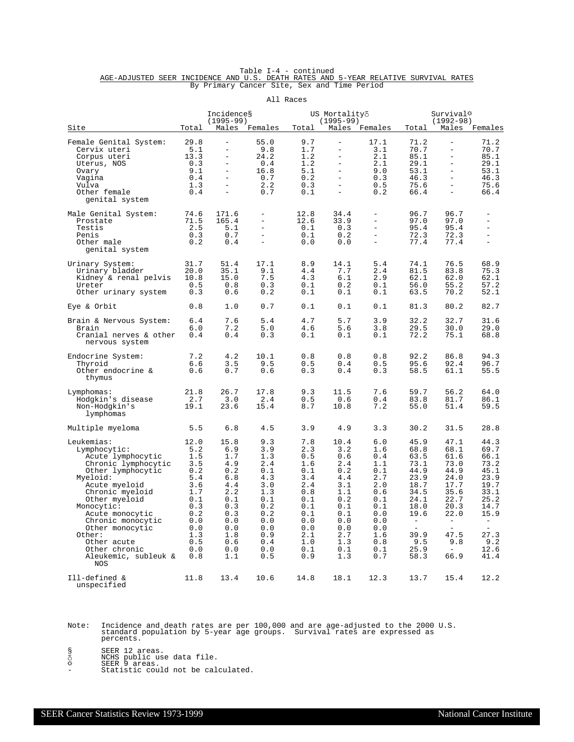Table I-4 - continued

AGE-ADJUSTED SEER INCIDENCE AND U.S. DEATH RATES AND 5-YEAR RELATIVE SURVIVAL RATES

By Primary Cancer Site, Sex and Time Period

All Races

| Site | Incidence§ (1995-99) | | | US Mortality♁ (1995-99) | | | Survival☼ (1992-98) | | |
|---|---|---|---|---|---|---|---|---|---|
| | Total | Males | Females | Total | Males | Females | Total | Males | Females |
| Female Genital System: | 29.8 | - | 55.0 | 9.7 | - | 17.1 | 71.2 | - | 71.2 |
| Cervix uteri | 5.1 | - | 9.8 | 1.7 | - | 3.1 | 70.7 | - | 70.7 |
| Corpus uteri | 13.3 | - | 24.2 | 1.2 | - | 2.1 | 85.1 | - | 85.1 |
| Uterus, NOS | 0.3 | - | 0.4 | 1.2 | - | 2.1 | 29.1 | - | 29.1 |
| Ovary | 9.1 | - | 16.8 | 5.1 | - | 9.0 | 53.1 | - | 53.1 |
| Vagina | 0.4 | - | 0.7 | 0.2 | - | 0.3 | 46.3 | - | 46.3 |
| Vulva | 1.3 | - | 2.2 | 0.3 | - | 0.5 | 75.6 | - | 75.6 |
| Other female genital system | 0.4 | - | 0.7 | 0.1 | - | 0.2 | 66.4 | - | 66.4 |
| Male Genital System: | 74.6 | 171.6 | - | 12.8 | 34.4 | - | 96.7 | 96.7 | - |
| Prostate | 71.5 | 165.4 | - | 12.6 | 33.9 | - | 97.0 | 97.0 | - |
| Testis | 2.5 | 5.1 | - | 0.1 | 0.3 | - | 95.4 | 95.4 | - |
| Penis | 0.3 | 0.7 | - | 0.1 | 0.2 | - | 72.3 | 72.3 | - |
| Other male genital system | 0.2 | 0.4 | - | 0.0 | 0.0 | - | 77.4 | 77.4 | - |
| Urinary System: | 31.7 | 51.4 | 17.1 | 8.9 | 14.1 | 5.4 | 74.1 | 76.5 | 68.9 |
| Urinary bladder | 20.0 | 35.1 | 9.1 | 4.4 | 7.7 | 2.4 | 81.5 | 83.8 | 75.3 |
| Kidney & renal pelvis | 10.8 | 15.0 | 7.5 | 4.3 | 6.1 | 2.9 | 62.1 | 62.0 | 62.1 |
| Ureter | 0.5 | 0.8 | 0.3 | 0.1 | 0.2 | 0.1 | 56.0 | 55.2 | 57.2 |
| Other urinary system | 0.3 | 0.6 | 0.2 | 0.1 | 0.1 | 0.1 | 63.5 | 70.2 | 52.1 |
| Eye & Orbit | 0.8 | 1.0 | 0.7 | 0.1 | 0.1 | 0.1 | 81.3 | 80.2 | 82.7 |
| Brain & Nervous System: | 6.4 | 7.6 | 5.4 | 4.7 | 5.7 | 3.9 | 32.2 | 32.7 | 31.6 |
| Brain | 6.0 | 7.2 | 5.0 | 4.6 | 5.6 | 3.8 | 29.5 | 30.0 | 29.0 |
| Cranial nerves & other nervous system | 0.4 | 0.4 | 0.3 | 0.1 | 0.1 | 0.1 | 72.2 | 75.1 | 68.8 |
| Endocrine System: | 7.2 | 4.2 | 10.1 | 0.8 | 0.8 | 0.8 | 92.2 | 86.8 | 94.3 |
| Thyroid | 6.6 | 3.5 | 9.5 | 0.5 | 0.4 | 0.5 | 95.6 | 92.4 | 96.7 |
| Other endocrine & thymus | 0.6 | 0.7 | 0.6 | 0.3 | 0.4 | 0.3 | 58.5 | 61.1 | 55.5 |
| Lymphomas: | 21.8 | 26.7 | 17.8 | 9.3 | 11.5 | 7.6 | 59.7 | 56.2 | 64.0 |
| Hodgkin's disease | 2.7 | 3.0 | 2.4 | 0.5 | 0.6 | 0.4 | 83.8 | 81.7 | 86.1 |
| Non-Hodgkin's lymphomas | 19.1 | 23.6 | 15.4 | 8.7 | 10.8 | 7.2 | 55.0 | 51.4 | 59.5 |
| Multiple myeloma | 5.5 | 6.8 | 4.5 | 3.9 | 4.9 | 3.3 | 30.2 | 31.5 | 28.8 |
| Leukemias: | 12.0 | 15.8 | 9.3 | 7.8 | 10.4 | 6.0 | 45.9 | 47.1 | 44.3 |
| Lymphocytic: | 5.2 | 6.9 | 3.9 | 2.3 | 3.2 | 1.6 | 68.8 | 68.1 | 69.7 |
| Acute lymphocytic | 1.5 | 1.7 | 1.3 | 0.5 | 0.6 | 0.4 | 63.5 | 61.6 | 66.1 |
| Chronic lymphocytic | 3.5 | 4.9 | 2.4 | 1.6 | 2.4 | 1.1 | 73.1 | 73.0 | 73.2 |
| Other lymphocytic | 0.2 | 0.2 | 0.1 | 0.1 | 0.2 | 0.1 | 44.9 | 44.9 | 45.1 |
| Myeloid: | 5.4 | 6.8 | 4.3 | 3.4 | 4.4 | 2.7 | 23.9 | 24.0 | 23.9 |
| Acute myeloid | 3.6 | 4.4 | 3.0 | 2.4 | 3.1 | 2.0 | 18.7 | 17.7 | 19.7 |
| Chronic myeloid | 1.7 | 2.2 | 1.3 | 0.8 | 1.1 | 0.6 | 34.5 | 35.6 | 33.1 |
| Other myeloid | 0.1 | 0.1 | 0.1 | 0.1 | 0.2 | 0.1 | 24.1 | 22.7 | 25.2 |
| Monocytic: | 0.3 | 0.3 | 0.2 | 0.1 | 0.1 | 0.1 | 18.0 | 20.3 | 14.7 |
| Acute monocytic | 0.2 | 0.3 | 0.2 | 0.1 | 0.1 | 0.0 | 19.6 | 22.0 | 15.9 |
| Chronic monocytic | 0.0 | 0.0 | 0.0 | 0.0 | 0.0 | 0.0 | - | - | - |
| Other monocytic | 0.0 | 0.0 | 0.0 | 0.0 | 0.0 | 0.0 | - | - | - |
| Other: | 1.3 | 1.8 | 0.9 | 2.1 | 2.7 | 1.6 | 39.9 | 47.5 | 27.3 |
| Other acute | 0.5 | 0.6 | 0.4 | 1.0 | 1.3 | 0.8 | 9.5 | 9.8 | 9.2 |
| Other chronic | 0.0 | 0.0 | 0.0 | 0.1 | 0.1 | 0.1 | 25.9 | - | 12.6 |
| Aleukemic, subleuk & NOS | 0.8 | 1.1 | 0.5 | 0.9 | 1.3 | 0.7 | 58.3 | 66.9 | 41.4 |
| Ill-defined & unspecified | 11.8 | 13.4 | 10.6 | 14.8 | 18.1 | 12.3 | 13.7 | 15.4 | 12.2 |

Note: Incidence and death rates are per 100,000 and are age-adjusted to the 2000 U.S. standard population by 5-year age groups. Survival rates are expressed as percents.

§ SEER 12 areas.
♁ NCHS public use data file.
☼ SEER 9 areas.
- Statistic could not be calculated.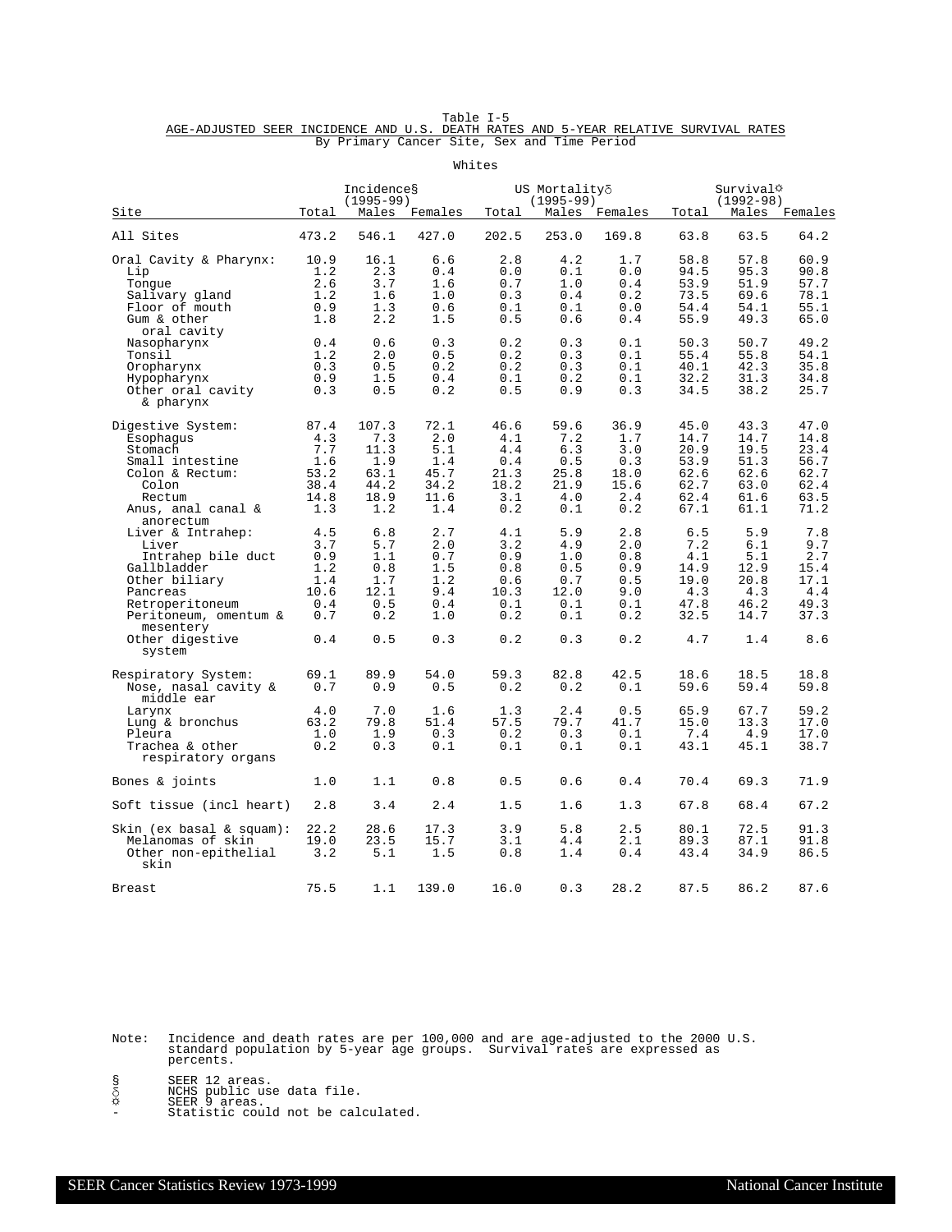Table I-5

AGE-ADJUSTED SEER INCIDENCE AND U.S. DEATH RATES AND 5-YEAR RELATIVE SURVIVAL RATES

By Primary Cancer Site, Sex and Time Period

Whites

| Site | Incidence§ (1995-99) | | | US Mortality∂ (1995-99) | | | Survival☼ (1992-98) | | |
|---|---|---|---|---|---|---|---|---|---|
| | Total | Males | Females | Total | Males | Females | Total | Males | Females |
| All Sites | 473.2 | 546.1 | 427.0 | 202.5 | 253.0 | 169.8 | 63.8 | 63.5 | 64.2 |
| Oral Cavity & Pharynx: | 10.9 | 16.1 | 6.6 | 2.8 | 4.2 | 1.7 | 58.8 | 57.8 | 60.9 |
| Lip | 1.2 | 2.3 | 0.4 | 0.0 | 0.1 | 0.0 | 94.5 | 95.3 | 90.8 |
| Tongue | 2.6 | 3.7 | 1.6 | 0.7 | 1.0 | 0.4 | 53.9 | 51.9 | 57.7 |
| Salivary gland | 1.2 | 1.6 | 1.0 | 0.3 | 0.4 | 0.2 | 73.5 | 69.6 | 78.1 |
| Floor of mouth | 0.9 | 1.3 | 0.6 | 0.1 | 0.1 | 0.0 | 54.4 | 54.1 | 55.1 |
| Gum & other oral cavity | 1.8 | 2.2 | 1.5 | 0.5 | 0.6 | 0.4 | 55.9 | 49.3 | 65.0 |
| Nasopharynx | 0.4 | 0.6 | 0.3 | 0.2 | 0.3 | 0.1 | 50.3 | 50.7 | 49.2 |
| Tonsil | 1.2 | 2.0 | 0.5 | 0.2 | 0.3 | 0.1 | 55.4 | 55.8 | 54.1 |
| Oropharynx | 0.3 | 0.5 | 0.2 | 0.2 | 0.3 | 0.1 | 40.1 | 42.3 | 35.8 |
| Hypopharynx | 0.9 | 1.5 | 0.4 | 0.1 | 0.2 | 0.1 | 32.2 | 31.3 | 34.8 |
| Other oral cavity & pharynx | 0.3 | 0.5 | 0.2 | 0.5 | 0.9 | 0.3 | 34.5 | 38.2 | 25.7 |
| Digestive System: | 87.4 | 107.3 | 72.1 | 46.6 | 59.6 | 36.9 | 45.0 | 43.3 | 47.0 |
| Esophagus | 4.3 | 7.3 | 2.0 | 4.1 | 7.2 | 1.7 | 14.7 | 14.7 | 14.8 |
| Stomach | 7.7 | 11.3 | 5.1 | 4.4 | 6.3 | 3.0 | 20.9 | 19.5 | 23.4 |
| Small intestine | 1.6 | 1.9 | 1.4 | 0.4 | 0.5 | 0.3 | 53.9 | 51.3 | 56.7 |
| Colon & Rectum: | 53.2 | 63.1 | 45.7 | 21.3 | 25.8 | 18.0 | 62.6 | 62.6 | 62.7 |
| Colon | 38.4 | 44.2 | 34.2 | 18.2 | 21.9 | 15.6 | 62.7 | 63.0 | 62.4 |
| Rectum | 14.8 | 18.9 | 11.6 | 3.1 | 4.0 | 2.4 | 62.4 | 61.6 | 63.5 |
| Anus, anal canal & anorectum | 1.3 | 1.2 | 1.4 | 0.2 | 0.1 | 0.2 | 67.1 | 61.1 | 71.2 |
| Liver & Intrahep: | 4.5 | 6.8 | 2.7 | 4.1 | 5.9 | 2.8 | 6.5 | 5.9 | 7.8 |
| Liver | 3.7 | 5.7 | 2.0 | 3.2 | 4.9 | 2.0 | 7.2 | 6.1 | 9.7 |
| Intrahep bile duct | 0.9 | 1.1 | 0.7 | 0.9 | 1.0 | 0.8 | 4.1 | 5.1 | 2.7 |
| Gallbladder | 1.2 | 0.8 | 1.5 | 0.8 | 0.5 | 0.9 | 14.9 | 12.9 | 15.4 |
| Other biliary | 1.4 | 1.7 | 1.2 | 0.6 | 0.7 | 0.5 | 19.0 | 20.8 | 17.1 |
| Pancreas | 10.6 | 12.1 | 9.4 | 10.3 | 12.0 | 9.0 | 4.3 | 4.3 | 4.4 |
| Retroperitoneum | 0.4 | 0.5 | 0.4 | 0.1 | 0.1 | 0.1 | 47.8 | 46.2 | 49.3 |
| Peritoneum, omentum & mesentery | 0.7 | 0.2 | 1.0 | 0.2 | 0.1 | 0.2 | 32.5 | 14.7 | 37.3 |
| Other digestive system | 0.4 | 0.5 | 0.3 | 0.2 | 0.3 | 0.2 | 4.7 | 1.4 | 8.6 |
| Respiratory System: | 69.1 | 89.9 | 54.0 | 59.3 | 82.8 | 42.5 | 18.6 | 18.5 | 18.8 |
| Nose, nasal cavity & middle ear | 0.7 | 0.9 | 0.5 | 0.2 | 0.2 | 0.1 | 59.6 | 59.4 | 59.8 |
| Larynx | 4.0 | 7.0 | 1.6 | 1.3 | 2.4 | 0.5 | 65.9 | 67.7 | 59.2 |
| Lung & bronchus | 63.2 | 79.8 | 51.4 | 57.5 | 79.7 | 41.7 | 15.0 | 13.3 | 17.0 |
| Pleura | 1.0 | 1.9 | 0.3 | 0.2 | 0.3 | 0.1 | 7.4 | 4.9 | 17.0 |
| Trachea & other respiratory organs | 0.2 | 0.3 | 0.1 | 0.1 | 0.1 | 0.1 | 43.1 | 45.1 | 38.7 |
| Bones & joints | 1.0 | 1.1 | 0.8 | 0.5 | 0.6 | 0.4 | 70.4 | 69.3 | 71.9 |
| Soft tissue (incl heart) | 2.8 | 3.4 | 2.4 | 1.5 | 1.6 | 1.3 | 67.8 | 68.4 | 67.2 |
| Skin (ex basal & squam): | 22.2 | 28.6 | 17.3 | 3.9 | 5.8 | 2.5 | 80.1 | 72.5 | 91.3 |
| Melanomas of skin | 19.0 | 23.5 | 15.7 | 3.1 | 4.4 | 2.1 | 89.3 | 87.1 | 91.8 |
| Other non-epithelial skin | 3.2 | 5.1 | 1.5 | 0.8 | 1.4 | 0.4 | 43.4 | 34.9 | 86.5 |
| Breast | 75.5 | 1.1 | 139.0 | 16.0 | 0.3 | 28.2 | 87.5 | 86.2 | 87.6 |

Note: Incidence and death rates are per 100,000 and are age-adjusted to the 2000 U.S. standard population by 5-year age groups. Survival rates are expressed as percents.

§ SEER 12 areas.
∂ NCHS public use data file.
☼ SEER 9 areas.
\- Statistic could not be calculated.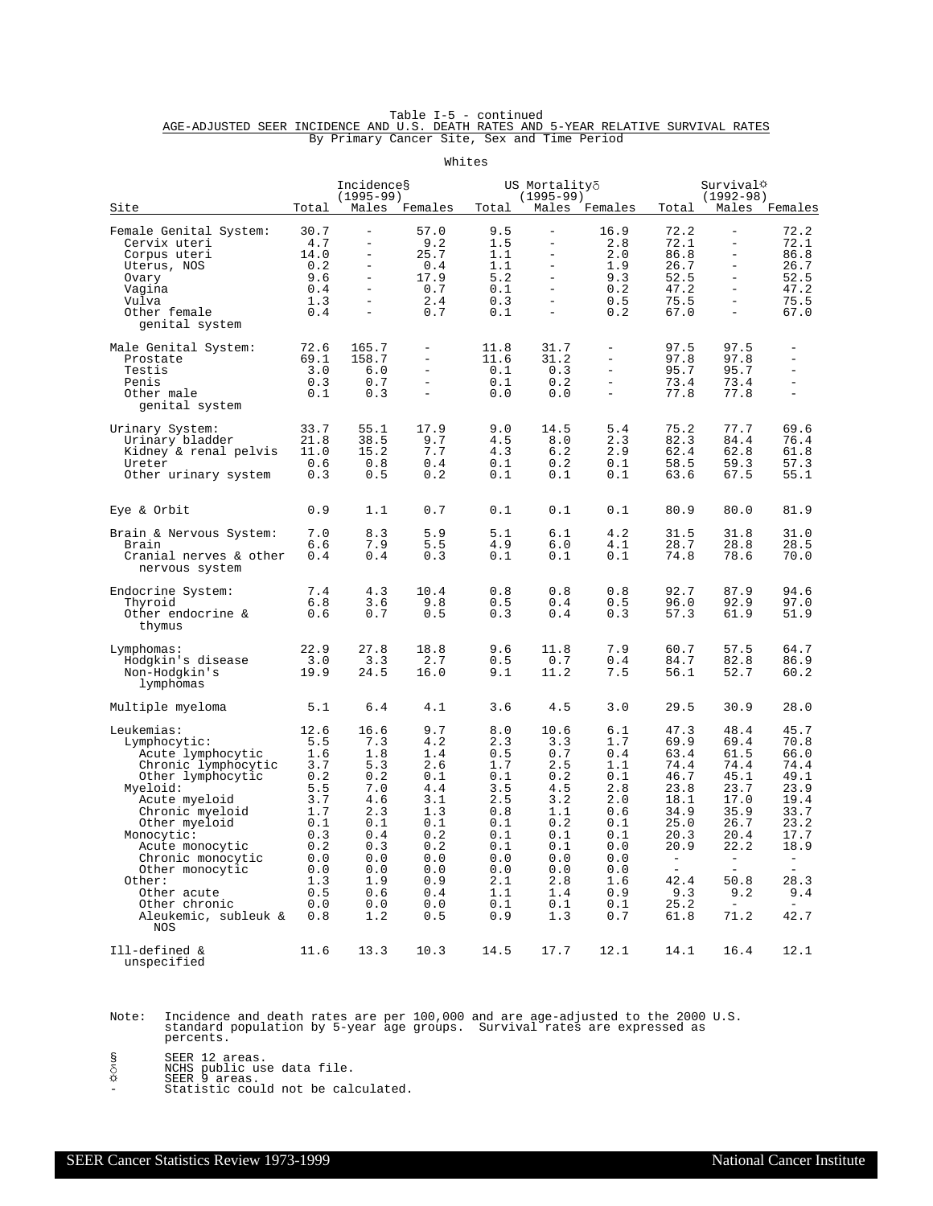Table I-5 - continued

AGE-ADJUSTED SEER INCIDENCE AND U.S. DEATH RATES AND 5-YEAR RELATIVE SURVIVAL RATES

By Primary Cancer Site, Sex and Time Period

Whites

| Site | Incidence§ (1995-99) | | | US Mortality♁ (1995-99) | | | Survival☼ (1992-98) | | |
|---|---|---|---|---|---|---|---|---|---|
| | Total | Males | Females | Total | Males | Females | Total | Males | Females |
| Female Genital System: | 30.7 | - | 57.0 | 9.5 | - | 16.9 | 72.2 | - | 72.2 |
| Cervix uteri | 4.7 | - | 9.2 | 1.5 | - | 2.8 | 72.1 | - | 72.1 |
| Corpus uteri | 14.0 | - | 25.7 | 1.1 | - | 2.0 | 86.8 | - | 86.8 |
| Uterus, NOS | 0.2 | - | 0.4 | 1.1 | - | 1.9 | 26.7 | - | 26.7 |
| Ovary | 9.6 | - | 17.9 | 5.2 | - | 9.3 | 52.5 | - | 52.5 |
| Vagina | 0.4 | - | 0.7 | 0.1 | - | 0.2 | 47.2 | - | 47.2 |
| Vulva | 1.3 | - | 2.4 | 0.3 | - | 0.5 | 75.5 | - | 75.5 |
| Other female genital system | 0.4 | - | 0.7 | 0.1 | - | 0.2 | 67.0 | - | 67.0 |
| Male Genital System: | 72.6 | 165.7 | - | 11.8 | 31.7 | - | 97.5 | 97.5 | - |
| Prostate | 69.1 | 158.7 | - | 11.6 | 31.2 | - | 97.8 | 97.8 | - |
| Testis | 3.0 | 6.0 | - | 0.1 | 0.3 | - | 95.7 | 95.7 | - |
| Penis | 0.3 | 0.7 | - | 0.1 | 0.2 | - | 73.4 | 73.4 | - |
| Other male genital system | 0.1 | 0.3 | - | 0.0 | 0.0 | - | 77.8 | 77.8 | - |
| Urinary System: | 33.7 | 55.1 | 17.9 | 9.0 | 14.5 | 5.4 | 75.2 | 77.7 | 69.6 |
| Urinary bladder | 21.8 | 38.5 | 9.7 | 4.5 | 8.0 | 2.3 | 82.3 | 84.4 | 76.4 |
| Kidney & renal pelvis | 11.0 | 15.2 | 7.7 | 4.3 | 6.2 | 2.9 | 62.4 | 62.8 | 61.8 |
| Ureter | 0.6 | 0.8 | 0.4 | 0.1 | 0.2 | 0.1 | 58.5 | 59.3 | 57.3 |
| Other urinary system | 0.3 | 0.5 | 0.2 | 0.1 | 0.1 | 0.1 | 63.6 | 67.5 | 55.1 |
| Eye & Orbit | 0.9 | 1.1 | 0.7 | 0.1 | 0.1 | 0.1 | 80.9 | 80.0 | 81.9 |
| Brain & Nervous System: | 7.0 | 8.3 | 5.9 | 5.1 | 6.1 | 4.2 | 31.5 | 31.8 | 31.0 |
| Brain | 6.6 | 7.9 | 5.5 | 4.9 | 6.0 | 4.1 | 28.7 | 28.8 | 28.5 |
| Cranial nerves & other nervous system | 0.4 | 0.4 | 0.3 | 0.1 | 0.1 | 0.1 | 74.8 | 78.6 | 70.0 |
| Endocrine System: | 7.4 | 4.3 | 10.4 | 0.8 | 0.8 | 0.8 | 92.7 | 87.9 | 94.6 |
| Thyroid | 6.8 | 3.6 | 9.8 | 0.5 | 0.4 | 0.5 | 96.0 | 92.9 | 97.0 |
| Other endocrine & thymus | 0.6 | 0.7 | 0.5 | 0.3 | 0.4 | 0.3 | 57.3 | 61.9 | 51.9 |
| Lymphomas: | 22.9 | 27.8 | 18.8 | 9.6 | 11.8 | 7.9 | 60.7 | 57.5 | 64.7 |
| Hodgkin's disease | 3.0 | 3.3 | 2.7 | 0.5 | 0.7 | 0.4 | 84.7 | 82.8 | 86.9 |
| Non-Hodgkin's lymphomas | 19.9 | 24.5 | 16.0 | 9.1 | 11.2 | 7.5 | 56.1 | 52.7 | 60.2 |
| Multiple myeloma | 5.1 | 6.4 | 4.1 | 3.6 | 4.5 | 3.0 | 29.5 | 30.9 | 28.0 |
| Leukemias: | 12.6 | 16.6 | 9.7 | 8.0 | 10.6 | 6.1 | 47.3 | 48.4 | 45.7 |
| Lymphocytic: | 5.5 | 7.3 | 4.2 | 2.3 | 3.3 | 1.7 | 69.9 | 69.4 | 70.8 |
| Acute lymphocytic | 1.6 | 1.8 | 1.4 | 0.5 | 0.7 | 0.4 | 63.4 | 61.5 | 66.0 |
| Chronic lymphocytic | 3.7 | 5.3 | 2.6 | 1.7 | 2.5 | 1.1 | 74.4 | 74.4 | 74.4 |
| Other lymphocytic | 0.2 | 0.2 | 0.1 | 0.1 | 0.2 | 0.1 | 46.7 | 45.1 | 49.1 |
| Myeloid: | 5.5 | 7.0 | 4.4 | 3.5 | 4.5 | 2.8 | 23.8 | 23.7 | 23.9 |
| Acute myeloid | 3.7 | 4.6 | 3.1 | 2.5 | 3.2 | 2.0 | 18.1 | 17.0 | 19.4 |
| Chronic myeloid | 1.7 | 2.3 | 1.3 | 0.8 | 1.1 | 0.6 | 34.9 | 35.9 | 33.7 |
| Other myeloid | 0.1 | 0.1 | 0.1 | 0.1 | 0.2 | 0.1 | 25.0 | 26.7 | 23.2 |
| Monocytic: | 0.3 | 0.4 | 0.2 | 0.1 | 0.1 | 0.1 | 20.3 | 20.4 | 17.7 |
| Acute monocytic | 0.2 | 0.3 | 0.2 | 0.1 | 0.1 | 0.0 | 20.9 | 22.2 | 18.9 |
| Chronic monocytic | 0.0 | 0.0 | 0.0 | 0.0 | 0.0 | 0.0 | - | - | - |
| Other monocytic | 0.0 | 0.0 | 0.0 | 0.0 | 0.0 | 0.0 | - | - | - |
| Other: | 1.3 | 1.9 | 0.9 | 2.1 | 2.8 | 1.6 | 42.4 | 50.8 | 28.3 |
| Other acute | 0.5 | 0.6 | 0.4 | 1.1 | 1.4 | 0.9 | 9.3 | 9.2 | 9.4 |
| Other chronic | 0.0 | 0.0 | 0.0 | 0.1 | 0.1 | 0.1 | 25.2 | - | - |
| Aleukemic, subleuk & NOS | 0.8 | 1.2 | 0.5 | 0.9 | 1.3 | 0.7 | 61.8 | 71.2 | 42.7 |
| Ill-defined & unspecified | 11.6 | 13.3 | 10.3 | 14.5 | 17.7 | 12.1 | 14.1 | 16.4 | 12.1 |

Note: Incidence and death rates are per 100,000 and are age-adjusted to the 2000 U.S. standard population by 5-year age groups. Survival rates are expressed as percents.

§ SEER 12 areas.
♁ NCHS public use data file.
☼ SEER 9 areas.
- Statistic could not be calculated.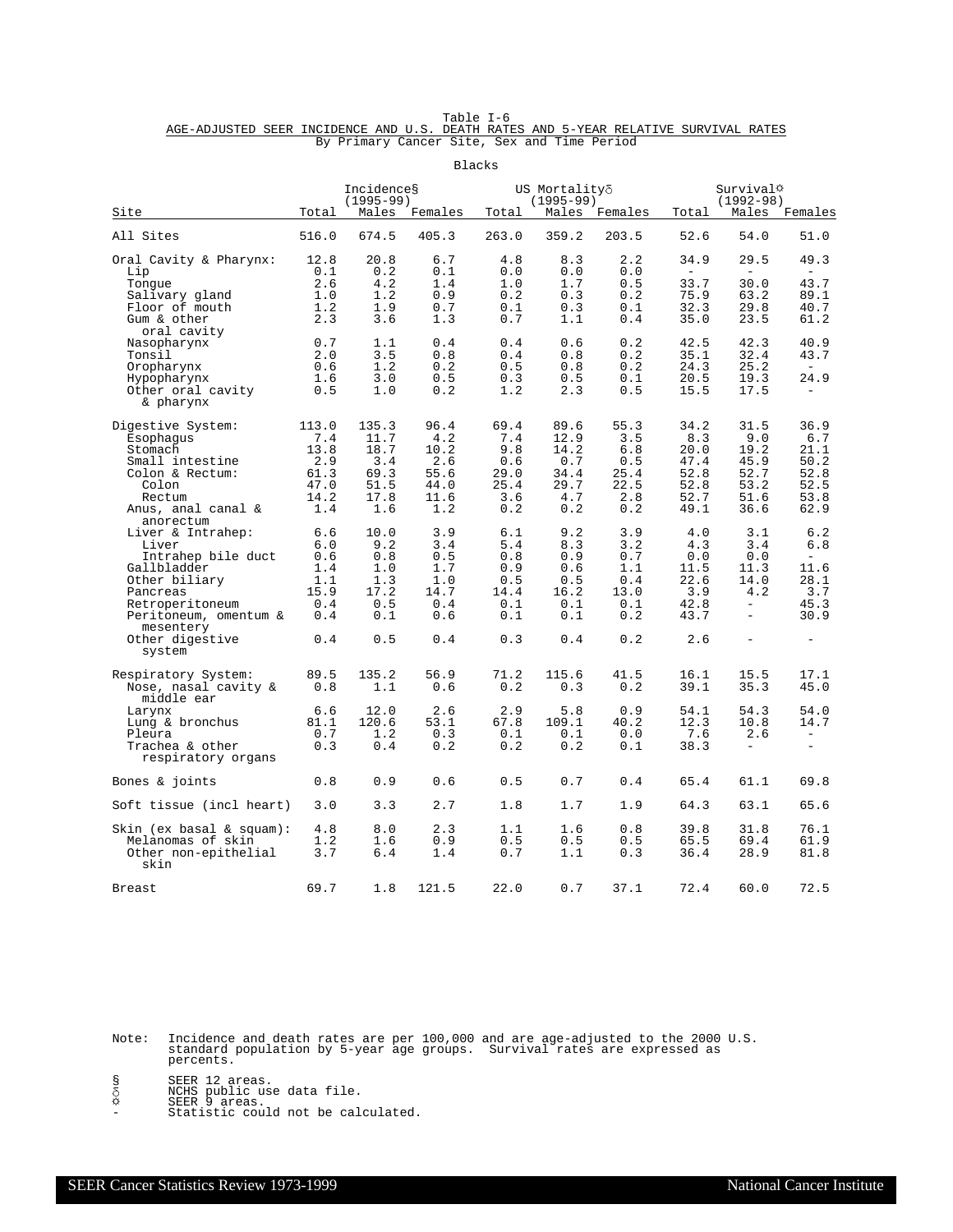Table I-6

AGE-ADJUSTED SEER INCIDENCE AND U.S. DEATH RATES AND 5-YEAR RELATIVE SURVIVAL RATES

By Primary Cancer Site, Sex and Time Period

Blacks

| Site | Incidence§ (1995-99) | | | US Mortalityδ (1995-99) | | | Survival☼ (1992-98) | | |
|---|---|---|---|---|---|---|---|---|---|
| | Total | Males | Females | Total | Males | Females | Total | Males | Females |
| All Sites | 516.0 | 674.5 | 405.3 | 263.0 | 359.2 | 203.5 | 52.6 | 54.0 | 51.0 |
| Oral Cavity & Pharynx: | 12.8 | 20.8 | 6.7 | 4.8 | 8.3 | 2.2 | 34.9 | 29.5 | 49.3 |
| Lip | 0.1 | 0.2 | 0.1 | 0.0 | 0.0 | 0.0 | - | - | - |
| Tongue | 2.6 | 4.2 | 1.4 | 1.0 | 1.7 | 0.5 | 33.7 | 30.0 | 43.7 |
| Salivary gland | 1.0 | 1.2 | 0.9 | 0.2 | 0.3 | 0.2 | 75.9 | 63.2 | 89.1 |
| Floor of mouth | 1.2 | 1.9 | 0.7 | 0.1 | 0.3 | 0.1 | 32.3 | 29.8 | 40.7 |
| Gum & other oral cavity | 2.3 | 3.6 | 1.3 | 0.7 | 1.1 | 0.4 | 35.0 | 23.5 | 61.2 |
| Nasopharynx | 0.7 | 1.1 | 0.4 | 0.4 | 0.6 | 0.2 | 42.5 | 42.3 | 40.9 |
| Tonsil | 2.0 | 3.5 | 0.8 | 0.4 | 0.8 | 0.2 | 35.1 | 32.4 | 43.7 |
| Oropharynx | 0.6 | 1.2 | 0.2 | 0.5 | 0.8 | 0.2 | 24.3 | 25.2 | - |
| Hypopharynx | 1.6 | 3.0 | 0.5 | 0.3 | 0.5 | 0.1 | 20.5 | 19.3 | 24.9 |
| Other oral cavity & pharynx | 0.5 | 1.0 | 0.2 | 1.2 | 2.3 | 0.5 | 15.5 | 17.5 | - |
| Digestive System: | 113.0 | 135.3 | 96.4 | 69.4 | 89.6 | 55.3 | 34.2 | 31.5 | 36.9 |
| Esophagus | 7.4 | 11.7 | 4.2 | 7.4 | 12.9 | 3.5 | 8.3 | 9.0 | 6.7 |
| Stomach | 13.8 | 18.7 | 10.2 | 9.8 | 14.2 | 6.8 | 20.0 | 19.2 | 21.1 |
| Small intestine | 2.9 | 3.4 | 2.6 | 0.6 | 0.7 | 0.5 | 47.4 | 45.9 | 50.2 |
| Colon & Rectum: | 61.3 | 69.3 | 55.6 | 29.0 | 34.4 | 25.4 | 52.8 | 52.7 | 52.8 |
| Colon | 47.0 | 51.5 | 44.0 | 25.4 | 29.7 | 22.5 | 52.8 | 53.2 | 52.5 |
| Rectum | 14.2 | 17.8 | 11.6 | 3.6 | 4.7 | 2.8 | 52.7 | 51.6 | 53.8 |
| Anus, anal canal & anorectum | 1.4 | 1.6 | 1.2 | 0.2 | 0.2 | 0.2 | 49.1 | 36.6 | 62.9 |
| Liver & Intrahep: | 6.6 | 10.0 | 3.9 | 6.1 | 9.2 | 3.9 | 4.0 | 3.1 | 6.2 |
| Liver | 6.0 | 9.2 | 3.4 | 5.4 | 8.3 | 3.2 | 4.3 | 3.4 | 6.8 |
| Intrahep bile duct | 0.6 | 0.8 | 0.5 | 0.8 | 0.9 | 0.7 | 0.0 | 0.0 | - |
| Gallbladder | 1.4 | 1.0 | 1.7 | 0.9 | 0.6 | 1.1 | 11.5 | 11.3 | 11.6 |
| Other biliary | 1.1 | 1.3 | 1.0 | 0.5 | 0.5 | 0.4 | 22.6 | 14.0 | 28.1 |
| Pancreas | 15.9 | 17.2 | 14.7 | 14.4 | 16.2 | 13.0 | 3.9 | 4.2 | 3.7 |
| Retroperitoneum | 0.4 | 0.5 | 0.4 | 0.1 | 0.1 | 0.1 | 42.8 | - | 45.3 |
| Peritoneum, omentum & mesentery | 0.4 | 0.1 | 0.6 | 0.1 | 0.1 | 0.2 | 43.7 | - | 30.9 |
| Other digestive system | 0.4 | 0.5 | 0.4 | 0.3 | 0.4 | 0.2 | 2.6 | - | - |
| Respiratory System: | 89.5 | 135.2 | 56.9 | 71.2 | 115.6 | 41.5 | 16.1 | 15.5 | 17.1 |
| Nose, nasal cavity & middle ear | 0.8 | 1.1 | 0.6 | 0.2 | 0.3 | 0.2 | 39.1 | 35.3 | 45.0 |
| Larynx | 6.6 | 12.0 | 2.6 | 2.9 | 5.8 | 0.9 | 54.1 | 54.3 | 54.0 |
| Lung & bronchus | 81.1 | 120.6 | 53.1 | 67.8 | 109.1 | 40.2 | 12.3 | 10.8 | 14.7 |
| Pleura | 0.7 | 1.2 | 0.3 | 0.1 | 0.1 | 0.0 | 7.6 | 2.6 | - |
| Trachea & other respiratory organs | 0.3 | 0.4 | 0.2 | 0.2 | 0.2 | 0.1 | 38.3 | - | - |
| Bones & joints | 0.8 | 0.9 | 0.6 | 0.5 | 0.7 | 0.4 | 65.4 | 61.1 | 69.8 |
| Soft tissue (incl heart) | 3.0 | 3.3 | 2.7 | 1.8 | 1.7 | 1.9 | 64.3 | 63.1 | 65.6 |
| Skin (ex basal & squam): | 4.8 | 8.0 | 2.3 | 1.1 | 1.6 | 0.8 | 39.8 | 31.8 | 76.1 |
| Melanomas of skin | 1.2 | 1.6 | 0.9 | 0.5 | 0.5 | 0.5 | 65.5 | 69.4 | 61.9 |
| Other non-epithelial skin | 3.7 | 6.4 | 1.4 | 0.7 | 1.1 | 0.3 | 36.4 | 28.9 | 81.8 |
| Breast | 69.7 | 1.8 | 121.5 | 22.0 | 0.7 | 37.1 | 72.4 | 60.0 | 72.5 |

Note: Incidence and death rates are per 100,000 and are age-adjusted to the 2000 U.S. standard population by 5-year age groups. Survival rates are expressed as percents.

§ SEER 12 areas.
δ NCHS public use data file.
☼ SEER 9 areas.
\- Statistic could not be calculated.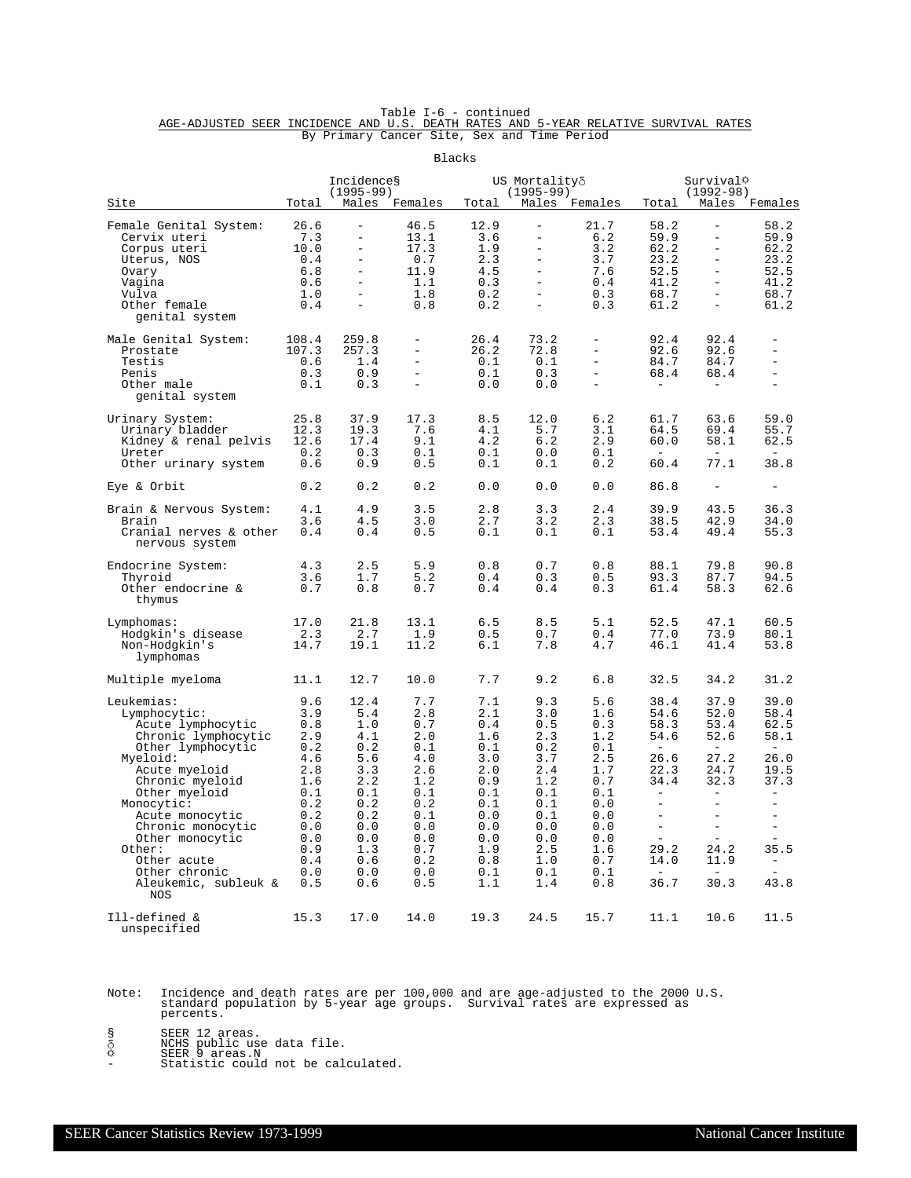Table I-6 - continued

AGE-ADJUSTED SEER INCIDENCE AND U.S. DEATH RATES AND 5-YEAR RELATIVE SURVIVAL RATES

By Primary Cancer Site, Sex and Time Period

Blacks

| Site | Incidence§ (1995-99) | | | US Mortality♁ (1995-99) | | | Survival☼ (1992-98) | | |
|---|---|---|---|---|---|---|---|---|---|
| | Total | Males | Females | Total | Males | Females | Total | Males | Females |
| Female Genital System: | 26.6 | - | 46.5 | 12.9 | - | 21.7 | 58.2 | - | 58.2 |
| Cervix uteri | 7.3 | - | 13.1 | 3.6 | - | 6.2 | 59.9 | - | 59.9 |
| Corpus uteri | 10.0 | - | 17.3 | 1.9 | - | 3.2 | 62.2 | - | 62.2 |
| Uterus, NOS | 0.4 | - | 0.7 | 2.3 | - | 3.7 | 23.2 | - | 23.2 |
| Ovary | 6.8 | - | 11.9 | 4.5 | - | 7.6 | 52.5 | - | 52.5 |
| Vagina | 0.6 | - | 1.1 | 0.3 | - | 0.4 | 41.2 | - | 41.2 |
| Vulva | 1.0 | - | 1.8 | 0.2 | - | 0.3 | 68.7 | - | 68.7 |
| Other female genital system | 0.4 | - | 0.8 | 0.2 | - | 0.3 | 61.2 | - | 61.2 |
| Male Genital System: | 108.4 | 259.8 | - | 26.4 | 73.2 | - | 92.4 | 92.4 | - |
| Prostate | 107.3 | 257.3 | - | 26.2 | 72.8 | - | 92.6 | 92.6 | - |
| Testis | 0.6 | 1.4 | - | 0.1 | 0.1 | - | 84.7 | 84.7 | - |
| Penis | 0.3 | 0.9 | - | 0.1 | 0.3 | - | 68.4 | 68.4 | - |
| Other male genital system | 0.1 | 0.3 | - | 0.0 | 0.0 | - | - | - | - |
| Urinary System: | 25.8 | 37.9 | 17.3 | 8.5 | 12.0 | 6.2 | 61.7 | 63.6 | 59.0 |
| Urinary bladder | 12.3 | 19.3 | 7.6 | 4.1 | 5.7 | 3.1 | 64.5 | 69.4 | 55.7 |
| Kidney & renal pelvis | 12.6 | 17.4 | 9.1 | 4.2 | 6.2 | 2.9 | 60.0 | 58.1 | 62.5 |
| Ureter | 0.2 | 0.3 | 0.1 | 0.1 | 0.0 | 0.1 | - | - | - |
| Other urinary system | 0.6 | 0.9 | 0.5 | 0.1 | 0.1 | 0.2 | 60.4 | 77.1 | 38.8 |
| Eye & Orbit | 0.2 | 0.2 | 0.2 | 0.0 | 0.0 | 0.0 | 86.8 | - | - |
| Brain & Nervous System: | 4.1 | 4.9 | 3.5 | 2.8 | 3.3 | 2.4 | 39.9 | 43.5 | 36.3 |
| Brain | 3.6 | 4.5 | 3.0 | 2.7 | 3.2 | 2.3 | 38.5 | 42.9 | 34.0 |
| Cranial nerves & other nervous system | 0.4 | 0.4 | 0.5 | 0.1 | 0.1 | 0.1 | 53.4 | 49.4 | 55.3 |
| Endocrine System: | 4.3 | 2.5 | 5.9 | 0.8 | 0.7 | 0.8 | 88.1 | 79.8 | 90.8 |
| Thyroid | 3.6 | 1.7 | 5.2 | 0.4 | 0.3 | 0.5 | 93.3 | 87.7 | 94.5 |
| Other endocrine & thymus | 0.7 | 0.8 | 0.7 | 0.4 | 0.4 | 0.3 | 61.4 | 58.3 | 62.6 |
| Lymphomas: | 17.0 | 21.8 | 13.1 | 6.5 | 8.5 | 5.1 | 52.5 | 47.1 | 60.5 |
| Hodgkin's disease | 2.3 | 2.7 | 1.9 | 0.5 | 0.7 | 0.4 | 77.0 | 73.9 | 80.1 |
| Non-Hodgkin's lymphomas | 14.7 | 19.1 | 11.2 | 6.1 | 7.8 | 4.7 | 46.1 | 41.4 | 53.8 |
| Multiple myeloma | 11.1 | 12.7 | 10.0 | 7.7 | 9.2 | 6.8 | 32.5 | 34.2 | 31.2 |
| Leukemias: | 9.6 | 12.4 | 7.7 | 7.1 | 9.3 | 5.6 | 38.4 | 37.9 | 39.0 |
| Lymphocytic: | 3.9 | 5.4 | 2.8 | 2.1 | 3.0 | 1.6 | 54.6 | 52.0 | 58.4 |
| Acute lymphocytic | 0.8 | 1.0 | 0.7 | 0.4 | 0.5 | 0.3 | 58.3 | 53.4 | 62.5 |
| Chronic lymphocytic | 2.9 | 4.1 | 2.0 | 1.6 | 2.3 | 1.2 | 54.6 | 52.6 | 58.1 |
| Other lymphocytic | 0.2 | 0.2 | 0.1 | 0.1 | 0.2 | 0.1 | - | - | - |
| Myeloid: | 4.6 | 5.6 | 4.0 | 3.0 | 3.7 | 2.5 | 26.6 | 27.2 | 26.0 |
| Acute myeloid | 2.8 | 3.3 | 2.6 | 2.0 | 2.4 | 1.7 | 22.3 | 24.7 | 19.5 |
| Chronic myeloid | 1.6 | 2.2 | 1.2 | 0.9 | 1.2 | 0.7 | 34.4 | 32.3 | 37.3 |
| Other myeloid | 0.1 | 0.1 | 0.1 | 0.1 | 0.1 | 0.1 | - | - | - |
| Monocytic: | 0.2 | 0.2 | 0.2 | 0.1 | 0.1 | 0.0 | - | - | - |
| Acute monocytic | 0.2 | 0.2 | 0.1 | 0.0 | 0.1 | 0.0 | - | - | - |
| Chronic monocytic | 0.0 | 0.0 | 0.0 | 0.0 | 0.0 | 0.0 | - | - | - |
| Other monocytic | 0.0 | 0.0 | 0.0 | 0.0 | 0.0 | 0.0 | - | - | - |
| Other: | 0.9 | 1.3 | 0.7 | 1.9 | 2.5 | 1.6 | 29.2 | 24.2 | 35.5 |
| Other acute | 0.4 | 0.6 | 0.2 | 0.8 | 1.0 | 0.7 | 14.0 | 11.9 | - |
| Other chronic | 0.0 | 0.0 | 0.0 | 0.1 | 0.1 | 0.1 | - | - | - |
| Aleukemic, subleuk & NOS | 0.5 | 0.6 | 0.5 | 1.1 | 1.4 | 0.8 | 36.7 | 30.3 | 43.8 |
| Ill-defined & unspecified | 15.3 | 17.0 | 14.0 | 19.3 | 24.5 | 15.7 | 11.1 | 10.6 | 11.5 |

Note: Incidence and death rates are per 100,000 and are age-adjusted to the 2000 U.S. standard population by 5-year age groups. Survival rates are expressed as percents.

§ SEER 12 areas.
♁ NCHS public use data file.
☼ SEER 9 areas.N
\- Statistic could not be calculated.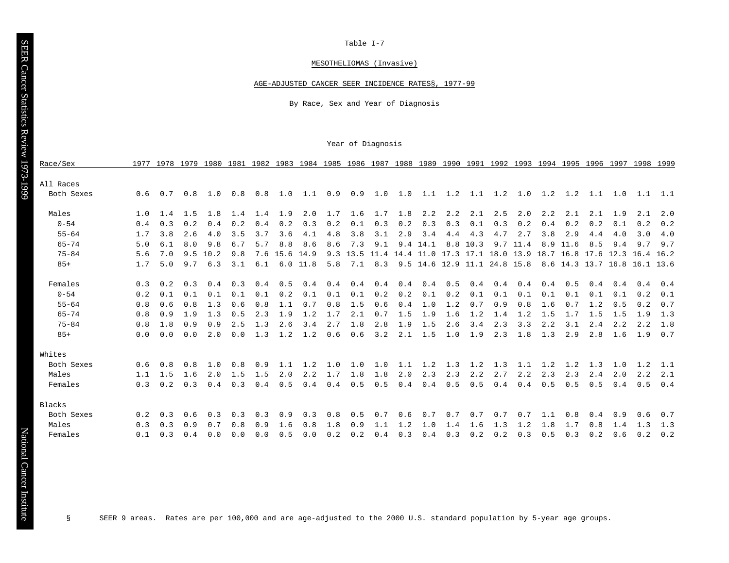Table I-7

MESOTHELIOMAS (Invasive)

AGE-ADJUSTED CANCER SEER INCIDENCE RATES§, 1977-99

By Race, Sex and Year of Diagnosis

| Race/Sex | 1977 | 1978 | 1979 | 1980 | 1981 | 1982 | 1983 | 1984 | 1985 | 1986 | 1987 | 1988 | 1989 | 1990 | 1991 | 1992 | 1993 | 1994 | 1995 | 1996 | 1997 | 1998 | 1999 |
|---|---|---|---|---|---|---|---|---|---|---|---|---|---|---|---|---|---|---|---|---|---|---|---|
| **All Races** | | | | | | | | | | | | | | | | | | | | | | | |
| Both Sexes | 0.6 | 0.7 | 0.8 | 1.0 | 0.8 | 0.8 | 1.0 | 1.1 | 0.9 | 0.9 | 1.0 | 1.0 | 1.1 | 1.2 | 1.1 | 1.2 | 1.0 | 1.2 | 1.2 | 1.1 | 1.0 | 1.1 | 1.1 |
| Males | 1.0 | 1.4 | 1.5 | 1.8 | 1.4 | 1.4 | 1.9 | 2.0 | 1.7 | 1.6 | 1.7 | 1.8 | 2.2 | 2.2 | 2.1 | 2.5 | 2.0 | 2.2 | 2.1 | 2.1 | 1.9 | 2.1 | 2.0 |
| 0-54 | 0.4 | 0.3 | 0.2 | 0.4 | 0.2 | 0.4 | 0.2 | 0.3 | 0.2 | 0.1 | 0.3 | 0.2 | 0.3 | 0.3 | 0.1 | 0.3 | 0.2 | 0.4 | 0.2 | 0.2 | 0.1 | 0.2 | 0.2 |
| 55-64 | 1.7 | 3.8 | 2.6 | 4.0 | 3.5 | 3.7 | 3.6 | 4.1 | 4.8 | 3.8 | 3.1 | 2.9 | 3.4 | 4.4 | 4.3 | 4.7 | 2.7 | 3.8 | 2.9 | 4.4 | 4.0 | 3.0 | 4.0 |
| 65-74 | 5.0 | 6.1 | 8.0 | 9.8 | 6.7 | 5.7 | 8.8 | 8.6 | 8.6 | 7.3 | 9.1 | 9.4 | 14.1 | 8.8 | 10.3 | 9.7 | 11.4 | 8.9 | 11.6 | 8.5 | 9.4 | 9.7 | 9.7 |
| 75-84 | 5.6 | 7.0 | 9.5 | 10.2 | 9.8 | 7.6 | 15.6 | 14.9 | 9.3 | 13.5 | 11.4 | 14.4 | 11.0 | 17.3 | 17.1 | 18.0 | 13.9 | 18.7 | 16.8 | 17.6 | 12.3 | 16.4 | 16.2 |
| 85+ | 1.7 | 5.0 | 9.7 | 6.3 | 3.1 | 6.1 | 6.0 | 11.8 | 5.8 | 7.1 | 8.3 | 9.5 | 14.6 | 12.9 | 11.1 | 24.8 | 15.8 | 8.6 | 14.3 | 13.7 | 16.8 | 16.1 | 13.6 |
| Females | 0.3 | 0.2 | 0.3 | 0.4 | 0.3 | 0.4 | 0.5 | 0.4 | 0.4 | 0.4 | 0.4 | 0.4 | 0.4 | 0.5 | 0.4 | 0.4 | 0.4 | 0.4 | 0.5 | 0.4 | 0.4 | 0.4 | 0.4 |
| 0-54 | 0.2 | 0.1 | 0.1 | 0.1 | 0.1 | 0.1 | 0.2 | 0.1 | 0.1 | 0.1 | 0.2 | 0.2 | 0.1 | 0.2 | 0.1 | 0.1 | 0.1 | 0.1 | 0.1 | 0.1 | 0.1 | 0.2 | 0.1 |
| 55-64 | 0.8 | 0.6 | 0.8 | 1.3 | 0.6 | 0.8 | 1.1 | 0.7 | 0.8 | 1.5 | 0.6 | 0.4 | 1.0 | 1.2 | 0.7 | 0.9 | 0.8 | 1.6 | 0.7 | 1.2 | 0.5 | 0.2 | 0.7 |
| 65-74 | 0.8 | 0.9 | 1.9 | 1.3 | 0.5 | 2.3 | 1.9 | 1.2 | 1.7 | 2.1 | 0.7 | 1.5 | 1.9 | 1.6 | 1.2 | 1.4 | 1.2 | 1.5 | 1.7 | 1.5 | 1.5 | 1.9 | 1.3 |
| 75-84 | 0.8 | 1.8 | 0.9 | 0.9 | 2.5 | 1.3 | 2.6 | 3.4 | 2.7 | 1.8 | 2.8 | 1.9 | 1.5 | 2.6 | 3.4 | 2.3 | 3.3 | 2.2 | 3.1 | 2.4 | 2.2 | 2.2 | 1.8 |
| 85+ | 0.0 | 0.0 | 0.0 | 2.0 | 0.0 | 1.3 | 1.2 | 1.2 | 0.6 | 0.6 | 3.2 | 2.1 | 1.5 | 1.0 | 1.9 | 2.3 | 1.8 | 1.3 | 2.9 | 2.8 | 1.6 | 1.9 | 0.7 |
| **Whites** | | | | | | | | | | | | | | | | | | | | | | | |
| Both Sexes | 0.6 | 0.8 | 0.8 | 1.0 | 0.8 | 0.9 | 1.1 | 1.2 | 1.0 | 1.0 | 1.0 | 1.1 | 1.2 | 1.3 | 1.2 | 1.3 | 1.1 | 1.2 | 1.2 | 1.3 | 1.0 | 1.2 | 1.1 |
| Males | 1.1 | 1.5 | 1.6 | 2.0 | 1.5 | 1.5 | 2.0 | 2.2 | 1.7 | 1.8 | 1.8 | 2.0 | 2.3 | 2.3 | 2.2 | 2.7 | 2.2 | 2.3 | 2.3 | 2.4 | 2.0 | 2.2 | 2.1 |
| Females | 0.3 | 0.2 | 0.3 | 0.4 | 0.3 | 0.4 | 0.5 | 0.4 | 0.4 | 0.5 | 0.5 | 0.4 | 0.4 | 0.5 | 0.5 | 0.4 | 0.4 | 0.5 | 0.5 | 0.5 | 0.4 | 0.5 | 0.4 |
| **Blacks** | | | | | | | | | | | | | | | | | | | | | | | |
| Both Sexes | 0.2 | 0.3 | 0.6 | 0.3 | 0.3 | 0.3 | 0.9 | 0.3 | 0.8 | 0.5 | 0.7 | 0.6 | 0.7 | 0.7 | 0.7 | 0.7 | 0.7 | 1.1 | 0.8 | 0.4 | 0.9 | 0.6 | 0.7 |
| Males | 0.3 | 0.3 | 0.9 | 0.7 | 0.8 | 0.9 | 1.6 | 0.8 | 1.8 | 0.9 | 1.1 | 1.2 | 1.0 | 1.4 | 1.6 | 1.3 | 1.2 | 1.8 | 1.7 | 0.8 | 1.4 | 1.3 | 1.3 |
| Females | 0.1 | 0.3 | 0.4 | 0.0 | 0.0 | 0.0 | 0.5 | 0.0 | 0.2 | 0.2 | 0.4 | 0.3 | 0.4 | 0.3 | 0.2 | 0.2 | 0.3 | 0.5 | 0.3 | 0.2 | 0.6 | 0.2 | 0.2 |

§ SEER 9 areas. Rates are per 100,000 and are age-adjusted to the 2000 U.S. standard population by 5-year age groups.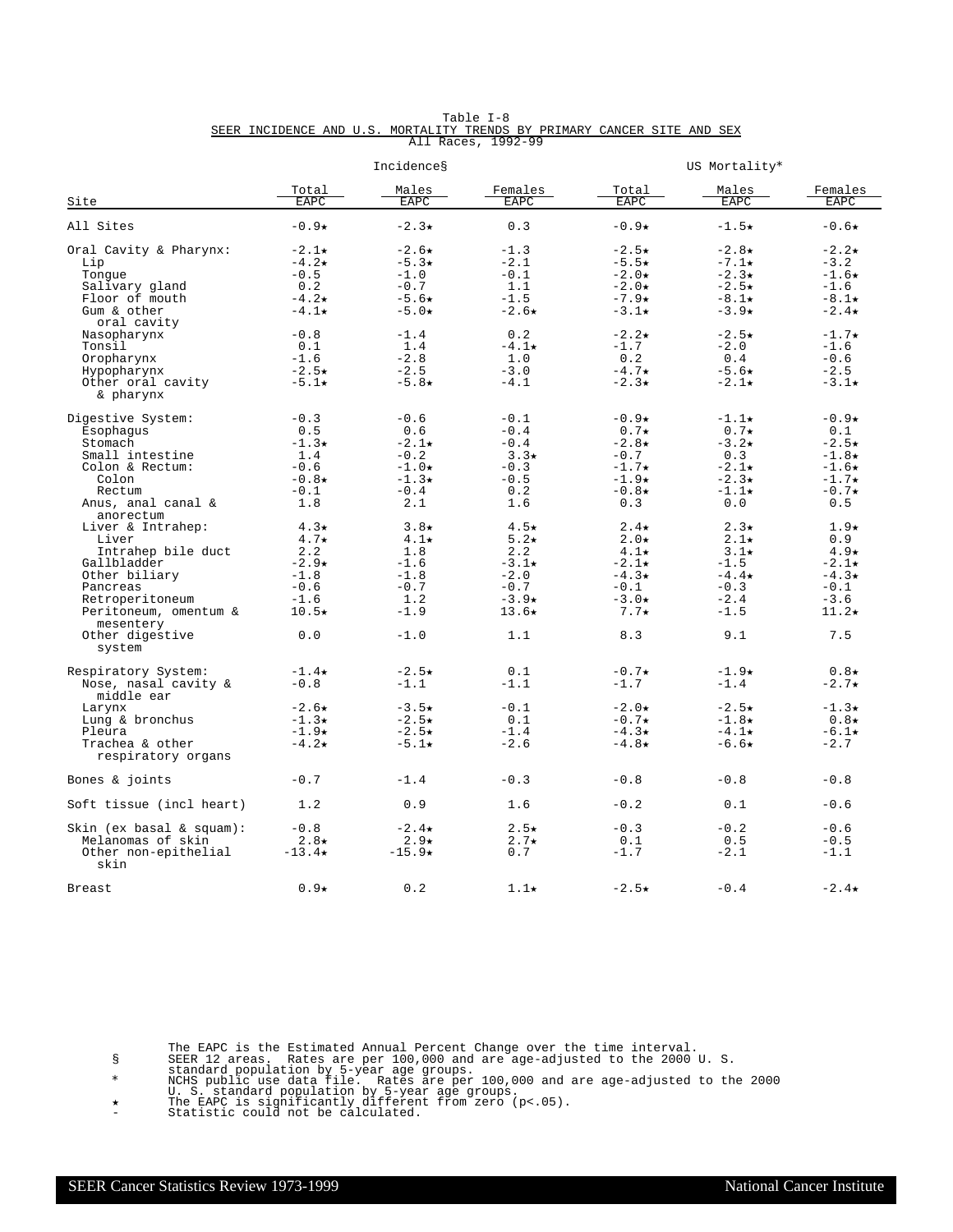Table I-8

SEER INCIDENCE AND U.S. MORTALITY TRENDS BY PRIMARY CANCER SITE AND SEX

All Races, 1992-99

| Site | Incidence§ | | | US Mortality* | | |
|---|---|---|---|---|---|---|
| | Total EAPC | Males EAPC | Females EAPC | Total EAPC | Males EAPC | Females EAPC |
| All Sites | -0.9★ | -2.3★ | 0.3 | -0.9★ | -1.5★ | -0.6★ |
| Oral Cavity & Pharynx: | -2.1★ | -2.6★ | -1.3 | -2.5★ | -2.8★ | -2.2★ |
| Lip | -4.2★ | -5.3★ | -2.1 | -5.5★ | -7.1★ | -3.2 |
| Tongue | -0.5 | -1.0 | -0.1 | -2.0★ | -2.3★ | -1.6★ |
| Salivary gland | 0.2 | -0.7 | 1.1 | -2.0★ | -2.5★ | -1.6 |
| Floor of mouth | -4.2★ | -5.6★ | -1.5 | -7.9★ | -8.1★ | -8.1★ |
| Gum & other oral cavity | -4.1★ | -5.0★ | -2.6★ | -3.1★ | -3.9★ | -2.4★ |
| Nasopharynx | -0.8 | -1.4 | 0.2 | -2.2★ | -2.5★ | -1.7★ |
| Tonsil | 0.1 | 1.4 | -4.1★ | -1.7 | -2.0 | -1.6 |
| Oropharynx | -1.6 | -2.8 | 1.0 | 0.2 | 0.4 | -0.6 |
| Hypopharynx | -2.5★ | -2.5 | -3.0 | -4.7★ | -5.6★ | -2.5 |
| Other oral cavity & pharynx | -5.1★ | -5.8★ | -4.1 | -2.3★ | -2.1★ | -3.1★ |
| Digestive System: | -0.3 | -0.6 | -0.1 | -0.9★ | -1.1★ | -0.9★ |
| Esophagus | 0.5 | 0.6 | -0.4 | 0.7★ | 0.7★ | 0.1 |
| Stomach | -1.3★ | -2.1★ | -0.4 | -2.8★ | -3.2★ | -2.5★ |
| Small intestine | 1.4 | -0.2 | 3.3★ | -0.7 | 0.3 | -1.8★ |
| Colon & Rectum: | -0.6 | -1.0★ | -0.3 | -1.7★ | -2.1★ | -1.6★ |
| Colon | -0.8★ | -1.3★ | -0.5 | -1.9★ | -2.3★ | -1.7★ |
| Rectum | -0.1 | -0.4 | 0.2 | -0.8★ | -1.1★ | -0.7★ |
| Anus, anal canal & anorectum | 1.8 | 2.1 | 1.6 | 0.3 | 0.0 | 0.5 |
| Liver & Intrahep: | 4.3★ | 3.8★ | 4.5★ | 2.4★ | 2.3★ | 1.9★ |
| Liver | 4.7★ | 4.1★ | 5.2★ | 2.0★ | 2.1★ | 0.9 |
| Intrahep bile duct | 2.2 | 1.8 | 2.2 | 4.1★ | 3.1★ | 4.9★ |
| Gallbladder | -2.9★ | -1.6 | -3.1★ | -2.1★ | -1.5 | -2.1★ |
| Other biliary | -1.8 | -1.8 | -2.0 | -4.3★ | -4.4★ | -4.3★ |
| Pancreas | -0.6 | -0.7 | -0.7 | -0.1 | -0.3 | -0.1 |
| Retroperitoneum | -1.6 | 1.2 | -3.9★ | -3.0★ | -2.4 | -3.6 |
| Peritoneum, omentum & mesentery | 10.5★ | -1.9 | 13.6★ | 7.7★ | -1.5 | 11.2★ |
| Other digestive system | 0.0 | -1.0 | 1.1 | 8.3 | 9.1 | 7.5 |
| Respiratory System: | -1.4★ | -2.5★ | 0.1 | -0.7★ | -1.9★ | 0.8★ |
| Nose, nasal cavity & middle ear | -0.8 | -1.1 | -1.1 | -1.7 | -1.4 | -2.7★ |
| Larynx | -2.6★ | -3.5★ | -0.1 | -2.0★ | -2.5★ | -1.3★ |
| Lung & bronchus | -1.3★ | -2.5★ | 0.1 | -0.7★ | -1.8★ | 0.8★ |
| Pleura | -1.9★ | -2.5★ | -1.4 | -4.3★ | -4.1★ | -6.1★ |
| Trachea & other respiratory organs | -4.2★ | -5.1★ | -2.6 | -4.8★ | -6.6★ | -2.7 |
| Bones & joints | -0.7 | -1.4 | -0.3 | -0.8 | -0.8 | -0.8 |
| Soft tissue (incl heart) | 1.2 | 0.9 | 1.6 | -0.2 | 0.1 | -0.6 |
| Skin (ex basal & squam): | -0.8 | -2.4★ | 2.5★ | -0.3 | -0.2 | -0.6 |
| Melanomas of skin | 2.8★ | 2.9★ | 2.7★ | 0.1 | 0.5 | -0.5 |
| Other non-epithelial skin | -13.4★ | -15.9★ | 0.7 | -1.7 | -2.1 | -1.1 |
| Breast | 0.9★ | 0.2 | 1.1★ | -2.5★ | -0.4 | -2.4★ |

The EAPC is the Estimated Annual Percent Change over the time interval.

§ SEER 12 areas. Rates are per 100,000 and are age-adjusted to the 2000 U. S. standard population by 5-year age groups.

\* NCHS public use data file. Rates are per 100,000 and are age-adjusted to the 2000 U. S. standard population by 5-year age groups.

★ The EAPC is significantly different from zero (p<.05).

\- Statistic could not be calculated.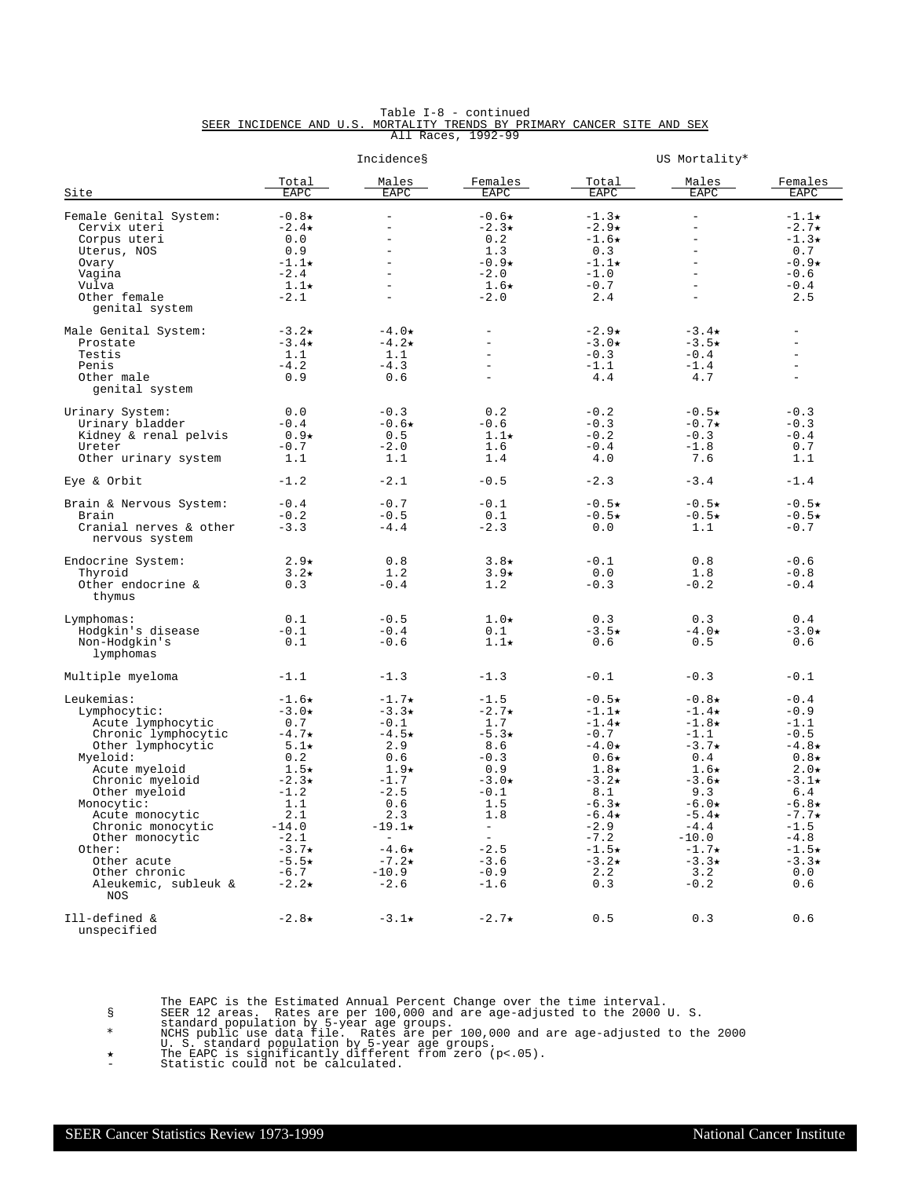Table I-8 - continued

SEER INCIDENCE AND U.S. MORTALITY TRENDS BY PRIMARY CANCER SITE AND SEX

All Races, 1992-99

| Site | Incidence§ | | | US Mortality* | | |
|---|---|---|---|---|---|---|
| | Total EAPC | Males EAPC | Females EAPC | Total EAPC | Males EAPC | Females EAPC |
| Female Genital System: | -0.8⋆ | - | -0.6⋆ | -1.3⋆ | - | -1.1⋆ |
| Cervix uteri | -2.4⋆ | - | -2.3⋆ | -2.9⋆ | - | -2.7⋆ |
| Corpus uteri | 0.0 | - | 0.2 | -1.6⋆ | - | -1.3⋆ |
| Uterus, NOS | 0.9 | - | 1.3 | 0.3 | - | 0.7 |
| Ovary | -1.1⋆ | - | -0.9⋆ | -1.1⋆ | - | -0.9⋆ |
| Vagina | -2.4 | - | -2.0 | -1.0 | - | -0.6 |
| Vulva | 1.1⋆ | - | 1.6⋆ | -0.7 | - | -0.4 |
| Other female genital system | -2.1 | - | -2.0 | 2.4 | - | 2.5 |
| Male Genital System: | -3.2⋆ | -4.0⋆ | - | -2.9⋆ | -3.4⋆ | - |
| Prostate | -3.4⋆ | -4.2⋆ | - | -3.0⋆ | -3.5⋆ | - |
| Testis | 1.1 | 1.1 | - | -0.3 | -0.4 | - |
| Penis | -4.2 | -4.3 | - | -1.1 | -1.4 | - |
| Other male genital system | 0.9 | 0.6 | - | 4.4 | 4.7 | - |
| Urinary System: | 0.0 | -0.3 | 0.2 | -0.2 | -0.5⋆ | -0.3 |
| Urinary bladder | -0.4 | -0.6⋆ | -0.6 | -0.3 | -0.7⋆ | -0.3 |
| Kidney & renal pelvis | 0.9⋆ | 0.5 | 1.1⋆ | -0.2 | -0.3 | -0.4 |
| Ureter | -0.7 | -2.0 | 1.6 | -0.4 | -1.8 | 0.7 |
| Other urinary system | 1.1 | 1.1 | 1.4 | 4.0 | 7.6 | 1.1 |
| Eye & Orbit | -1.2 | -2.1 | -0.5 | -2.3 | -3.4 | -1.4 |
| Brain & Nervous System: | -0.4 | -0.7 | -0.1 | -0.5⋆ | -0.5⋆ | -0.5⋆ |
| Brain | -0.2 | -0.5 | 0.1 | -0.5⋆ | -0.5⋆ | -0.5⋆ |
| Cranial nerves & other nervous system | -3.3 | -4.4 | -2.3 | 0.0 | 1.1 | -0.7 |
| Endocrine System: | 2.9⋆ | 0.8 | 3.8⋆ | -0.1 | 0.8 | -0.6 |
| Thyroid | 3.2⋆ | 1.2 | 3.9⋆ | 0.0 | 1.8 | -0.8 |
| Other endocrine & thymus | 0.3 | -0.4 | 1.2 | -0.3 | -0.2 | -0.4 |
| Lymphomas: | 0.1 | -0.5 | 1.0⋆ | 0.3 | 0.3 | 0.4 |
| Hodgkin's disease | -0.1 | -0.4 | 0.1 | -3.5⋆ | -4.0⋆ | -3.0⋆ |
| Non-Hodgkin's lymphomas | 0.1 | -0.6 | 1.1⋆ | 0.6 | 0.5 | 0.6 |
| Multiple myeloma | -1.1 | -1.3 | -1.3 | -0.1 | -0.3 | -0.1 |
| Leukemias: | -1.6⋆ | -1.7⋆ | -1.5 | -0.5⋆ | -0.8⋆ | -0.4 |
| Lymphocytic: | -3.0⋆ | -3.3⋆ | -2.7⋆ | -1.1⋆ | -1.4⋆ | -0.9 |
| Acute lymphocytic | 0.7 | -0.1 | 1.7 | -1.4⋆ | -1.8⋆ | -1.1 |
| Chronic lymphocytic | -4.7⋆ | -4.5⋆ | -5.3⋆ | -0.7 | -1.1 | -0.5 |
| Other lymphocytic | 5.1⋆ | 2.9 | 8.6 | -4.0⋆ | -3.7⋆ | -4.8⋆ |
| Myeloid: | 0.2 | 0.6 | -0.3 | 0.6⋆ | 0.4 | 0.8⋆ |
| Acute myeloid | 1.5⋆ | 1.9⋆ | 0.9 | 1.8⋆ | 1.6⋆ | 2.0⋆ |
| Chronic myeloid | -2.3⋆ | -1.7 | -3.0⋆ | -3.2⋆ | -3.6⋆ | -3.1⋆ |
| Other myeloid | -1.2 | -2.5 | -0.1 | 8.1 | 9.3 | 6.4 |
| Monocytic: | 1.1 | 0.6 | 1.5 | -6.3⋆ | -6.0⋆ | -6.8⋆ |
| Acute monocytic | 2.1 | 2.3 | 1.8 | -6.4⋆ | -5.4⋆ | -7.7⋆ |
| Chronic monocytic | -14.0 | -19.1⋆ | - | -2.9 | -4.4 | -1.5 |
| Other monocytic | -2.1 | - | - | -7.2 | -10.0 | -4.8 |
| Other: | -3.7⋆ | -4.6⋆ | -2.5 | -1.5⋆ | -1.7⋆ | -1.5⋆ |
| Other acute | -5.5⋆ | -7.2⋆ | -3.6 | -3.2⋆ | -3.3⋆ | -3.3⋆ |
| Other chronic | -6.7 | -10.9 | -0.9 | 2.2 | 3.2 | 0.0 |
| Aleukemic, subleuk & NOS | -2.2⋆ | -2.6 | -1.6 | 0.3 | -0.2 | 0.6 |
| Ill-defined & unspecified | -2.8⋆ | -3.1⋆ | -2.7⋆ | 0.5 | 0.3 | 0.6 |

The EAPC is the Estimated Annual Percent Change over the time interval.

§ SEER 12 areas. Rates are per 100,000 and are age-adjusted to the 2000 U. S. standard population by 5-year age groups.

\* NCHS public use data file. Rates are per 100,000 and are age-adjusted to the 2000 U. S. standard population by 5-year age groups.

⋆ The EAPC is significantly different from zero (p<.05).

\- Statistic could not be calculated.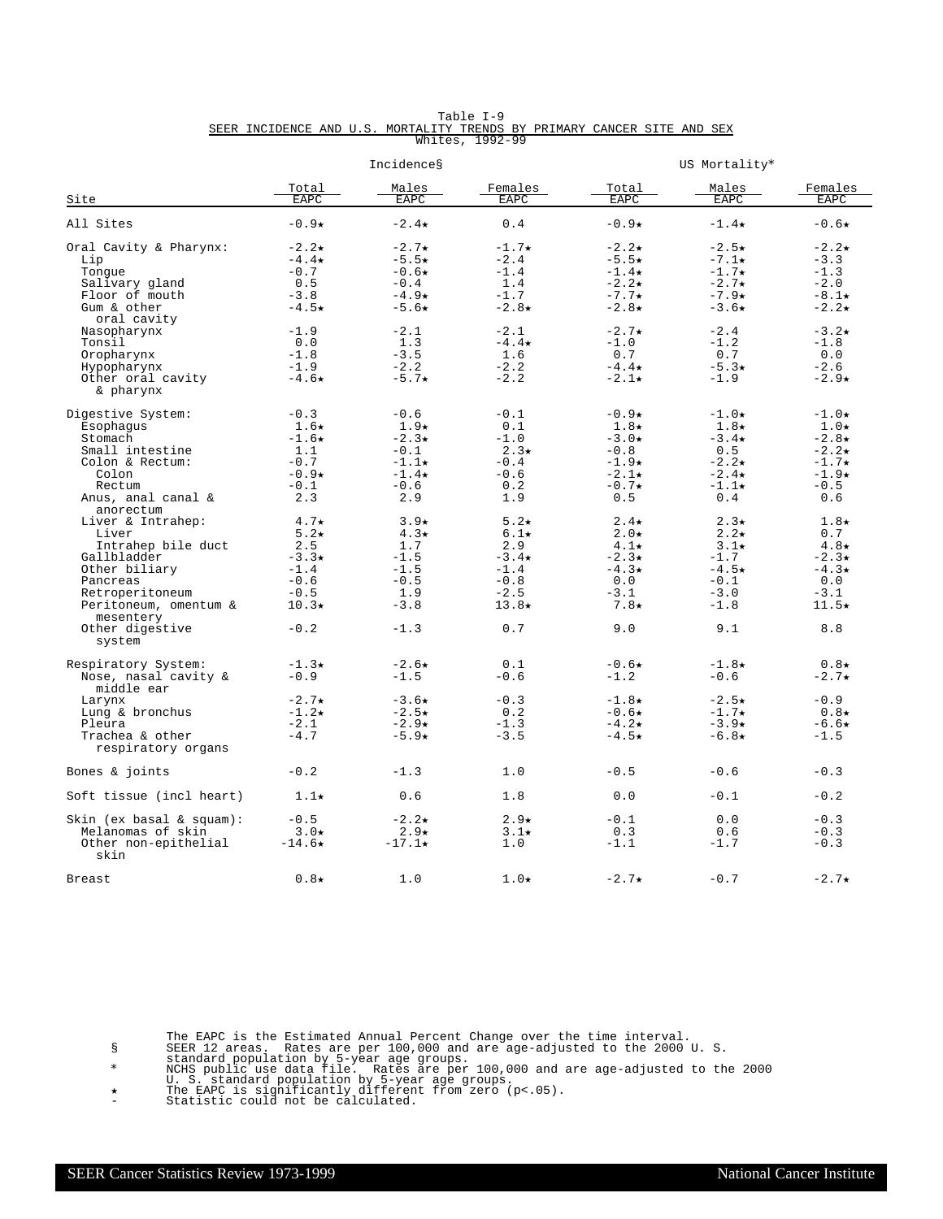# Table I-9
## SEER INCIDENCE AND U.S. MORTALITY TRENDS BY PRIMARY CANCER SITE AND SEX
### Whites, 1992-99

| Site | Incidence§ | | | US Mortality* | | |
|---|---|---|---|---|---|---|
| | Total EAPC | Males EAPC | Females EAPC | Total EAPC | Males EAPC | Females EAPC |
| All Sites | -0.9★ | -2.4★ | 0.4 | -0.9★ | -1.4★ | -0.6★ |
| Oral Cavity & Pharynx: | -2.2★ | -2.7★ | -1.7★ | -2.2★ | -2.5★ | -2.2★ |
| Lip | -4.4★ | -5.5★ | -2.4 | -5.5★ | -7.1★ | -3.3 |
| Tongue | -0.7 | -0.6★ | -1.4 | -1.4★ | -1.7★ | -1.3 |
| Salivary gland | 0.5 | -0.4 | 1.4 | -2.2★ | -2.7★ | -2.0 |
| Floor of mouth | -3.8 | -4.9★ | -1.7 | -7.7★ | -7.9★ | -8.1★ |
| Gum & other oral cavity | -4.5★ | -5.6★ | -2.8★ | -2.8★ | -3.6★ | -2.2★ |
| Nasopharynx | -1.9 | -2.1 | -2.1 | -2.7★ | -2.4 | -3.2★ |
| Tonsil | 0.0 | 1.3 | -4.4★ | -1.0 | -1.2 | -1.8 |
| Oropharynx | -1.8 | -3.5 | 1.6 | 0.7 | 0.7 | 0.0 |
| Hypopharynx | -1.9 | -2.2 | -2.2 | -4.4★ | -5.3★ | -2.6 |
| Other oral cavity & pharynx | -4.6★ | -5.7★ | -2.2 | -2.1★ | -1.9 | -2.9★ |
| Digestive System: | -0.3 | -0.6 | -0.1 | -0.9★ | -1.0★ | -1.0★ |
| Esophagus | 1.6★ | 1.9★ | 0.1 | 1.8★ | 1.8★ | 1.0★ |
| Stomach | -1.6★ | -2.3★ | -1.0 | -3.0★ | -3.4★ | -2.8★ |
| Small intestine | 1.1 | -0.1 | 2.3★ | -0.8 | 0.5 | -2.2★ |
| Colon & Rectum: | -0.7 | -1.1★ | -0.4 | -1.9★ | -2.2★ | -1.7★ |
| Colon | -0.9★ | -1.4★ | -0.6 | -2.1★ | -2.4★ | -1.9★ |
| Rectum | -0.1 | -0.6 | 0.2 | -0.7★ | -1.1★ | -0.5 |
| Anus, anal canal & anorectum | 2.3 | 2.9 | 1.9 | 0.5 | 0.4 | 0.6 |
| Liver & Intrahep: | 4.7★ | 3.9★ | 5.2★ | 2.4★ | 2.3★ | 1.8★ |
| Liver | 5.2★ | 4.3★ | 6.1★ | 2.0★ | 2.2★ | 0.7 |
| Intrahep bile duct | 2.5 | 1.7 | 2.9 | 4.1★ | 3.1★ | 4.8★ |
| Gallbladder | -3.3★ | -1.5 | -3.4★ | -2.3★ | -1.7 | -2.3★ |
| Other biliary | -1.4 | -1.5 | -1.4 | -4.3★ | -4.5★ | -4.3★ |
| Pancreas | -0.6 | -0.5 | -0.8 | 0.0 | -0.1 | 0.0 |
| Retroperitoneum | -0.5 | 1.9 | -2.5 | -3.1 | -3.0 | -3.1 |
| Peritoneum, omentum & mesentery | 10.3★ | -3.8 | 13.8★ | 7.8★ | -1.8 | 11.5★ |
| Other digestive system | -0.2 | -1.3 | 0.7 | 9.0 | 9.1 | 8.8 |
| Respiratory System: | -1.3★ | -2.6★ | 0.1 | -0.6★ | -1.8★ | 0.8★ |
| Nose, nasal cavity & middle ear | -0.9 | -1.5 | -0.6 | -1.2 | -0.6 | -2.7★ |
| Larynx | -2.7★ | -3.6★ | -0.3 | -1.8★ | -2.5★ | -0.9 |
| Lung & bronchus | -1.2★ | -2.5★ | 0.2 | -0.6★ | -1.7★ | 0.8★ |
| Pleura | -2.1 | -2.9★ | -1.3 | -4.2★ | -3.9★ | -6.6★ |
| Trachea & other respiratory organs | -4.7 | -5.9★ | -3.5 | -4.5★ | -6.8★ | -1.5 |
| Bones & joints | -0.2 | -1.3 | 1.0 | -0.5 | -0.6 | -0.3 |
| Soft tissue (incl heart) | 1.1★ | 0.6 | 1.8 | 0.0 | -0.1 | -0.2 |
| Skin (ex basal & squam): | -0.5 | -2.2★ | 2.9★ | -0.1 | 0.0 | -0.3 |
| Melanomas of skin | 3.0★ | 2.9★ | 3.1★ | 0.3 | 0.6 | -0.3 |
| Other non-epithelial skin | -14.6★ | -17.1★ | 1.0 | -1.1 | -1.7 | -0.3 |
| Breast | 0.8★ | 1.0 | 1.0★ | -2.7★ | -0.7 | -2.7★ |

The EAPC is the Estimated Annual Percent Change over the time interval.

§ SEER 12 areas. Rates are per 100,000 and are age-adjusted to the 2000 U. S. standard population by 5-year age groups.

\* NCHS public use data file. Rates are per 100,000 and are age-adjusted to the 2000 U. S. standard population by 5-year age groups.

★ The EAPC is significantly different from zero ($p<.05$).

\- Statistic could not be calculated.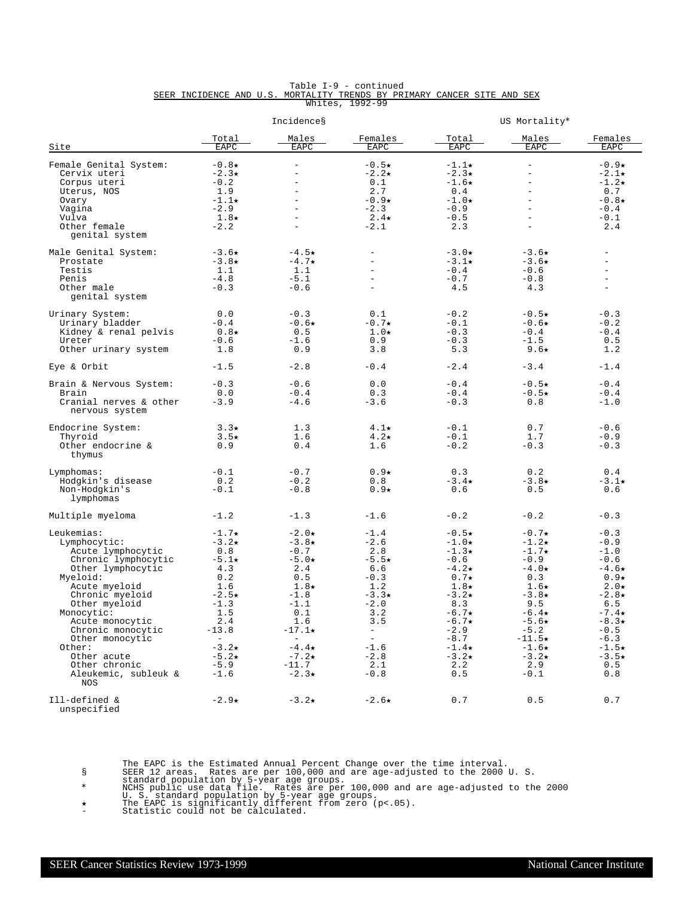Table I-9 - continued

SEER INCIDENCE AND U.S. MORTALITY TRENDS BY PRIMARY CANCER SITE AND SEX

Whites, 1992-99

| Site | Incidence§ Total EAPC | Incidence§ Males EAPC | Incidence§ Females EAPC | US Mortality* Total EAPC | US Mortality* Males EAPC | US Mortality* Females EAPC |
|---|---|---|---|---|---|---|
| Female Genital System: | -0.8★ | - | -0.5★ | -1.1★ | - | -0.9★ |
| Cervix uteri | -2.3★ | - | -2.2★ | -2.3★ | - | -2.1★ |
| Corpus uteri | -0.2 | - | 0.1 | -1.6★ | - | -1.2★ |
| Uterus, NOS | 1.9 | - | 2.7 | 0.4 | - | 0.7 |
| Ovary | -1.1★ | - | -0.9★ | -1.0★ | - | -0.8★ |
| Vagina | -2.9 | - | -2.3 | -0.9 | - | -0.4 |
| Vulva | 1.8★ | - | 2.4★ | -0.5 | - | -0.1 |
| Other female genital system | -2.2 | - | -2.1 | 2.3 | - | 2.4 |
| Male Genital System: | -3.6★ | -4.5★ | - | -3.0★ | -3.6★ | - |
| Prostate | -3.8★ | -4.7★ | - | -3.1★ | -3.6★ | - |
| Testis | 1.1 | 1.1 | - | -0.4 | -0.6 | - |
| Penis | -4.8 | -5.1 | - | -0.7 | -0.8 | - |
| Other male genital system | -0.3 | -0.6 | - | 4.5 | 4.3 | - |
| Urinary System: | 0.0 | -0.3 | 0.1 | -0.2 | -0.5★ | -0.3 |
| Urinary bladder | -0.4 | -0.6★ | -0.7★ | -0.1 | -0.6★ | -0.2 |
| Kidney & renal pelvis | 0.8★ | 0.5 | 1.0★ | -0.3 | -0.4 | -0.4 |
| Ureter | -0.6 | -1.6 | 0.9 | -0.3 | -1.5 | 0.5 |
| Other urinary system | 1.8 | 0.9 | 3.8 | 5.3 | 9.6★ | 1.2 |
| Eye & Orbit | -1.5 | -2.8 | -0.4 | -2.4 | -3.4 | -1.4 |
| Brain & Nervous System: | -0.3 | -0.6 | 0.0 | -0.4 | -0.5★ | -0.4 |
| Brain | 0.0 | -0.4 | 0.3 | -0.4 | -0.5★ | -0.4 |
| Cranial nerves & other nervous system | -3.9 | -4.6 | -3.6 | -0.3 | 0.8 | -1.0 |
| Endocrine System: | 3.3★ | 1.3 | 4.1★ | -0.1 | 0.7 | -0.6 |
| Thyroid | 3.5★ | 1.6 | 4.2★ | -0.1 | 1.7 | -0.9 |
| Other endocrine & thymus | 0.9 | 0.4 | 1.6 | -0.2 | -0.3 | -0.3 |
| Lymphomas: | -0.1 | -0.7 | 0.9★ | 0.3 | 0.2 | 0.4 |
| Hodgkin's disease | 0.2 | -0.2 | 0.8 | -3.4★ | -3.8★ | -3.1★ |
| Non-Hodgkin's lymphomas | -0.1 | -0.8 | 0.9★ | 0.6 | 0.5 | 0.6 |
| Multiple myeloma | -1.2 | -1.3 | -1.6 | -0.2 | -0.2 | -0.3 |
| Leukemias: | -1.7★ | -2.0★ | -1.4 | -0.5★ | -0.7★ | -0.3 |
| Lymphocytic: | -3.2★ | -3.8★ | -2.6 | -1.0★ | -1.2★ | -0.9 |
| Acute lymphocytic | 0.8 | -0.7 | 2.8 | -1.3★ | -1.7★ | -1.0 |
| Chronic lymphocytic | -5.1★ | -5.0★ | -5.5★ | -0.6 | -0.9 | -0.6 |
| Other lymphocytic | 4.3 | 2.4 | 6.6 | -4.2★ | -4.0★ | -4.6★ |
| Myeloid: | 0.2 | 0.5 | -0.3 | 0.7★ | 0.3 | 0.9★ |
| Acute myeloid | 1.6 | 1.8★ | 1.2 | 1.8★ | 1.6★ | 2.0★ |
| Chronic myeloid | -2.5★ | -1.8 | -3.3★ | -3.2★ | -3.8★ | -2.8★ |
| Other myeloid | -1.3 | -1.1 | -2.0 | 8.3 | 9.5 | 6.5 |
| Monocytic: | 1.5 | 0.1 | 3.2 | -6.7★ | -6.4★ | -7.4★ |
| Acute monocytic | 2.4 | 1.6 | 3.5 | -6.7★ | -5.6★ | -8.3★ |
| Chronic monocytic | -13.8 | -17.1★ | - | -2.9 | -5.2 | -0.5 |
| Other monocytic | - | - | - | -8.7 | -11.5★ | -6.3 |
| Other: | -3.2★ | -4.4★ | -1.6 | -1.4★ | -1.6★ | -1.5★ |
| Other acute | -5.2★ | -7.2★ | -2.8 | -3.2★ | -3.2★ | -3.5★ |
| Other chronic | -5.9 | -11.7 | 2.1 | 2.2 | 2.9 | 0.5 |
| Aleukemic, subleuk & NOS | -1.6 | -2.3★ | -0.8 | 0.5 | -0.1 | 0.8 |
| Ill-defined & unspecified | -2.9★ | -3.2★ | -2.6★ | 0.7 | 0.5 | 0.7 |

The EAPC is the Estimated Annual Percent Change over the time interval.

§ SEER 12 areas. Rates are per 100,000 and are age-adjusted to the 2000 U. S. standard population by 5-year age groups.

\* NCHS public use data file. Rates are per 100,000 and are age-adjusted to the 2000 U. S. standard population by 5-year age groups.

★ The EAPC is significantly different from zero ($p<.05$).

\- Statistic could not be calculated.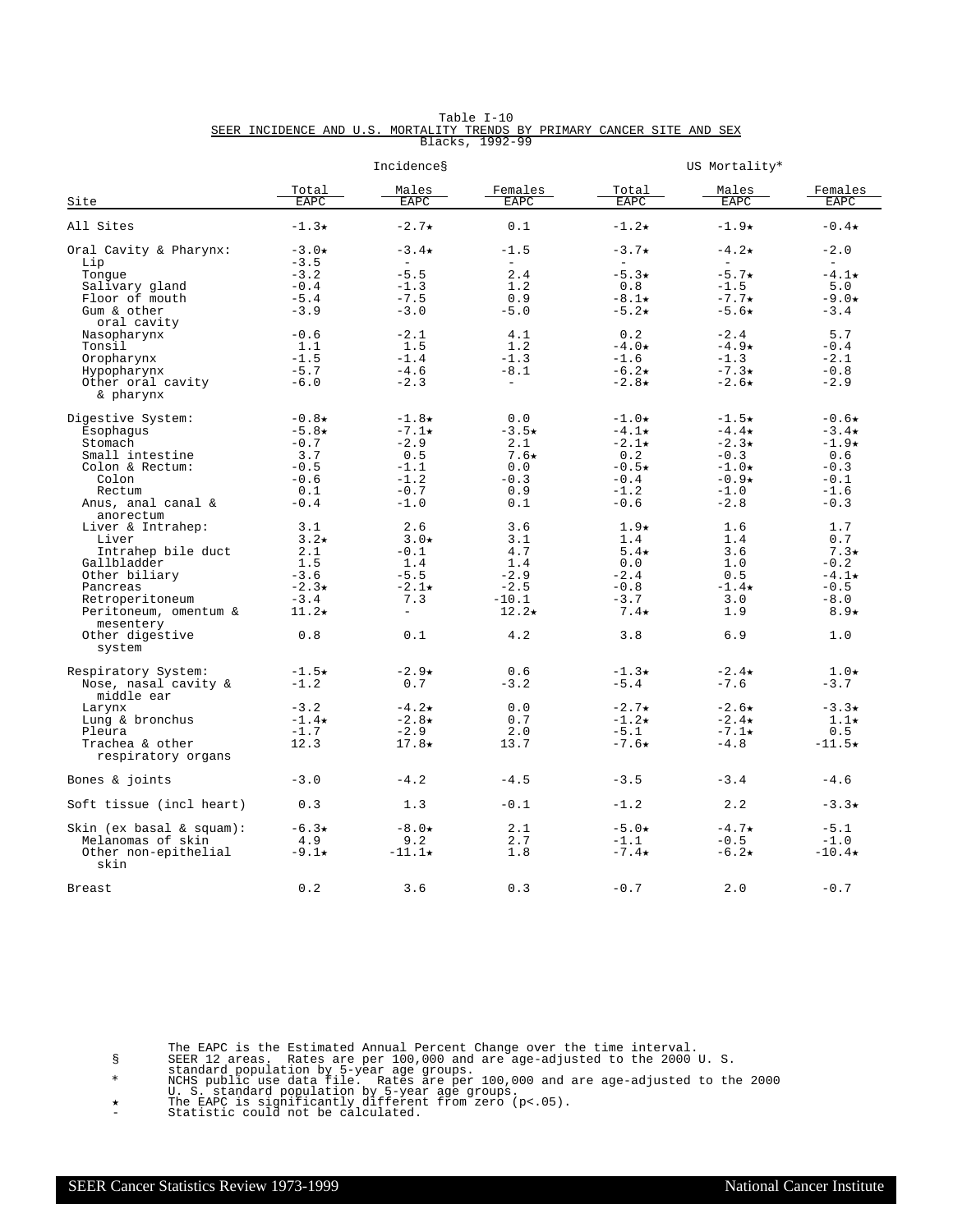Table I-10

SEER INCIDENCE AND U.S. MORTALITY TRENDS BY PRIMARY CANCER SITE AND SEX

Blacks, 1992-99

| Site | Incidence§ | | | US Mortality* | | |
|---|---|---|---|---|---|---|
| | Total EAPC | Males EAPC | Females EAPC | Total EAPC | Males EAPC | Females EAPC |
| All Sites | -1.3⋆ | -2.7⋆ | 0.1 | -1.2⋆ | -1.9⋆ | -0.4⋆ |
| Oral Cavity & Pharynx: | -3.0⋆ | -3.4⋆ | -1.5 | -3.7⋆ | -4.2⋆ | -2.0 |
| Lip | -3.5 | - | - | - | - | - |
| Tongue | -3.2 | -5.5 | 2.4 | -5.3⋆ | -5.7⋆ | -4.1⋆ |
| Salivary gland | -0.4 | -1.3 | 1.2 | 0.8 | -1.5 | 5.0 |
| Floor of mouth | -5.4 | -7.5 | 0.9 | -8.1⋆ | -7.7⋆ | -9.0⋆ |
| Gum & other oral cavity | -3.9 | -3.0 | -5.0 | -5.2⋆ | -5.6⋆ | -3.4 |
| Nasopharynx | -0.6 | -2.1 | 4.1 | 0.2 | -2.4 | 5.7 |
| Tonsil | 1.1 | 1.5 | 1.2 | -4.0⋆ | -4.9⋆ | -0.4 |
| Oropharynx | -1.5 | -1.4 | -1.3 | -1.6 | -1.3 | -2.1 |
| Hypopharynx | -5.7 | -4.6 | -8.1 | -6.2⋆ | -7.3⋆ | -0.8 |
| Other oral cavity & pharynx | -6.0 | -2.3 | - | -2.8⋆ | -2.6⋆ | -2.9 |
| Digestive System: | -0.8⋆ | -1.8⋆ | 0.0 | -1.0⋆ | -1.5⋆ | -0.6⋆ |
| Esophagus | -5.8⋆ | -7.1⋆ | -3.5⋆ | -4.1⋆ | -4.4⋆ | -3.4⋆ |
| Stomach | -0.7 | -2.9 | 2.1 | -2.1⋆ | -2.3⋆ | -1.9⋆ |
| Small intestine | 3.7 | 0.5 | 7.6⋆ | 0.2 | -0.3 | 0.6 |
| Colon & Rectum: | -0.5 | -1.1 | 0.0 | -0.5⋆ | -1.0⋆ | -0.3 |
| Colon | -0.6 | -1.2 | -0.3 | -0.4 | -0.9⋆ | -0.1 |
| Rectum | 0.1 | -0.7 | 0.9 | -1.2 | -1.0 | -1.6 |
| Anus, anal canal & anorectum | -0.4 | -1.0 | 0.1 | -0.6 | -2.8 | -0.3 |
| Liver & Intrahep: | 3.1 | 2.6 | 3.6 | 1.9⋆ | 1.6 | 1.7 |
| Liver | 3.2⋆ | 3.0⋆ | 3.1 | 1.4 | 1.4 | 0.7 |
| Intrahep bile duct | 2.1 | -0.1 | 4.7 | 5.4⋆ | 3.6 | 7.3⋆ |
| Gallbladder | 1.5 | 1.4 | 1.4 | 0.0 | 1.0 | -0.2 |
| Other biliary | -3.6 | -5.5 | -2.9 | -2.4 | 0.5 | -4.1⋆ |
| Pancreas | -2.3⋆ | -2.1⋆ | -2.5 | -0.8 | -1.4⋆ | -0.5 |
| Retroperitoneum | -3.4 | 7.3 | -10.1 | -3.7 | 3.0 | -8.0 |
| Peritoneum, omentum & mesentery | 11.2⋆ | - | 12.2⋆ | 7.4⋆ | 1.9 | 8.9⋆ |
| Other digestive system | 0.8 | 0.1 | 4.2 | 3.8 | 6.9 | 1.0 |
| Respiratory System: | -1.5⋆ | -2.9⋆ | 0.6 | -1.3⋆ | -2.4⋆ | 1.0⋆ |
| Nose, nasal cavity & middle ear | -1.2 | 0.7 | -3.2 | -5.4 | -7.6 | -3.7 |
| Larynx | -3.2 | -4.2⋆ | 0.0 | -2.7⋆ | -2.6⋆ | -3.3⋆ |
| Lung & bronchus | -1.4⋆ | -2.8⋆ | 0.7 | -1.2⋆ | -2.4⋆ | 1.1⋆ |
| Pleura | -1.7 | -2.9 | 2.0 | -5.1 | -7.1⋆ | 0.5 |
| Trachea & other respiratory organs | 12.3 | 17.8⋆ | 13.7 | -7.6⋆ | -4.8 | -11.5⋆ |
| Bones & joints | -3.0 | -4.2 | -4.5 | -3.5 | -3.4 | -4.6 |
| Soft tissue (incl heart) | 0.3 | 1.3 | -0.1 | -1.2 | 2.2 | -3.3⋆ |
| Skin (ex basal & squam): | -6.3⋆ | -8.0⋆ | 2.1 | -5.0⋆ | -4.7⋆ | -5.1 |
| Melanomas of skin | 4.9 | 9.2 | 2.7 | -1.1 | -0.5 | -1.0 |
| Other non-epithelial skin | -9.1⋆ | -11.1⋆ | 1.8 | -7.4⋆ | -6.2⋆ | -10.4⋆ |
| Breast | 0.2 | 3.6 | 0.3 | -0.7 | 2.0 | -0.7 |

The EAPC is the Estimated Annual Percent Change over the time interval.

§ SEER 12 areas. Rates are per 100,000 and are age-adjusted to the 2000 U. S. standard population by 5-year age groups.

\* NCHS public use data file. Rates are per 100,000 and are age-adjusted to the 2000 U. S. standard population by 5-year age groups.

⋆ The EAPC is significantly different from zero (p<.05).

\- Statistic could not be calculated.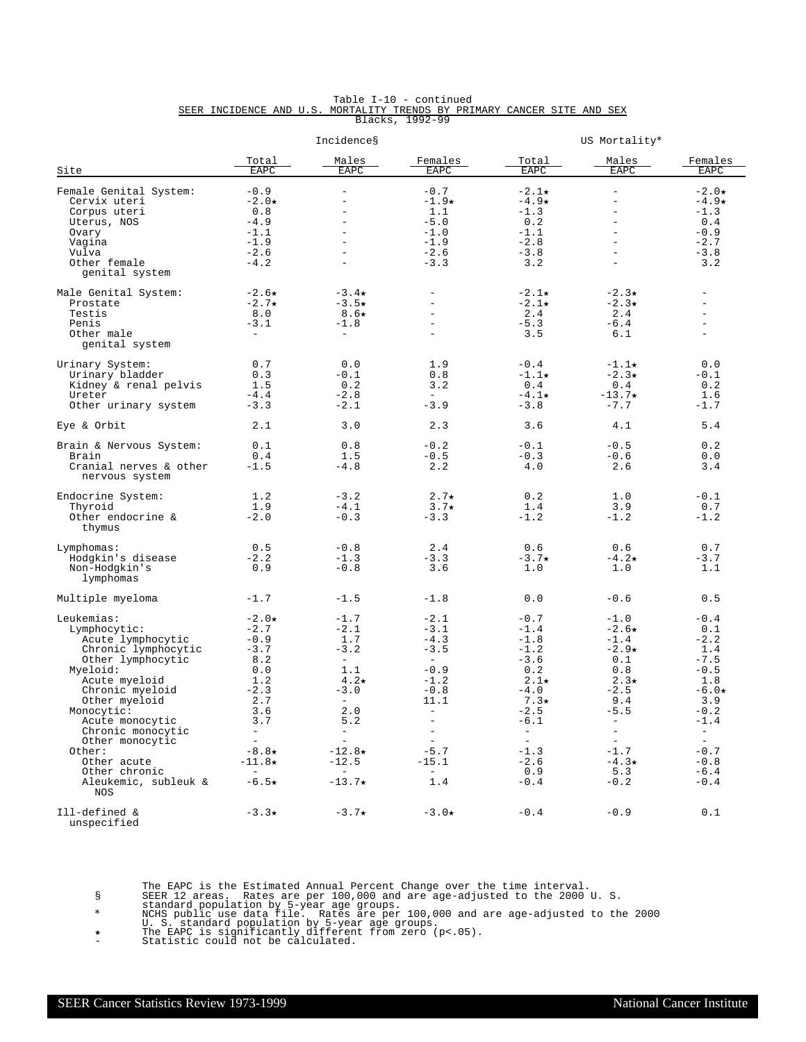Table I-10 - continued

SEER INCIDENCE AND U.S. MORTALITY TRENDS BY PRIMARY CANCER SITE AND SEX

Blacks, 1992-99

| Site | Incidence§ Total EAPC | Incidence§ Males EAPC | Incidence§ Females EAPC | US Mortality* Total EAPC | US Mortality* Males EAPC | US Mortality* Females EAPC |
|---|---|---|---|---|---|---|
| Female Genital System: | -0.9 | - | -0.7 | -2.1★ | - | -2.0★ |
| Cervix uteri | -2.0★ | - | -1.9★ | -4.9★ | - | -4.9★ |
| Corpus uteri | 0.8 | - | 1.1 | -1.3 | - | -1.3 |
| Uterus, NOS | -4.9 | - | -5.0 | 0.2 | - | 0.4 |
| Ovary | -1.1 | - | -1.0 | -1.1 | - | -0.9 |
| Vagina | -1.9 | - | -1.9 | -2.8 | - | -2.7 |
| Vulva | -2.6 | - | -2.6 | -3.8 | - | -3.8 |
| Other female genital system | -4.2 | - | -3.3 | 3.2 | - | 3.2 |
| Male Genital System: | -2.6★ | -3.4★ | - | -2.1★ | -2.3★ | - |
| Prostate | -2.7★ | -3.5★ | - | -2.1★ | -2.3★ | - |
| Testis | 8.0 | 8.6★ | - | 2.4 | 2.4 | - |
| Penis | -3.1 | -1.8 | - | -5.3 | -6.4 | - |
| Other male genital system | - | - | - | 3.5 | 6.1 | - |
| Urinary System: | 0.7 | 0.0 | 1.9 | -0.4 | -1.1★ | 0.0 |
| Urinary bladder | 0.3 | -0.1 | 0.8 | -1.1★ | -2.3★ | -0.1 |
| Kidney & renal pelvis | 1.5 | 0.2 | 3.2 | 0.4 | 0.4 | 0.2 |
| Ureter | -4.4 | -2.8 | - | -4.1★ | -13.7★ | 1.6 |
| Other urinary system | -3.3 | -2.1 | -3.9 | -3.8 | -7.7 | -1.7 |
| Eye & Orbit | 2.1 | 3.0 | 2.3 | 3.6 | 4.1 | 5.4 |
| Brain & Nervous System: | 0.1 | 0.8 | -0.2 | -0.1 | -0.5 | 0.2 |
| Brain | 0.4 | 1.5 | -0.5 | -0.3 | -0.6 | 0.0 |
| Cranial nerves & other nervous system | -1.5 | -4.8 | 2.2 | 4.0 | 2.6 | 3.4 |
| Endocrine System: | 1.2 | -3.2 | 2.7★ | 0.2 | 1.0 | -0.1 |
| Thyroid | 1.9 | -4.1 | 3.7★ | 1.4 | 3.9 | 0.7 |
| Other endocrine & thymus | -2.0 | -0.3 | -3.3 | -1.2 | -1.2 | -1.2 |
| Lymphomas: | 0.5 | -0.8 | 2.4 | 0.6 | 0.6 | 0.7 |
| Hodgkin's disease | -2.2 | -1.3 | -3.3 | -3.7★ | -4.2★ | -3.7 |
| Non-Hodgkin's lymphomas | 0.9 | -0.8 | 3.6 | 1.0 | 1.0 | 1.1 |
| Multiple myeloma | -1.7 | -1.5 | -1.8 | 0.0 | -0.6 | 0.5 |
| Leukemias: | -2.0★ | -1.7 | -2.1 | -0.7 | -1.0 | -0.4 |
| Lymphocytic: | -2.7 | -2.1 | -3.1 | -1.4 | -2.6★ | 0.1 |
| Acute lymphocytic | -0.9 | 1.7 | -4.3 | -1.8 | -1.4 | -2.2 |
| Chronic lymphocytic | -3.7 | -3.2 | -3.5 | -1.2 | -2.9★ | 1.4 |
| Other lymphocytic | 8.2 | - | - | -3.6 | 0.1 | -7.5 |
| Myeloid: | 0.0 | 1.1 | -0.9 | 0.2 | 0.8 | -0.5 |
| Acute myeloid | 1.2 | 4.2★ | -1.2 | 2.1★ | 2.3★ | 1.8 |
| Chronic myeloid | -2.3 | -3.0 | -0.8 | -4.0 | -2.5 | -6.0★ |
| Other myeloid | 2.7 | - | 11.1 | 7.3★ | 9.4 | 3.9 |
| Monocytic: | 3.6 | 2.0 | - | -2.5 | -5.5 | -0.2 |
| Acute monocytic | 3.7 | 5.2 | - | -6.1 | - | -1.4 |
| Chronic monocytic | - | - | - | - | - | - |
| Other monocytic | - | - | - | - | - | - |
| Other: | -8.8★ | -12.8★ | -5.7 | -1.3 | -1.7 | -0.7 |
| Other acute | -11.8★ | -12.5 | -15.1 | -2.6 | -4.3★ | -0.8 |
| Other chronic | - | - | - | 0.9 | 5.3 | -6.4 |
| Aleukemic, subleuk & NOS | -6.5★ | -13.7★ | 1.4 | -0.4 | -0.2 | -0.4 |
| Ill-defined & unspecified | -3.3★ | -3.7★ | -3.0★ | -0.4 | -0.9 | 0.1 |

The EAPC is the Estimated Annual Percent Change over the time interval.

§ SEER 12 areas. Rates are per 100,000 and are age-adjusted to the 2000 U. S. standard population by 5-year age groups.

\* NCHS public use data file. Rates are per 100,000 and are age-adjusted to the 2000 U. S. standard population by 5-year age groups.

★ The EAPC is significantly different from zero (p<.05).

\- Statistic could not be calculated.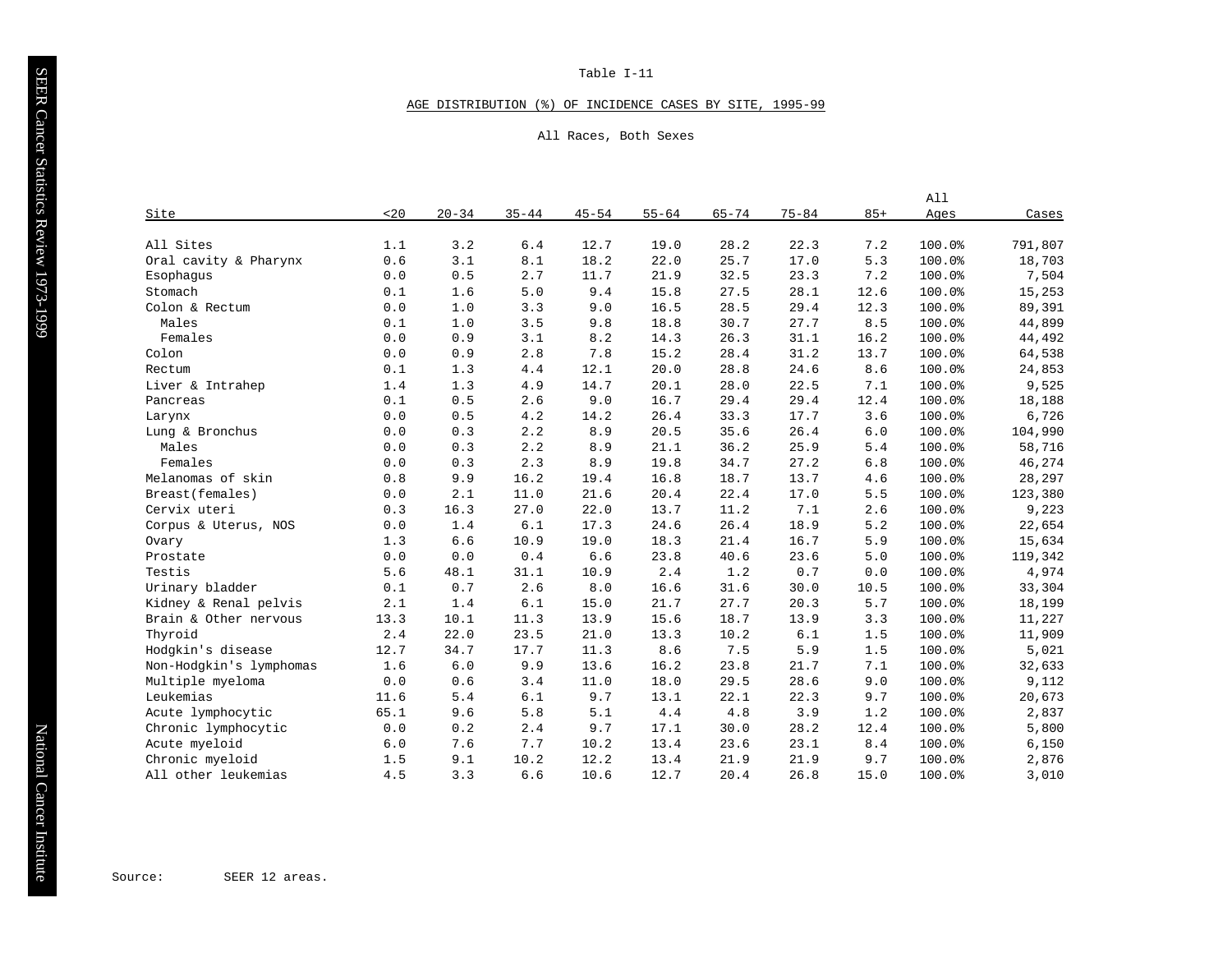Table I-11

AGE DISTRIBUTION (%) OF INCIDENCE CASES BY SITE, 1995-99

All Races, Both Sexes

| Site | <20 | 20-34 | 35-44 | 45-54 | 55-64 | 65-74 | 75-84 | 85+ | All Ages | Cases |
|---|---|---|---|---|---|---|---|---|---|---|
| All Sites | 1.1 | 3.2 | 6.4 | 12.7 | 19.0 | 28.2 | 22.3 | 7.2 | 100.0% | 791,807 |
| Oral cavity & Pharynx | 0.6 | 3.1 | 8.1 | 18.2 | 22.0 | 25.7 | 17.0 | 5.3 | 100.0% | 18,703 |
| Esophagus | 0.0 | 0.5 | 2.7 | 11.7 | 21.9 | 32.5 | 23.3 | 7.2 | 100.0% | 7,504 |
| Stomach | 0.1 | 1.6 | 5.0 | 9.4 | 15.8 | 27.5 | 28.1 | 12.6 | 100.0% | 15,253 |
| Colon & Rectum | 0.0 | 1.0 | 3.3 | 9.0 | 16.5 | 28.5 | 29.4 | 12.3 | 100.0% | 89,391 |
| Males | 0.1 | 1.0 | 3.5 | 9.8 | 18.8 | 30.7 | 27.7 | 8.5 | 100.0% | 44,899 |
| Females | 0.0 | 0.9 | 3.1 | 8.2 | 14.3 | 26.3 | 31.1 | 16.2 | 100.0% | 44,492 |
| Colon | 0.0 | 0.9 | 2.8 | 7.8 | 15.2 | 28.4 | 31.2 | 13.7 | 100.0% | 64,538 |
| Rectum | 0.1 | 1.3 | 4.4 | 12.1 | 20.0 | 28.8 | 24.6 | 8.6 | 100.0% | 24,853 |
| Liver & Intrahep | 1.4 | 1.3 | 4.9 | 14.7 | 20.1 | 28.0 | 22.5 | 7.1 | 100.0% | 9,525 |
| Pancreas | 0.1 | 0.5 | 2.6 | 9.0 | 16.7 | 29.4 | 29.4 | 12.4 | 100.0% | 18,188 |
| Larynx | 0.0 | 0.5 | 4.2 | 14.2 | 26.4 | 33.3 | 17.7 | 3.6 | 100.0% | 6,726 |
| Lung & Bronchus | 0.0 | 0.3 | 2.2 | 8.9 | 20.5 | 35.6 | 26.4 | 6.0 | 100.0% | 104,990 |
| Males | 0.0 | 0.3 | 2.2 | 8.9 | 21.1 | 36.2 | 25.9 | 5.4 | 100.0% | 58,716 |
| Females | 0.0 | 0.3 | 2.3 | 8.9 | 19.8 | 34.7 | 27.2 | 6.8 | 100.0% | 46,274 |
| Melanomas of skin | 0.8 | 9.9 | 16.2 | 19.4 | 16.8 | 18.7 | 13.7 | 4.6 | 100.0% | 28,297 |
| Breast(females) | 0.0 | 2.1 | 11.0 | 21.6 | 20.4 | 22.4 | 17.0 | 5.5 | 100.0% | 123,380 |
| Cervix uteri | 0.3 | 16.3 | 27.0 | 22.0 | 13.7 | 11.2 | 7.1 | 2.6 | 100.0% | 9,223 |
| Corpus & Uterus, NOS | 0.0 | 1.4 | 6.1 | 17.3 | 24.6 | 26.4 | 18.9 | 5.2 | 100.0% | 22,654 |
| Ovary | 1.3 | 6.6 | 10.9 | 19.0 | 18.3 | 21.4 | 16.7 | 5.9 | 100.0% | 15,634 |
| Prostate | 0.0 | 0.0 | 0.4 | 6.6 | 23.8 | 40.6 | 23.6 | 5.0 | 100.0% | 119,342 |
| Testis | 5.6 | 48.1 | 31.1 | 10.9 | 2.4 | 1.2 | 0.7 | 0.0 | 100.0% | 4,974 |
| Urinary bladder | 0.1 | 0.7 | 2.6 | 8.0 | 16.6 | 31.6 | 30.0 | 10.5 | 100.0% | 33,304 |
| Kidney & Renal pelvis | 2.1 | 1.4 | 6.1 | 15.0 | 21.7 | 27.7 | 20.3 | 5.7 | 100.0% | 18,199 |
| Brain & Other nervous | 13.3 | 10.1 | 11.3 | 13.9 | 15.6 | 18.7 | 13.9 | 3.3 | 100.0% | 11,227 |
| Thyroid | 2.4 | 22.0 | 23.5 | 21.0 | 13.3 | 10.2 | 6.1 | 1.5 | 100.0% | 11,909 |
| Hodgkin's disease | 12.7 | 34.7 | 17.7 | 11.3 | 8.6 | 7.5 | 5.9 | 1.5 | 100.0% | 5,021 |
| Non-Hodgkin's lymphomas | 1.6 | 6.0 | 9.9 | 13.6 | 16.2 | 23.8 | 21.7 | 7.1 | 100.0% | 32,633 |
| Multiple myeloma | 0.0 | 0.6 | 3.4 | 11.0 | 18.0 | 29.5 | 28.6 | 9.0 | 100.0% | 9,112 |
| Leukemias | 11.6 | 5.4 | 6.1 | 9.7 | 13.1 | 22.1 | 22.3 | 9.7 | 100.0% | 20,673 |
| Acute lymphocytic | 65.1 | 9.6 | 5.8 | 5.1 | 4.4 | 4.8 | 3.9 | 1.2 | 100.0% | 2,837 |
| Chronic lymphocytic | 0.0 | 0.2 | 2.4 | 9.7 | 17.1 | 30.0 | 28.2 | 12.4 | 100.0% | 5,800 |
| Acute myeloid | 6.0 | 7.6 | 7.7 | 10.2 | 13.4 | 23.6 | 23.1 | 8.4 | 100.0% | 6,150 |
| Chronic myeloid | 1.5 | 9.1 | 10.2 | 12.2 | 13.4 | 21.9 | 21.9 | 9.7 | 100.0% | 2,876 |
| All other leukemias | 4.5 | 3.3 | 6.6 | 10.6 | 12.7 | 20.4 | 26.8 | 15.0 | 100.0% | 3,010 |

Source: SEER 12 areas.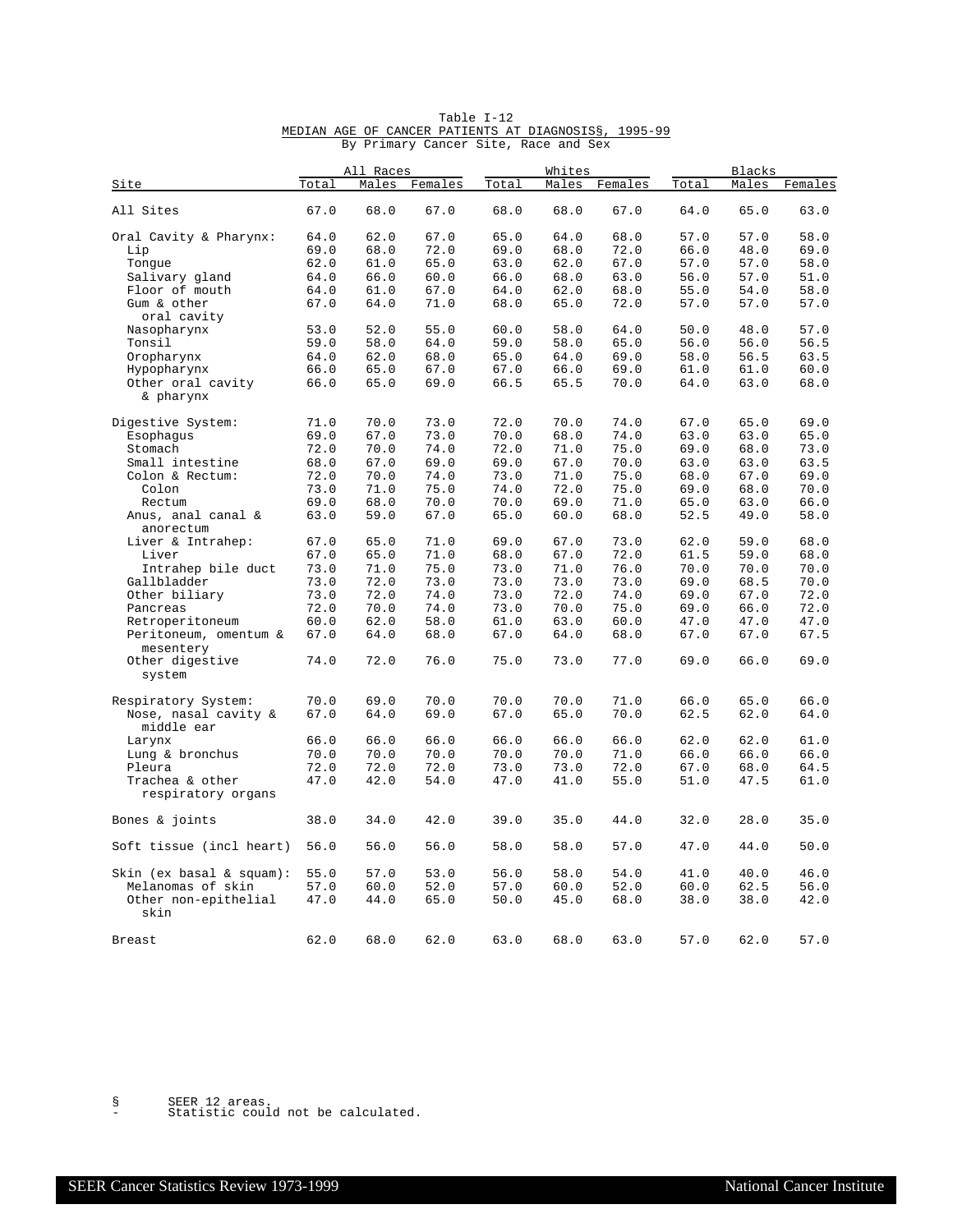Table I-12

MEDIAN AGE OF CANCER PATIENTS AT DIAGNOSIS§, 1995-99

By Primary Cancer Site, Race and Sex

| Site | All Races | | | Whites | | | Blacks | | |
|---|---|---|---|---|---|---|---|---|---|
| | Total | Males | Females | Total | Males | Females | Total | Males | Females |
| All Sites | 67.0 | 68.0 | 67.0 | 68.0 | 68.0 | 67.0 | 64.0 | 65.0 | 63.0 |
| Oral Cavity & Pharynx: | 64.0 | 62.0 | 67.0 | 65.0 | 64.0 | 68.0 | 57.0 | 57.0 | 58.0 |
| Lip | 69.0 | 68.0 | 72.0 | 69.0 | 68.0 | 72.0 | 66.0 | 48.0 | 69.0 |
| Tongue | 62.0 | 61.0 | 65.0 | 63.0 | 62.0 | 67.0 | 57.0 | 57.0 | 58.0 |
| Salivary gland | 64.0 | 66.0 | 60.0 | 66.0 | 68.0 | 63.0 | 56.0 | 57.0 | 51.0 |
| Floor of mouth | 64.0 | 61.0 | 67.0 | 64.0 | 62.0 | 68.0 | 55.0 | 54.0 | 58.0 |
| Gum & other oral cavity | 67.0 | 64.0 | 71.0 | 68.0 | 65.0 | 72.0 | 57.0 | 57.0 | 57.0 |
| Nasopharynx | 53.0 | 52.0 | 55.0 | 60.0 | 58.0 | 64.0 | 50.0 | 48.0 | 57.0 |
| Tonsil | 59.0 | 58.0 | 64.0 | 59.0 | 58.0 | 65.0 | 56.0 | 56.0 | 56.5 |
| Oropharynx | 64.0 | 62.0 | 68.0 | 65.0 | 64.0 | 69.0 | 58.0 | 56.5 | 63.5 |
| Hypopharynx | 66.0 | 65.0 | 67.0 | 67.0 | 66.0 | 69.0 | 61.0 | 61.0 | 60.0 |
| Other oral cavity & pharynx | 66.0 | 65.0 | 69.0 | 66.5 | 65.5 | 70.0 | 64.0 | 63.0 | 68.0 |
| Digestive System: | 71.0 | 70.0 | 73.0 | 72.0 | 70.0 | 74.0 | 67.0 | 65.0 | 69.0 |
| Esophagus | 69.0 | 67.0 | 73.0 | 70.0 | 68.0 | 74.0 | 63.0 | 63.0 | 65.0 |
| Stomach | 72.0 | 70.0 | 74.0 | 72.0 | 71.0 | 75.0 | 69.0 | 68.0 | 73.0 |
| Small intestine | 68.0 | 67.0 | 69.0 | 69.0 | 67.0 | 70.0 | 63.0 | 63.0 | 63.5 |
| Colon & Rectum: | 72.0 | 70.0 | 74.0 | 73.0 | 71.0 | 75.0 | 68.0 | 67.0 | 69.0 |
| Colon | 73.0 | 71.0 | 75.0 | 74.0 | 72.0 | 75.0 | 69.0 | 68.0 | 70.0 |
| Rectum | 69.0 | 68.0 | 70.0 | 70.0 | 69.0 | 71.0 | 65.0 | 63.0 | 66.0 |
| Anus, anal canal & anorectum | 63.0 | 59.0 | 67.0 | 65.0 | 60.0 | 68.0 | 52.5 | 49.0 | 58.0 |
| Liver & Intrahep: | 67.0 | 65.0 | 71.0 | 69.0 | 67.0 | 73.0 | 62.0 | 59.0 | 68.0 |
| Liver | 67.0 | 65.0 | 71.0 | 68.0 | 67.0 | 72.0 | 61.5 | 59.0 | 68.0 |
| Intrahep bile duct | 73.0 | 71.0 | 75.0 | 73.0 | 71.0 | 76.0 | 70.0 | 70.0 | 70.0 |
| Gallbladder | 73.0 | 72.0 | 73.0 | 73.0 | 73.0 | 73.0 | 69.0 | 68.5 | 70.0 |
| Other biliary | 73.0 | 72.0 | 74.0 | 73.0 | 72.0 | 74.0 | 69.0 | 67.0 | 72.0 |
| Pancreas | 72.0 | 70.0 | 74.0 | 73.0 | 70.0 | 75.0 | 69.0 | 66.0 | 72.0 |
| Retroperitoneum | 60.0 | 62.0 | 58.0 | 61.0 | 63.0 | 60.0 | 47.0 | 47.0 | 47.0 |
| Peritoneum, omentum & mesentery | 67.0 | 64.0 | 68.0 | 67.0 | 64.0 | 68.0 | 67.0 | 67.0 | 67.5 |
| Other digestive system | 74.0 | 72.0 | 76.0 | 75.0 | 73.0 | 77.0 | 69.0 | 66.0 | 69.0 |
| Respiratory System: | 70.0 | 69.0 | 70.0 | 70.0 | 70.0 | 71.0 | 66.0 | 65.0 | 66.0 |
| Nose, nasal cavity & middle ear | 67.0 | 64.0 | 69.0 | 67.0 | 65.0 | 70.0 | 62.5 | 62.0 | 64.0 |
| Larynx | 66.0 | 66.0 | 66.0 | 66.0 | 66.0 | 66.0 | 62.0 | 62.0 | 61.0 |
| Lung & bronchus | 70.0 | 70.0 | 70.0 | 70.0 | 70.0 | 71.0 | 66.0 | 66.0 | 66.0 |
| Pleura | 72.0 | 72.0 | 72.0 | 73.0 | 73.0 | 72.0 | 67.0 | 68.0 | 64.5 |
| Trachea & other respiratory organs | 47.0 | 42.0 | 54.0 | 47.0 | 41.0 | 55.0 | 51.0 | 47.5 | 61.0 |
| Bones & joints | 38.0 | 34.0 | 42.0 | 39.0 | 35.0 | 44.0 | 32.0 | 28.0 | 35.0 |
| Soft tissue (incl heart) | 56.0 | 56.0 | 56.0 | 58.0 | 58.0 | 57.0 | 47.0 | 44.0 | 50.0 |
| Skin (ex basal & squam): | 55.0 | 57.0 | 53.0 | 56.0 | 58.0 | 54.0 | 41.0 | 40.0 | 46.0 |
| Melanomas of skin | 57.0 | 60.0 | 52.0 | 57.0 | 60.0 | 52.0 | 60.0 | 62.5 | 56.0 |
| Other non-epithelial skin | 47.0 | 44.0 | 65.0 | 50.0 | 45.0 | 68.0 | 38.0 | 38.0 | 42.0 |
| Breast | 62.0 | 68.0 | 62.0 | 63.0 | 68.0 | 63.0 | 57.0 | 62.0 | 57.0 |

§ SEER 12 areas.
\- Statistic could not be calculated.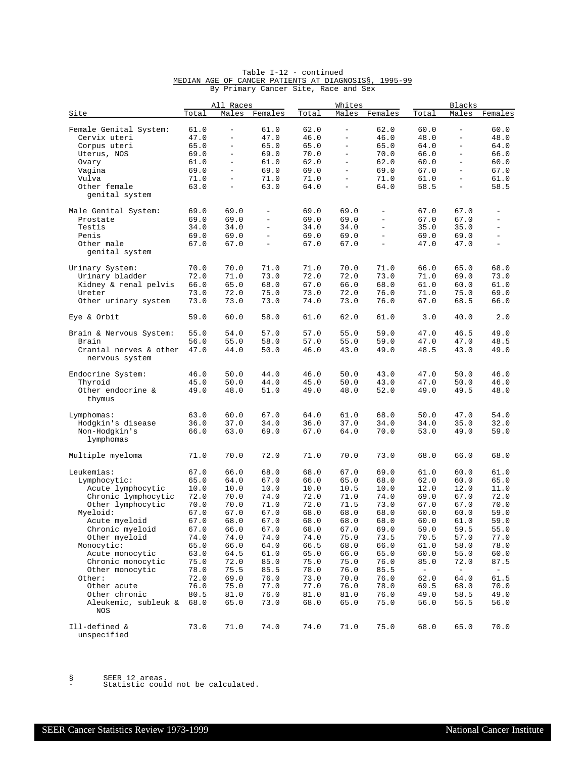Table I-12 - continued

MEDIAN AGE OF CANCER PATIENTS AT DIAGNOSIS§, 1995-99

By Primary Cancer Site, Race and Sex

| Site | All Races | | | Whites | | | Blacks | | |
|---|---|---|---|---|---|---|---|---|---|
| | Total | Males | Females | Total | Males | Females | Total | Males | Females |
| Female Genital System: | 61.0 | - | 61.0 | 62.0 | - | 62.0 | 60.0 | - | 60.0 |
| Cervix uteri | 47.0 | - | 47.0 | 46.0 | - | 46.0 | 48.0 | - | 48.0 |
| Corpus uteri | 65.0 | - | 65.0 | 65.0 | - | 65.0 | 64.0 | - | 64.0 |
| Uterus, NOS | 69.0 | - | 69.0 | 70.0 | - | 70.0 | 66.0 | - | 66.0 |
| Ovary | 61.0 | - | 61.0 | 62.0 | - | 62.0 | 60.0 | - | 60.0 |
| Vagina | 69.0 | - | 69.0 | 69.0 | - | 69.0 | 67.0 | - | 67.0 |
| Vulva | 71.0 | - | 71.0 | 71.0 | - | 71.0 | 61.0 | - | 61.0 |
| Other female genital system | 63.0 | - | 63.0 | 64.0 | - | 64.0 | 58.5 | - | 58.5 |
| Male Genital System: | 69.0 | 69.0 | - | 69.0 | 69.0 | - | 67.0 | 67.0 | - |
| Prostate | 69.0 | 69.0 | - | 69.0 | 69.0 | - | 67.0 | 67.0 | - |
| Testis | 34.0 | 34.0 | - | 34.0 | 34.0 | - | 35.0 | 35.0 | - |
| Penis | 69.0 | 69.0 | - | 69.0 | 69.0 | - | 69.0 | 69.0 | - |
| Other male genital system | 67.0 | 67.0 | - | 67.0 | 67.0 | - | 47.0 | 47.0 | - |
| Urinary System: | 70.0 | 70.0 | 71.0 | 71.0 | 70.0 | 71.0 | 66.0 | 65.0 | 68.0 |
| Urinary bladder | 72.0 | 71.0 | 73.0 | 72.0 | 72.0 | 73.0 | 71.0 | 69.0 | 73.0 |
| Kidney & renal pelvis | 66.0 | 65.0 | 68.0 | 67.0 | 66.0 | 68.0 | 61.0 | 60.0 | 61.0 |
| Ureter | 73.0 | 72.0 | 75.0 | 73.0 | 72.0 | 76.0 | 71.0 | 75.0 | 69.0 |
| Other urinary system | 73.0 | 73.0 | 73.0 | 74.0 | 73.0 | 76.0 | 67.0 | 68.5 | 66.0 |
| Eye & Orbit | 59.0 | 60.0 | 58.0 | 61.0 | 62.0 | 61.0 | 3.0 | 40.0 | 2.0 |
| Brain & Nervous System: | 55.0 | 54.0 | 57.0 | 57.0 | 55.0 | 59.0 | 47.0 | 46.5 | 49.0 |
| Brain | 56.0 | 55.0 | 58.0 | 57.0 | 55.0 | 59.0 | 47.0 | 47.0 | 48.5 |
| Cranial nerves & other nervous system | 47.0 | 44.0 | 50.0 | 46.0 | 43.0 | 49.0 | 48.5 | 43.0 | 49.0 |
| Endocrine System: | 46.0 | 50.0 | 44.0 | 46.0 | 50.0 | 43.0 | 47.0 | 50.0 | 46.0 |
| Thyroid | 45.0 | 50.0 | 44.0 | 45.0 | 50.0 | 43.0 | 47.0 | 50.0 | 46.0 |
| Other endocrine & thymus | 49.0 | 48.0 | 51.0 | 49.0 | 48.0 | 52.0 | 49.0 | 49.5 | 48.0 |
| Lymphomas: | 63.0 | 60.0 | 67.0 | 64.0 | 61.0 | 68.0 | 50.0 | 47.0 | 54.0 |
| Hodgkin's disease | 36.0 | 37.0 | 34.0 | 36.0 | 37.0 | 34.0 | 34.0 | 35.0 | 32.0 |
| Non-Hodgkin's lymphomas | 66.0 | 63.0 | 69.0 | 67.0 | 64.0 | 70.0 | 53.0 | 49.0 | 59.0 |
| Multiple myeloma | 71.0 | 70.0 | 72.0 | 71.0 | 70.0 | 73.0 | 68.0 | 66.0 | 68.0 |
| Leukemias: | 67.0 | 66.0 | 68.0 | 68.0 | 67.0 | 69.0 | 61.0 | 60.0 | 61.0 |
| Lymphocytic: | 65.0 | 64.0 | 67.0 | 66.0 | 65.0 | 68.0 | 62.0 | 60.0 | 65.0 |
| Acute lymphocytic | 10.0 | 10.0 | 10.0 | 10.0 | 10.5 | 10.0 | 12.0 | 12.0 | 11.0 |
| Chronic lymphocytic | 72.0 | 70.0 | 74.0 | 72.0 | 71.0 | 74.0 | 69.0 | 67.0 | 72.0 |
| Other lymphocytic | 70.0 | 70.0 | 71.0 | 72.0 | 71.5 | 73.0 | 67.0 | 67.0 | 70.0 |
| Myeloid: | 67.0 | 67.0 | 67.0 | 68.0 | 68.0 | 68.0 | 60.0 | 60.0 | 59.0 |
| Acute myeloid | 67.0 | 68.0 | 67.0 | 68.0 | 68.0 | 68.0 | 60.0 | 61.0 | 59.0 |
| Chronic myeloid | 67.0 | 66.0 | 67.0 | 68.0 | 67.0 | 69.0 | 59.0 | 59.5 | 55.0 |
| Other myeloid | 74.0 | 74.0 | 74.0 | 74.0 | 75.0 | 73.5 | 70.5 | 57.0 | 77.0 |
| Monocytic: | 65.0 | 66.0 | 64.0 | 66.5 | 68.0 | 66.0 | 61.0 | 58.0 | 78.0 |
| Acute monocytic | 63.0 | 64.5 | 61.0 | 65.0 | 66.0 | 65.0 | 60.0 | 55.0 | 60.0 |
| Chronic monocytic | 75.0 | 72.0 | 85.0 | 75.0 | 75.0 | 76.0 | 85.0 | 72.0 | 87.5 |
| Other monocytic | 78.0 | 75.5 | 85.5 | 78.0 | 76.0 | 85.5 | - | - | - |
| Other: | 72.0 | 69.0 | 76.0 | 73.0 | 70.0 | 76.0 | 62.0 | 64.0 | 61.5 |
| Other acute | 76.0 | 75.0 | 77.0 | 77.0 | 76.0 | 78.0 | 69.5 | 68.0 | 70.0 |
| Other chronic | 80.5 | 81.0 | 76.0 | 81.0 | 81.0 | 76.0 | 49.0 | 58.5 | 49.0 |
| Aleukemic, subleuk & NOS | 68.0 | 65.0 | 73.0 | 68.0 | 65.0 | 75.0 | 56.0 | 56.5 | 56.0 |
| Ill-defined & unspecified | 73.0 | 71.0 | 74.0 | 74.0 | 71.0 | 75.0 | 68.0 | 65.0 | 70.0 |

§ SEER 12 areas.

- Statistic could not be calculated.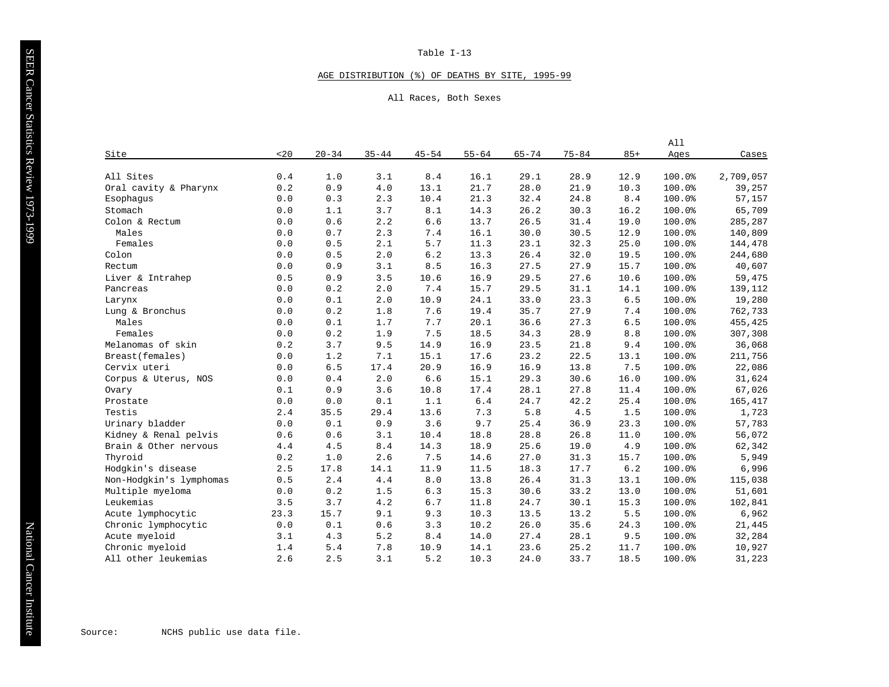Table I-13

AGE DISTRIBUTION (%) OF DEATHS BY SITE, 1995-99

All Races, Both Sexes

| Site | <20 | 20-34 | 35-44 | 45-54 | 55-64 | 65-74 | 75-84 | 85+ | All Ages | Cases |
|---|---|---|---|---|---|---|---|---|---|---|
| All Sites | 0.4 | 1.0 | 3.1 | 8.4 | 16.1 | 29.1 | 28.9 | 12.9 | 100.0% | 2,709,057 |
| Oral cavity & Pharynx | 0.2 | 0.9 | 4.0 | 13.1 | 21.7 | 28.0 | 21.9 | 10.3 | 100.0% | 39,257 |
| Esophagus | 0.0 | 0.3 | 2.3 | 10.4 | 21.3 | 32.4 | 24.8 | 8.4 | 100.0% | 57,157 |
| Stomach | 0.0 | 1.1 | 3.7 | 8.1 | 14.3 | 26.2 | 30.3 | 16.2 | 100.0% | 65,709 |
| Colon & Rectum | 0.0 | 0.6 | 2.2 | 6.6 | 13.7 | 26.5 | 31.4 | 19.0 | 100.0% | 285,287 |
| Males | 0.0 | 0.7 | 2.3 | 7.4 | 16.1 | 30.0 | 30.5 | 12.9 | 100.0% | 140,809 |
| Females | 0.0 | 0.5 | 2.1 | 5.7 | 11.3 | 23.1 | 32.3 | 25.0 | 100.0% | 144,478 |
| Colon | 0.0 | 0.5 | 2.0 | 6.2 | 13.3 | 26.4 | 32.0 | 19.5 | 100.0% | 244,680 |
| Rectum | 0.0 | 0.9 | 3.1 | 8.5 | 16.3 | 27.5 | 27.9 | 15.7 | 100.0% | 40,607 |
| Liver & Intrahep | 0.5 | 0.9 | 3.5 | 10.6 | 16.9 | 29.5 | 27.6 | 10.6 | 100.0% | 59,475 |
| Pancreas | 0.0 | 0.2 | 2.0 | 7.4 | 15.7 | 29.5 | 31.1 | 14.1 | 100.0% | 139,112 |
| Larynx | 0.0 | 0.1 | 2.0 | 10.9 | 24.1 | 33.0 | 23.3 | 6.5 | 100.0% | 19,280 |
| Lung & Bronchus | 0.0 | 0.2 | 1.8 | 7.6 | 19.4 | 35.7 | 27.9 | 7.4 | 100.0% | 762,733 |
| Males | 0.0 | 0.1 | 1.7 | 7.7 | 20.1 | 36.6 | 27.3 | 6.5 | 100.0% | 455,425 |
| Females | 0.0 | 0.2 | 1.9 | 7.5 | 18.5 | 34.3 | 28.9 | 8.8 | 100.0% | 307,308 |
| Melanomas of skin | 0.2 | 3.7 | 9.5 | 14.9 | 16.9 | 23.5 | 21.8 | 9.4 | 100.0% | 36,068 |
| Breast(females) | 0.0 | 1.2 | 7.1 | 15.1 | 17.6 | 23.2 | 22.5 | 13.1 | 100.0% | 211,756 |
| Cervix uteri | 0.0 | 6.5 | 17.4 | 20.9 | 16.9 | 16.9 | 13.8 | 7.5 | 100.0% | 22,086 |
| Corpus & Uterus, NOS | 0.0 | 0.4 | 2.0 | 6.6 | 15.1 | 29.3 | 30.6 | 16.0 | 100.0% | 31,624 |
| Ovary | 0.1 | 0.9 | 3.6 | 10.8 | 17.4 | 28.1 | 27.8 | 11.4 | 100.0% | 67,026 |
| Prostate | 0.0 | 0.0 | 0.1 | 1.1 | 6.4 | 24.7 | 42.2 | 25.4 | 100.0% | 165,417 |
| Testis | 2.4 | 35.5 | 29.4 | 13.6 | 7.3 | 5.8 | 4.5 | 1.5 | 100.0% | 1,723 |
| Urinary bladder | 0.0 | 0.1 | 0.9 | 3.6 | 9.7 | 25.4 | 36.9 | 23.3 | 100.0% | 57,783 |
| Kidney & Renal pelvis | 0.6 | 0.6 | 3.1 | 10.4 | 18.8 | 28.8 | 26.8 | 11.0 | 100.0% | 56,072 |
| Brain & Other nervous | 4.4 | 4.5 | 8.4 | 14.3 | 18.9 | 25.6 | 19.0 | 4.9 | 100.0% | 62,342 |
| Thyroid | 0.2 | 1.0 | 2.6 | 7.5 | 14.6 | 27.0 | 31.3 | 15.7 | 100.0% | 5,949 |
| Hodgkin's disease | 2.5 | 17.8 | 14.1 | 11.9 | 11.5 | 18.3 | 17.7 | 6.2 | 100.0% | 6,996 |
| Non-Hodgkin's lymphomas | 0.5 | 2.4 | 4.4 | 8.0 | 13.8 | 26.4 | 31.3 | 13.1 | 100.0% | 115,038 |
| Multiple myeloma | 0.0 | 0.2 | 1.5 | 6.3 | 15.3 | 30.6 | 33.2 | 13.0 | 100.0% | 51,601 |
| Leukemias | 3.5 | 3.7 | 4.2 | 6.7 | 11.8 | 24.7 | 30.1 | 15.3 | 100.0% | 102,841 |
| Acute lymphocytic | 23.3 | 15.7 | 9.1 | 9.3 | 10.3 | 13.5 | 13.2 | 5.5 | 100.0% | 6,962 |
| Chronic lymphocytic | 0.0 | 0.1 | 0.6 | 3.3 | 10.2 | 26.0 | 35.6 | 24.3 | 100.0% | 21,445 |
| Acute myeloid | 3.1 | 4.3 | 5.2 | 8.4 | 14.0 | 27.4 | 28.1 | 9.5 | 100.0% | 32,284 |
| Chronic myeloid | 1.4 | 5.4 | 7.8 | 10.9 | 14.1 | 23.6 | 25.2 | 11.7 | 100.0% | 10,927 |
| All other leukemias | 2.6 | 2.5 | 3.1 | 5.2 | 10.3 | 24.0 | 33.7 | 18.5 | 100.0% | 31,223 |

Source: NCHS public use data file.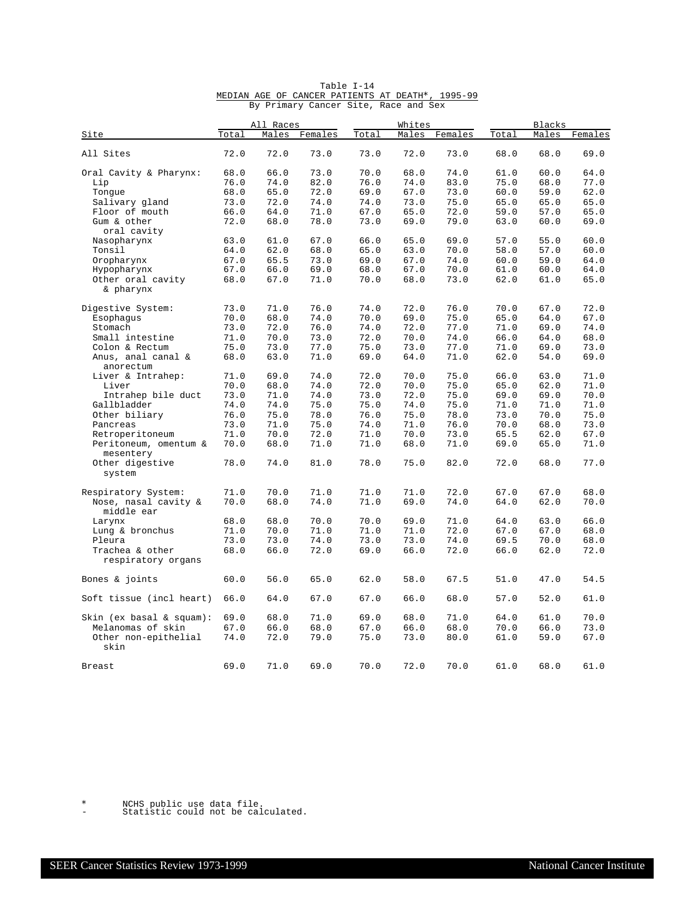Table I-14

MEDIAN AGE OF CANCER PATIENTS AT DEATH*, 1995-99

By Primary Cancer Site, Race and Sex

| Site | All Races | | | Whites | | | Blacks | | |
|---|---|---|---|---|---|---|---|---|---|
| | Total | Males | Females | Total | Males | Females | Total | Males | Females |
| All Sites | 72.0 | 72.0 | 73.0 | 73.0 | 72.0 | 73.0 | 68.0 | 68.0 | 69.0 |
| Oral Cavity & Pharynx: | 68.0 | 66.0 | 73.0 | 70.0 | 68.0 | 74.0 | 61.0 | 60.0 | 64.0 |
| Lip | 76.0 | 74.0 | 82.0 | 76.0 | 74.0 | 83.0 | 75.0 | 68.0 | 77.0 |
| Tongue | 68.0 | 65.0 | 72.0 | 69.0 | 67.0 | 73.0 | 60.0 | 59.0 | 62.0 |
| Salivary gland | 73.0 | 72.0 | 74.0 | 74.0 | 73.0 | 75.0 | 65.0 | 65.0 | 65.0 |
| Floor of mouth | 66.0 | 64.0 | 71.0 | 67.0 | 65.0 | 72.0 | 59.0 | 57.0 | 65.0 |
| Gum & other oral cavity | 72.0 | 68.0 | 78.0 | 73.0 | 69.0 | 79.0 | 63.0 | 60.0 | 69.0 |
| Nasopharynx | 63.0 | 61.0 | 67.0 | 66.0 | 65.0 | 69.0 | 57.0 | 55.0 | 60.0 |
| Tonsil | 64.0 | 62.0 | 68.0 | 65.0 | 63.0 | 70.0 | 58.0 | 57.0 | 60.0 |
| Oropharynx | 67.0 | 65.5 | 73.0 | 69.0 | 67.0 | 74.0 | 60.0 | 59.0 | 64.0 |
| Hypopharynx | 67.0 | 66.0 | 69.0 | 68.0 | 67.0 | 70.0 | 61.0 | 60.0 | 64.0 |
| Other oral cavity & pharynx | 68.0 | 67.0 | 71.0 | 70.0 | 68.0 | 73.0 | 62.0 | 61.0 | 65.0 |
| Digestive System: | 73.0 | 71.0 | 76.0 | 74.0 | 72.0 | 76.0 | 70.0 | 67.0 | 72.0 |
| Esophagus | 70.0 | 68.0 | 74.0 | 70.0 | 69.0 | 75.0 | 65.0 | 64.0 | 67.0 |
| Stomach | 73.0 | 72.0 | 76.0 | 74.0 | 72.0 | 77.0 | 71.0 | 69.0 | 74.0 |
| Small intestine | 71.0 | 70.0 | 73.0 | 72.0 | 70.0 | 74.0 | 66.0 | 64.0 | 68.0 |
| Colon & Rectum | 75.0 | 73.0 | 77.0 | 75.0 | 73.0 | 77.0 | 71.0 | 69.0 | 73.0 |
| Anus, anal canal & anorectum | 68.0 | 63.0 | 71.0 | 69.0 | 64.0 | 71.0 | 62.0 | 54.0 | 69.0 |
| Liver & Intrahep: | 71.0 | 69.0 | 74.0 | 72.0 | 70.0 | 75.0 | 66.0 | 63.0 | 71.0 |
| Liver | 70.0 | 68.0 | 74.0 | 72.0 | 70.0 | 75.0 | 65.0 | 62.0 | 71.0 |
| Intrahep bile duct | 73.0 | 71.0 | 74.0 | 73.0 | 72.0 | 75.0 | 69.0 | 69.0 | 70.0 |
| Gallbladder | 74.0 | 74.0 | 75.0 | 75.0 | 74.0 | 75.0 | 71.0 | 71.0 | 71.0 |
| Other biliary | 76.0 | 75.0 | 78.0 | 76.0 | 75.0 | 78.0 | 73.0 | 70.0 | 75.0 |
| Pancreas | 73.0 | 71.0 | 75.0 | 74.0 | 71.0 | 76.0 | 70.0 | 68.0 | 73.0 |
| Retroperitoneum | 71.0 | 70.0 | 72.0 | 71.0 | 70.0 | 73.0 | 65.5 | 62.0 | 67.0 |
| Peritoneum, omentum & mesentery | 70.0 | 68.0 | 71.0 | 71.0 | 68.0 | 71.0 | 69.0 | 65.0 | 71.0 |
| Other digestive system | 78.0 | 74.0 | 81.0 | 78.0 | 75.0 | 82.0 | 72.0 | 68.0 | 77.0 |
| Respiratory System: | 71.0 | 70.0 | 71.0 | 71.0 | 71.0 | 72.0 | 67.0 | 67.0 | 68.0 |
| Nose, nasal cavity & middle ear | 70.0 | 68.0 | 74.0 | 71.0 | 69.0 | 74.0 | 64.0 | 62.0 | 70.0 |
| Larynx | 68.0 | 68.0 | 70.0 | 70.0 | 69.0 | 71.0 | 64.0 | 63.0 | 66.0 |
| Lung & bronchus | 71.0 | 70.0 | 71.0 | 71.0 | 71.0 | 72.0 | 67.0 | 67.0 | 68.0 |
| Pleura | 73.0 | 73.0 | 74.0 | 73.0 | 73.0 | 74.0 | 69.5 | 70.0 | 68.0 |
| Trachea & other respiratory organs | 68.0 | 66.0 | 72.0 | 69.0 | 66.0 | 72.0 | 66.0 | 62.0 | 72.0 |
| Bones & joints | 60.0 | 56.0 | 65.0 | 62.0 | 58.0 | 67.5 | 51.0 | 47.0 | 54.5 |
| Soft tissue (incl heart) | 66.0 | 64.0 | 67.0 | 67.0 | 66.0 | 68.0 | 57.0 | 52.0 | 61.0 |
| Skin (ex basal & squam): | 69.0 | 68.0 | 71.0 | 69.0 | 68.0 | 71.0 | 64.0 | 61.0 | 70.0 |
| Melanomas of skin | 67.0 | 66.0 | 68.0 | 67.0 | 66.0 | 68.0 | 70.0 | 66.0 | 73.0 |
| Other non-epithelial skin | 74.0 | 72.0 | 79.0 | 75.0 | 73.0 | 80.0 | 61.0 | 59.0 | 67.0 |
| Breast | 69.0 | 71.0 | 69.0 | 70.0 | 72.0 | 70.0 | 61.0 | 68.0 | 61.0 |

\* NCHS public use data file.
\- Statistic could not be calculated.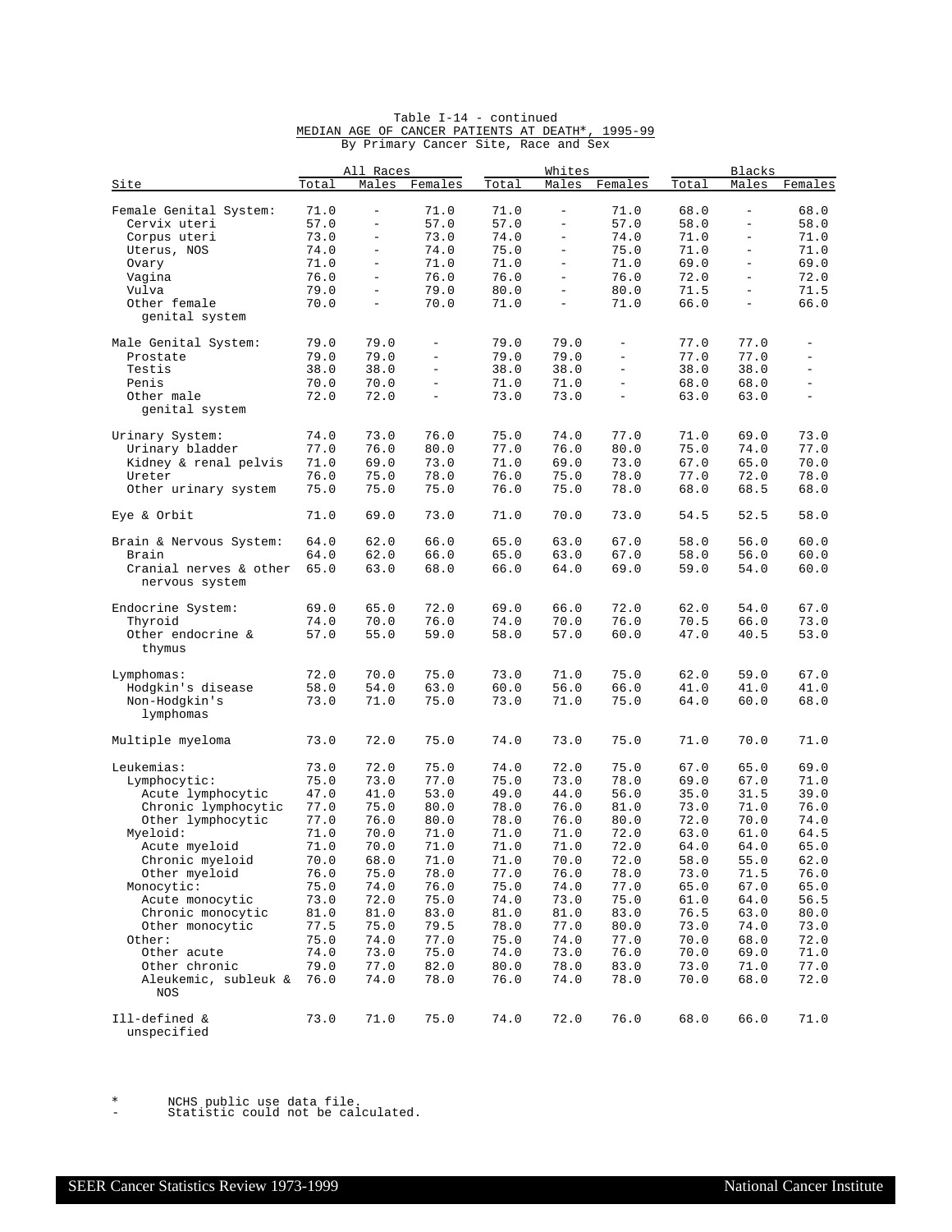Table I-14 - continued

MEDIAN AGE OF CANCER PATIENTS AT DEATH*, 1995-99

By Primary Cancer Site, Race and Sex

| Site | All Races | | | Whites | | | Blacks | | |
|---|---|---|---|---|---|---|---|---|---|
| | Total | Males | Females | Total | Males | Females | Total | Males | Females |
| Female Genital System: | 71.0 | - | 71.0 | 71.0 | - | 71.0 | 68.0 | - | 68.0 |
| Cervix uteri | 57.0 | - | 57.0 | 57.0 | - | 57.0 | 58.0 | - | 58.0 |
| Corpus uteri | 73.0 | - | 73.0 | 74.0 | - | 74.0 | 71.0 | - | 71.0 |
| Uterus, NOS | 74.0 | - | 74.0 | 75.0 | - | 75.0 | 71.0 | - | 71.0 |
| Ovary | 71.0 | - | 71.0 | 71.0 | - | 71.0 | 69.0 | - | 69.0 |
| Vagina | 76.0 | - | 76.0 | 76.0 | - | 76.0 | 72.0 | - | 72.0 |
| Vulva | 79.0 | - | 79.0 | 80.0 | - | 80.0 | 71.5 | - | 71.5 |
| Other female genital system | 70.0 | - | 70.0 | 71.0 | - | 71.0 | 66.0 | - | 66.0 |
| Male Genital System: | 79.0 | 79.0 | - | 79.0 | 79.0 | - | 77.0 | 77.0 | - |
| Prostate | 79.0 | 79.0 | - | 79.0 | 79.0 | - | 77.0 | 77.0 | - |
| Testis | 38.0 | 38.0 | - | 38.0 | 38.0 | - | 38.0 | 38.0 | - |
| Penis | 70.0 | 70.0 | - | 71.0 | 71.0 | - | 68.0 | 68.0 | - |
| Other male genital system | 72.0 | 72.0 | - | 73.0 | 73.0 | - | 63.0 | 63.0 | - |
| Urinary System: | 74.0 | 73.0 | 76.0 | 75.0 | 74.0 | 77.0 | 71.0 | 69.0 | 73.0 |
| Urinary bladder | 77.0 | 76.0 | 80.0 | 77.0 | 76.0 | 80.0 | 75.0 | 74.0 | 77.0 |
| Kidney & renal pelvis | 71.0 | 69.0 | 73.0 | 71.0 | 69.0 | 73.0 | 67.0 | 65.0 | 70.0 |
| Ureter | 76.0 | 75.0 | 78.0 | 76.0 | 75.0 | 78.0 | 77.0 | 72.0 | 78.0 |
| Other urinary system | 75.0 | 75.0 | 75.0 | 76.0 | 75.0 | 78.0 | 68.0 | 68.5 | 68.0 |
| Eye & Orbit | 71.0 | 69.0 | 73.0 | 71.0 | 70.0 | 73.0 | 54.5 | 52.5 | 58.0 |
| Brain & Nervous System: | 64.0 | 62.0 | 66.0 | 65.0 | 63.0 | 67.0 | 58.0 | 56.0 | 60.0 |
| Brain | 64.0 | 62.0 | 66.0 | 65.0 | 63.0 | 67.0 | 58.0 | 56.0 | 60.0 |
| Cranial nerves & other nervous system | 65.0 | 63.0 | 68.0 | 66.0 | 64.0 | 69.0 | 59.0 | 54.0 | 60.0 |
| Endocrine System: | 69.0 | 65.0 | 72.0 | 69.0 | 66.0 | 72.0 | 62.0 | 54.0 | 67.0 |
| Thyroid | 74.0 | 70.0 | 76.0 | 74.0 | 70.0 | 76.0 | 70.5 | 66.0 | 73.0 |
| Other endocrine & thymus | 57.0 | 55.0 | 59.0 | 58.0 | 57.0 | 60.0 | 47.0 | 40.5 | 53.0 |
| Lymphomas: | 72.0 | 70.0 | 75.0 | 73.0 | 71.0 | 75.0 | 62.0 | 59.0 | 67.0 |
| Hodgkin's disease | 58.0 | 54.0 | 63.0 | 60.0 | 56.0 | 66.0 | 41.0 | 41.0 | 41.0 |
| Non-Hodgkin's lymphomas | 73.0 | 71.0 | 75.0 | 73.0 | 71.0 | 75.0 | 64.0 | 60.0 | 68.0 |
| Multiple myeloma | 73.0 | 72.0 | 75.0 | 74.0 | 73.0 | 75.0 | 71.0 | 70.0 | 71.0 |
| Leukemias: | 73.0 | 72.0 | 75.0 | 74.0 | 72.0 | 75.0 | 67.0 | 65.0 | 69.0 |
| Lymphocytic: | 75.0 | 73.0 | 77.0 | 75.0 | 73.0 | 78.0 | 69.0 | 67.0 | 71.0 |
| Acute lymphocytic | 47.0 | 41.0 | 53.0 | 49.0 | 44.0 | 56.0 | 35.0 | 31.5 | 39.0 |
| Chronic lymphocytic | 77.0 | 75.0 | 80.0 | 78.0 | 76.0 | 81.0 | 73.0 | 71.0 | 76.0 |
| Other lymphocytic | 77.0 | 76.0 | 80.0 | 78.0 | 76.0 | 80.0 | 72.0 | 70.0 | 74.0 |
| Myeloid: | 71.0 | 70.0 | 71.0 | 71.0 | 71.0 | 72.0 | 63.0 | 61.0 | 64.5 |
| Acute myeloid | 71.0 | 70.0 | 71.0 | 71.0 | 71.0 | 72.0 | 64.0 | 64.0 | 65.0 |
| Chronic myeloid | 70.0 | 68.0 | 71.0 | 71.0 | 70.0 | 72.0 | 58.0 | 55.0 | 62.0 |
| Other myeloid | 76.0 | 75.0 | 78.0 | 77.0 | 76.0 | 78.0 | 73.0 | 71.5 | 76.0 |
| Monocytic: | 75.0 | 74.0 | 76.0 | 75.0 | 74.0 | 77.0 | 65.0 | 67.0 | 65.0 |
| Acute monocytic | 73.0 | 72.0 | 75.0 | 74.0 | 73.0 | 75.0 | 61.0 | 64.0 | 56.5 |
| Chronic monocytic | 81.0 | 81.0 | 83.0 | 81.0 | 81.0 | 83.0 | 76.5 | 63.0 | 80.0 |
| Other monocytic | 77.5 | 75.0 | 79.5 | 78.0 | 77.0 | 80.0 | 73.0 | 74.0 | 73.0 |
| Other: | 75.0 | 74.0 | 77.0 | 75.0 | 74.0 | 77.0 | 70.0 | 68.0 | 72.0 |
| Other acute | 74.0 | 73.0 | 75.0 | 74.0 | 73.0 | 76.0 | 70.0 | 69.0 | 71.0 |
| Other chronic | 79.0 | 77.0 | 82.0 | 80.0 | 78.0 | 83.0 | 73.0 | 71.0 | 77.0 |
| Aleukemic, subleuk & NOS | 76.0 | 74.0 | 78.0 | 76.0 | 74.0 | 78.0 | 70.0 | 68.0 | 72.0 |
| Ill-defined & unspecified | 73.0 | 71.0 | 75.0 | 74.0 | 72.0 | 76.0 | 68.0 | 66.0 | 71.0 |

\* NCHS public use data file.

\- Statistic could not be calculated.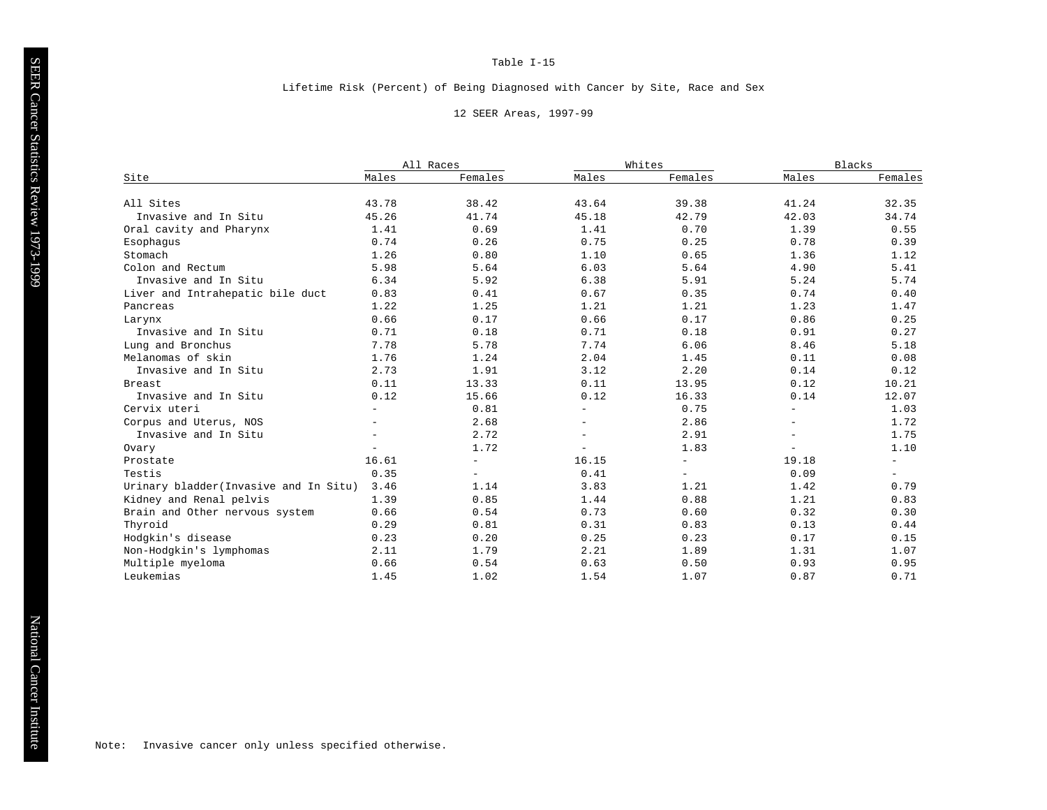Table I-15

Lifetime Risk (Percent) of Being Diagnosed with Cancer by Site, Race and Sex

12 SEER Areas, 1997-99

| Site | All Races | | Whites | | Blacks | |
|---|---|---|---|---|---|---|
| | Males | Females | Males | Females | Males | Females |
| All Sites | 43.78 | 38.42 | 43.64 | 39.38 | 41.24 | 32.35 |
| Invasive and In Situ | 45.26 | 41.74 | 45.18 | 42.79 | 42.03 | 34.74 |
| Oral cavity and Pharynx | 1.41 | 0.69 | 1.41 | 0.70 | 1.39 | 0.55 |
| Esophagus | 0.74 | 0.26 | 0.75 | 0.25 | 0.78 | 0.39 |
| Stomach | 1.26 | 0.80 | 1.10 | 0.65 | 1.36 | 1.12 |
| Colon and Rectum | 5.98 | 5.64 | 6.03 | 5.64 | 4.90 | 5.41 |
| Invasive and In Situ | 6.34 | 5.92 | 6.38 | 5.91 | 5.24 | 5.74 |
| Liver and Intrahepatic bile duct | 0.83 | 0.41 | 0.67 | 0.35 | 0.74 | 0.40 |
| Pancreas | 1.22 | 1.25 | 1.21 | 1.21 | 1.23 | 1.47 |
| Larynx | 0.66 | 0.17 | 0.66 | 0.17 | 0.86 | 0.25 |
| Invasive and In Situ | 0.71 | 0.18 | 0.71 | 0.18 | 0.91 | 0.27 |
| Lung and Bronchus | 7.78 | 5.78 | 7.74 | 6.06 | 8.46 | 5.18 |
| Melanomas of skin | 1.76 | 1.24 | 2.04 | 1.45 | 0.11 | 0.08 |
| Invasive and In Situ | 2.73 | 1.91 | 3.12 | 2.20 | 0.14 | 0.12 |
| Breast | 0.11 | 13.33 | 0.11 | 13.95 | 0.12 | 10.21 |
| Invasive and In Situ | 0.12 | 15.66 | 0.12 | 16.33 | 0.14 | 12.07 |
| Cervix uteri | - | 0.81 | - | 0.75 | - | 1.03 |
| Corpus and Uterus, NOS | - | 2.68 | - | 2.86 | - | 1.72 |
| Invasive and In Situ | - | 2.72 | - | 2.91 | - | 1.75 |
| Ovary | - | 1.72 | - | 1.83 | - | 1.10 |
| Prostate | 16.61 | - | 16.15 | - | 19.18 | - |
| Testis | 0.35 | - | 0.41 | - | 0.09 | - |
| Urinary bladder(Invasive and In Situ) | 3.46 | 1.14 | 3.83 | 1.21 | 1.42 | 0.79 |
| Kidney and Renal pelvis | 1.39 | 0.85 | 1.44 | 0.88 | 1.21 | 0.83 |
| Brain and Other nervous system | 0.66 | 0.54 | 0.73 | 0.60 | 0.32 | 0.30 |
| Thyroid | 0.29 | 0.81 | 0.31 | 0.83 | 0.13 | 0.44 |
| Hodgkin's disease | 0.23 | 0.20 | 0.25 | 0.23 | 0.17 | 0.15 |
| Non-Hodgkin's lymphomas | 2.11 | 1.79 | 2.21 | 1.89 | 1.31 | 1.07 |
| Multiple myeloma | 0.66 | 0.54 | 0.63 | 0.50 | 0.93 | 0.95 |
| Leukemias | 1.45 | 1.02 | 1.54 | 1.07 | 0.87 | 0.71 |

Note: Invasive cancer only unless specified otherwise.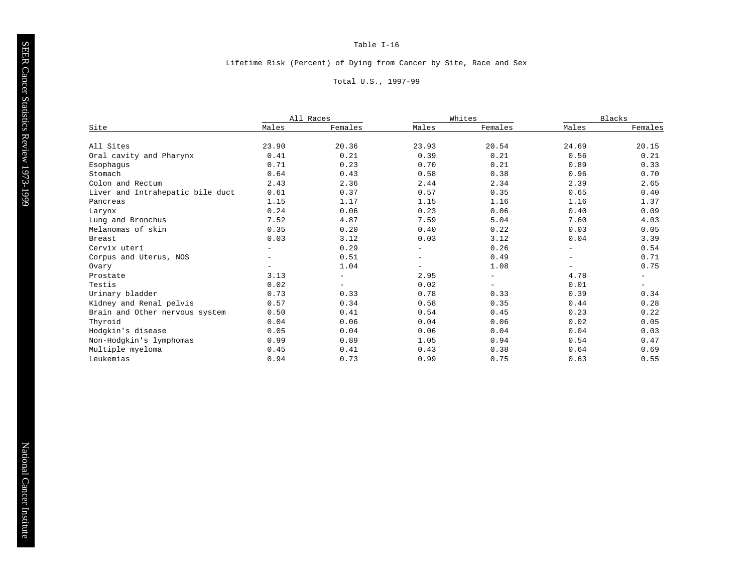Table I-16

Lifetime Risk (Percent) of Dying from Cancer by Site, Race and Sex

Total U.S., 1997-99

| Site | All Races | | Whites | | Blacks | |
|---|---|---|---|---|---|---|
| | Males | Females | Males | Females | Males | Females |
| All Sites | 23.90 | 20.36 | 23.93 | 20.54 | 24.69 | 20.15 |
| Oral cavity and Pharynx | 0.41 | 0.21 | 0.39 | 0.21 | 0.56 | 0.21 |
| Esophagus | 0.71 | 0.23 | 0.70 | 0.21 | 0.89 | 0.33 |
| Stomach | 0.64 | 0.43 | 0.58 | 0.38 | 0.96 | 0.70 |
| Colon and Rectum | 2.43 | 2.36 | 2.44 | 2.34 | 2.39 | 2.65 |
| Liver and Intrahepatic bile duct | 0.61 | 0.37 | 0.57 | 0.35 | 0.65 | 0.40 |
| Pancreas | 1.15 | 1.17 | 1.15 | 1.16 | 1.16 | 1.37 |
| Larynx | 0.24 | 0.06 | 0.23 | 0.06 | 0.40 | 0.09 |
| Lung and Bronchus | 7.52 | 4.87 | 7.59 | 5.04 | 7.60 | 4.03 |
| Melanomas of skin | 0.35 | 0.20 | 0.40 | 0.22 | 0.03 | 0.05 |
| Breast | 0.03 | 3.12 | 0.03 | 3.12 | 0.04 | 3.39 |
| Cervix uteri | - | 0.29 | - | 0.26 | - | 0.54 |
| Corpus and Uterus, NOS | - | 0.51 | - | 0.49 | - | 0.71 |
| Ovary | - | 1.04 | - | 1.08 | - | 0.75 |
| Prostate | 3.13 | - | 2.95 | - | 4.78 | - |
| Testis | 0.02 | - | 0.02 | - | 0.01 | - |
| Urinary bladder | 0.73 | 0.33 | 0.78 | 0.33 | 0.39 | 0.34 |
| Kidney and Renal pelvis | 0.57 | 0.34 | 0.58 | 0.35 | 0.44 | 0.28 |
| Brain and Other nervous system | 0.50 | 0.41 | 0.54 | 0.45 | 0.23 | 0.22 |
| Thyroid | 0.04 | 0.06 | 0.04 | 0.06 | 0.02 | 0.05 |
| Hodgkin's disease | 0.05 | 0.04 | 0.06 | 0.04 | 0.04 | 0.03 |
| Non-Hodgkin's lymphomas | 0.99 | 0.89 | 1.05 | 0.94 | 0.54 | 0.47 |
| Multiple myeloma | 0.45 | 0.41 | 0.43 | 0.38 | 0.64 | 0.69 |
| Leukemias | 0.94 | 0.73 | 0.99 | 0.75 | 0.63 | 0.55 |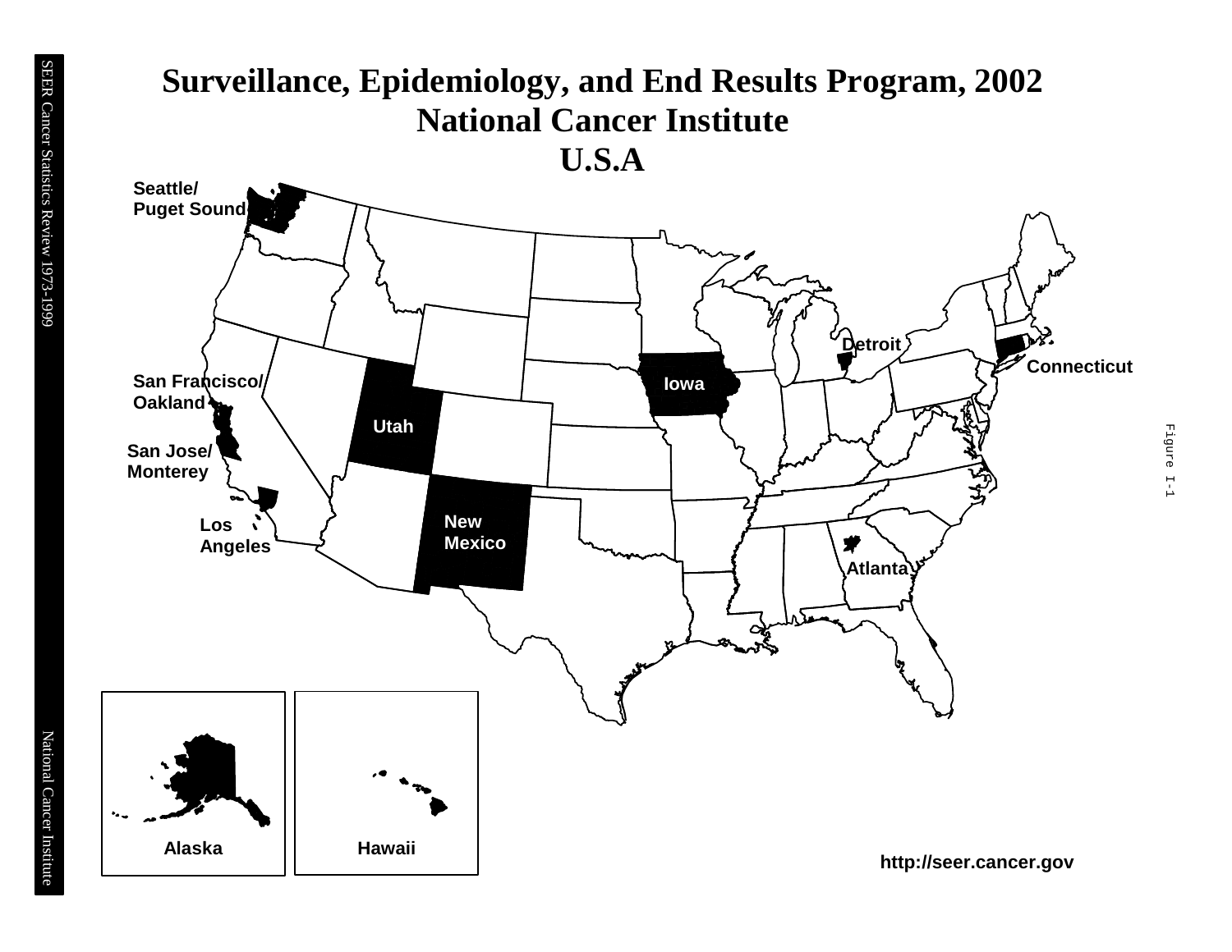# Surveillance, Epidemiology, and End Results Program, 2002
# National Cancer Institute
# U.S.A

Seattle/
Puget Sound

San Francisco/
Oakland

San Jose/
Monterey

Los
Angeles

Utah

New
Mexico

Iowa

Detroit

Connecticut

Atlanta

Alaska

Hawaii

http://seer.cancer.gov

Figure I-1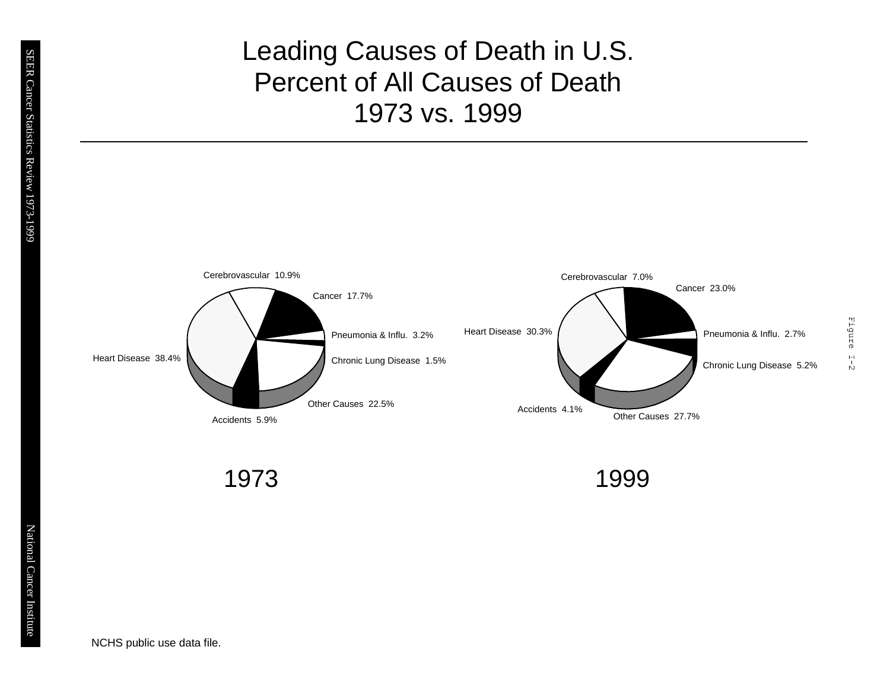# Leading Causes of Death in U.S.
## Percent of All Causes of Death
## 1973 vs. 1999

**1973**

- Cerebrovascular 10.9%
- Cancer 17.7%
- Pneumonia & Influ. 3.2%
- Chronic Lung Disease 1.5%
- Other Causes 22.5%
- Accidents 5.9%
- Heart Disease 38.4%

**1999**

- Cerebrovascular 7.0%
- Cancer 23.0%
- Pneumonia & Influ. 2.7%
- Chronic Lung Disease 5.2%
- Other Causes 27.7%
- Accidents 4.1%
- Heart Disease 30.3%

Figure I-2

NCHS public use data file.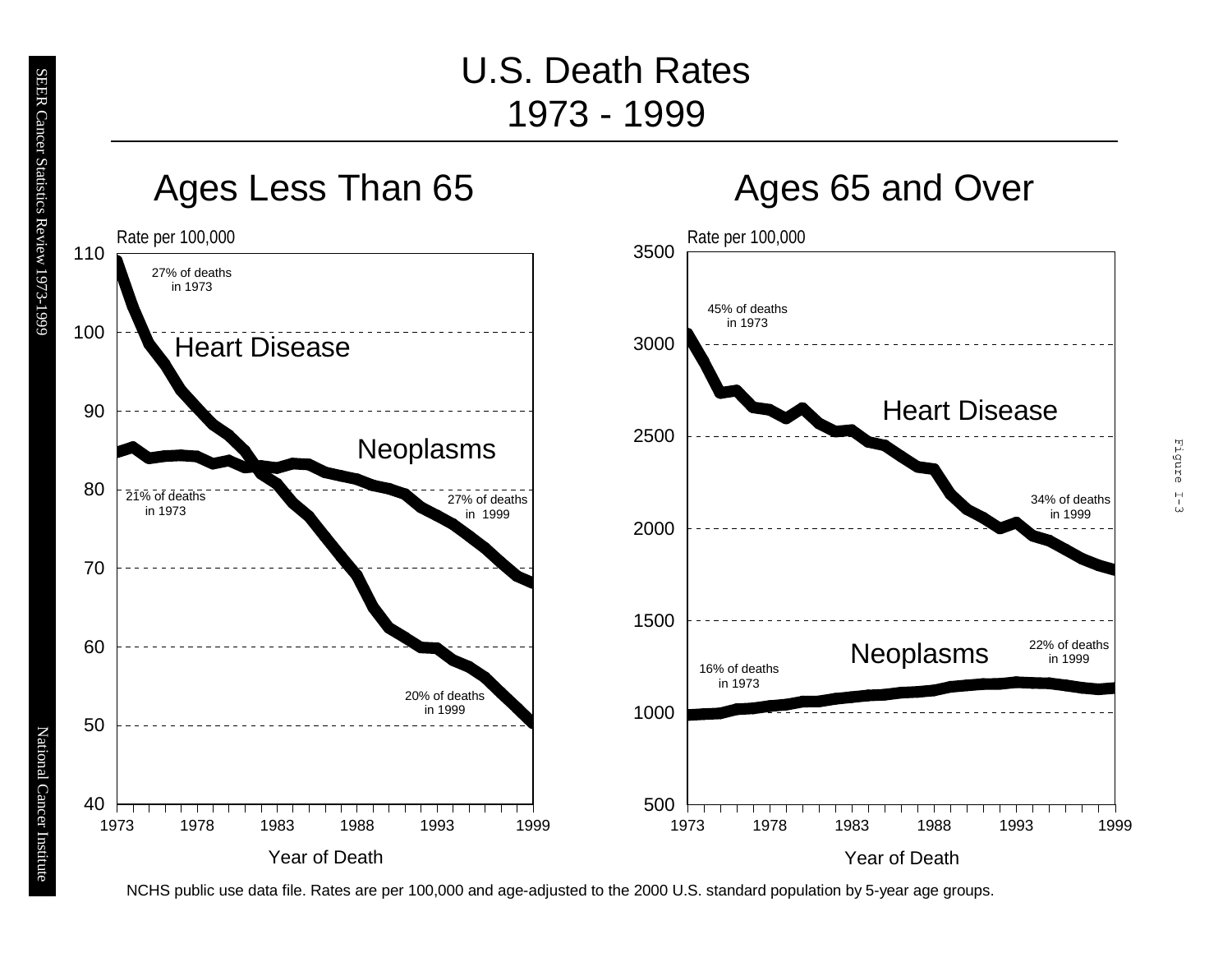# U.S. Death Rates
# 1973 - 1999

## Ages Less Than 65

Rate per 100,000

Heart Disease — 27% of deaths in 1973; 20% of deaths in 1999

Neoplasms — 21% of deaths in 1973; 27% of deaths in 1999

Year of Death

## Ages 65 and Over

Rate per 100,000

Heart Disease — 45% of deaths in 1973; 34% of deaths in 1999

Neoplasms — 16% of deaths in 1973; 22% of deaths in 1999

Year of Death

NCHS public use data file. Rates are per 100,000 and age-adjusted to the 2000 U.S. standard population by 5-year age groups.

Figure I-3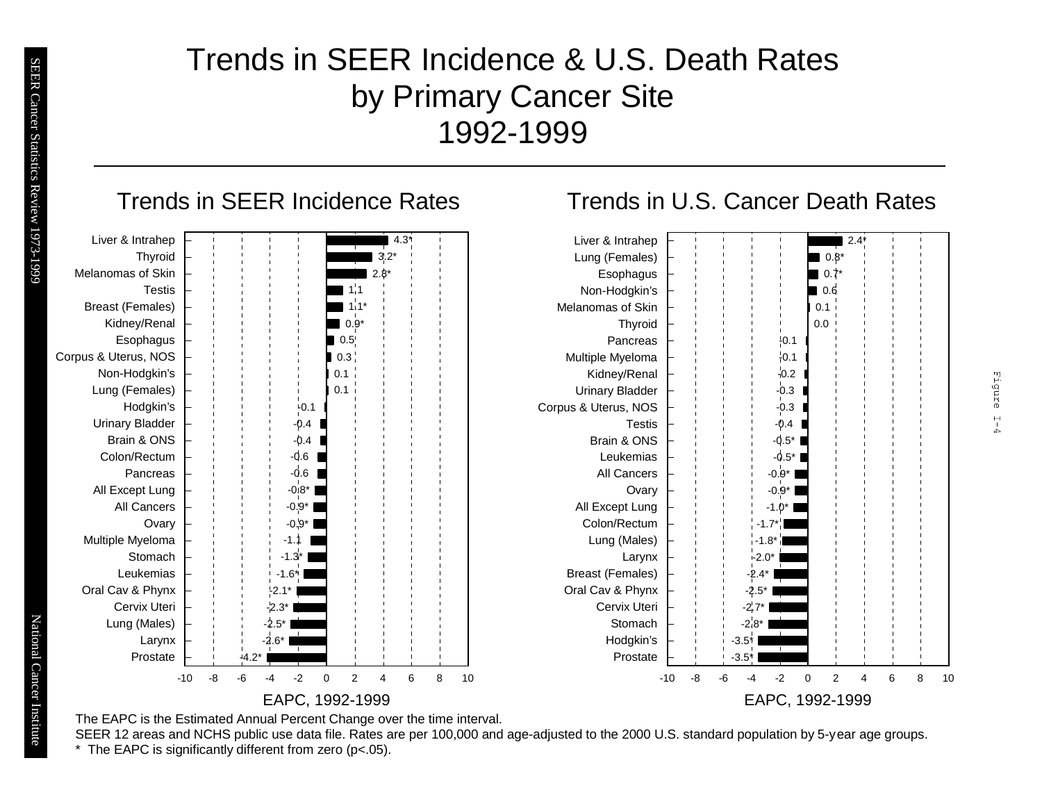# Trends in SEER Incidence & U.S. Death Rates by Primary Cancer Site 1992-1999

## Trends in SEER Incidence Rates

| Site | EAPC, 1992-1999 |
|---|---|
| Liver & Intrahep | 4.3* |
| Thyroid | 3.2* |
| Melanomas of Skin | 2.8* |
| Testis | 1.1 |
| Breast (Females) | 1.1* |
| Kidney/Renal | 0.9* |
| Esophagus | 0.5 |
| Corpus & Uterus, NOS | 0.3 |
| Non-Hodgkin's | 0.1 |
| Lung (Females) | 0.1 |
| Hodgkin's | -0.1 |
| Urinary Bladder | -0.4 |
| Brain & ONS | -0.4 |
| Colon/Rectum | -0.6 |
| Pancreas | -0.6 |
| All Except Lung | -0.8* |
| All Cancers | -0.9* |
| Ovary | -0.9* |
| Multiple Myeloma | -1.1 |
| Stomach | -1.3* |
| Leukemias | -1.6* |
| Oral Cav & Phynx | -2.1* |
| Cervix Uteri | -2.3* |
| Lung (Males) | -2.5* |
| Larynx | -2.6* |
| Prostate | -4.2* |

## Trends in U.S. Cancer Death Rates

| Site | EAPC, 1992-1999 |
|---|---|
| Liver & Intrahep | 2.4* |
| Lung (Females) | 0.8* |
| Esophagus | 0.7* |
| Non-Hodgkin's | 0.6 |
| Melanomas of Skin | 0.1 |
| Thyroid | 0.0 |
| Pancreas | -0.1 |
| Multiple Myeloma | -0.1 |
| Kidney/Renal | -0.2 |
| Urinary Bladder | -0.3 |
| Corpus & Uterus, NOS | -0.3 |
| Testis | -0.4 |
| Brain & ONS | -0.5* |
| Leukemias | -0.5* |
| All Cancers | -0.9* |
| Ovary | -0.9* |
| All Except Lung | -1.0* |
| Colon/Rectum | -1.7* |
| Lung (Males) | -1.8* |
| Larynx | -2.0* |
| Breast (Females) | -2.4* |
| Oral Cav & Phynx | -2.5* |
| Cervix Uteri | -2.7* |
| Stomach | -2.8* |
| Hodgkin's | -3.5* |
| Prostate | -3.5* |

The EAPC is the Estimated Annual Percent Change over the time interval.

SEER 12 areas and NCHS public use data file. Rates are per 100,000 and age-adjusted to the 2000 U.S. standard population by 5-year age groups.

* The EAPC is significantly different from zero (p<.05).

Figure I-4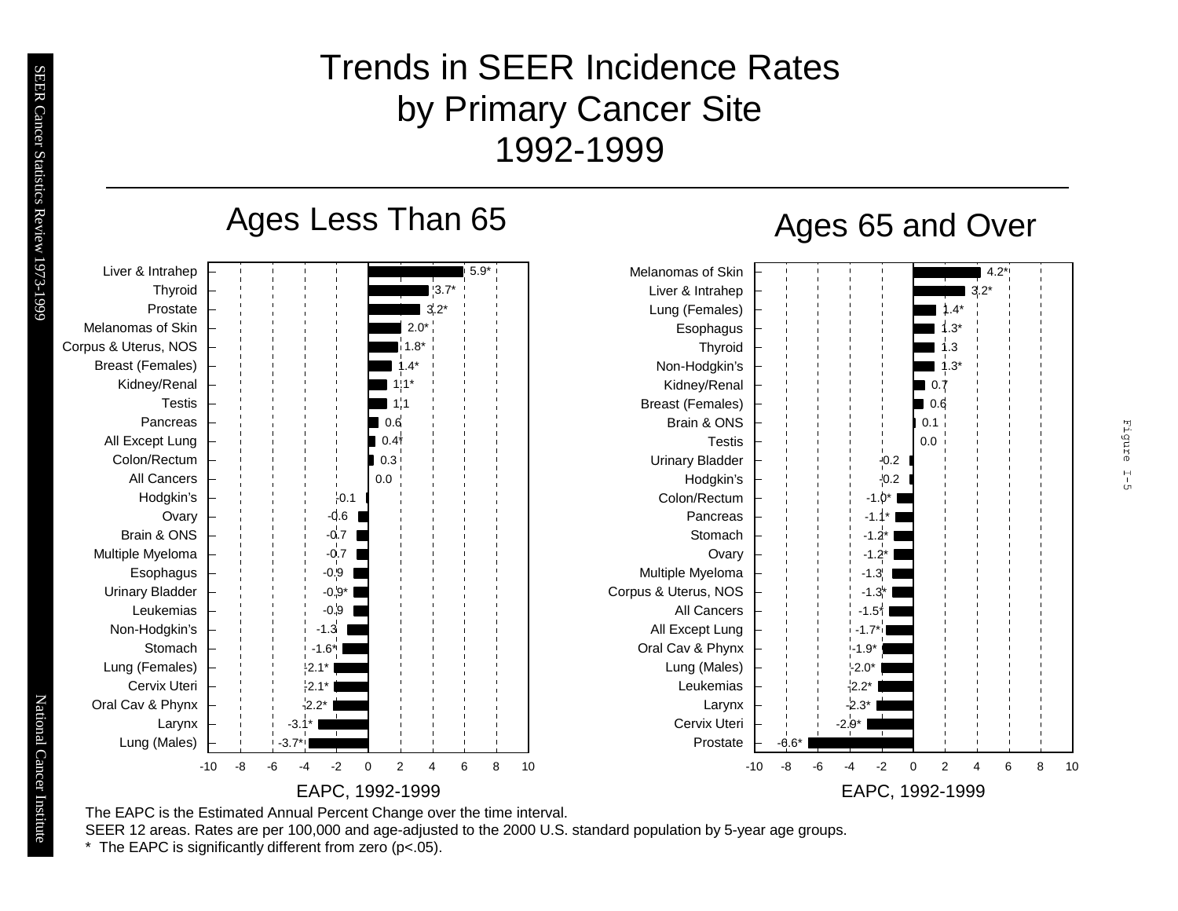# Trends in SEER Incidence Rates by Primary Cancer Site 1992-1999

## Ages Less Than 65

| Site | EAPC, 1992-1999 |
|---|---|
| Liver & Intrahep | 5.9* |
| Thyroid | 3.7* |
| Prostate | 3.2* |
| Melanomas of Skin | 2.0* |
| Corpus & Uterus, NOS | 1.8* |
| Breast (Females) | 1.4* |
| Kidney/Renal | 1.1* |
| Testis | 1.1 |
| Pancreas | 0.6 |
| All Except Lung | 0.4* |
| Colon/Rectum | 0.3 |
| All Cancers | 0.0 |
| Hodgkin's | -0.1 |
| Ovary | -0.6 |
| Brain & ONS | -0.7 |
| Multiple Myeloma | -0.7 |
| Esophagus | -0.9 |
| Urinary Bladder | -0.9* |
| Leukemias | -0.9 |
| Non-Hodgkin's | -1.3 |
| Stomach | -1.6* |
| Lung (Females) | -2.1* |
| Cervix Uteri | -2.1* |
| Oral Cav & Phynx | -2.2* |
| Larynx | -3.1* |
| Lung (Males) | -3.7* |

## Ages 65 and Over

| Site | EAPC, 1992-1999 |
|---|---|
| Melanomas of Skin | 4.2* |
| Liver & Intrahep | 3.2* |
| Lung (Females) | 1.4* |
| Esophagus | 1.3* |
| Thyroid | 1.3 |
| Non-Hodgkin's | 1.3* |
| Kidney/Renal | 0.7 |
| Breast (Females) | 0.6 |
| Brain & ONS | 0.1 |
| Testis | 0.0 |
| Urinary Bladder | -0.2 |
| Hodgkin's | -0.2 |
| Colon/Rectum | -1.0* |
| Pancreas | -1.1* |
| Stomach | -1.2* |
| Ovary | -1.2* |
| Multiple Myeloma | -1.3 |
| Corpus & Uterus, NOS | -1.3* |
| All Cancers | -1.5* |
| All Except Lung | -1.7* |
| Oral Cav & Phynx | -1.9* |
| Lung (Males) | -2.0* |
| Leukemias | -2.2* |
| Larynx | -2.3* |
| Cervix Uteri | -2.9* |
| Prostate | -6.6* |

The EAPC is the Estimated Annual Percent Change over the time interval.
SEER 12 areas. Rates are per 100,000 and age-adjusted to the 2000 U.S. standard population by 5-year age groups.
* The EAPC is significantly different from zero (p<.05).

Figure I-5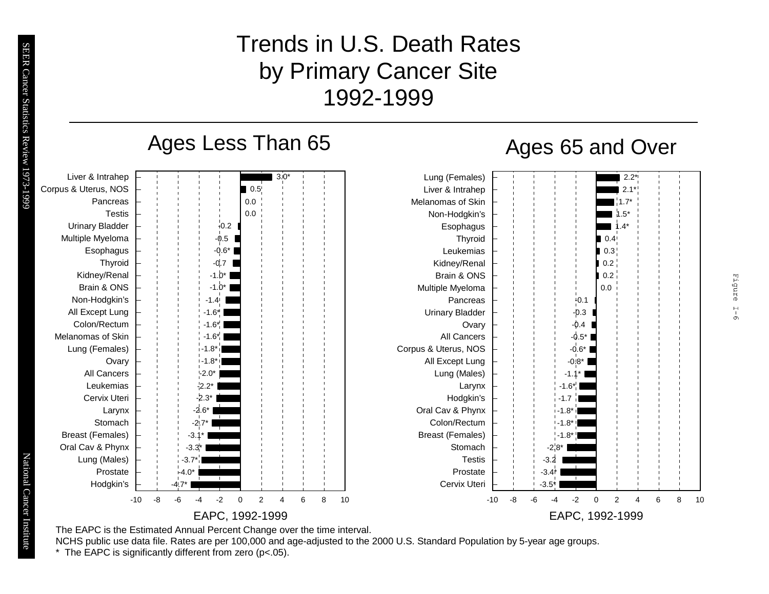# Trends in U.S. Death Rates by Primary Cancer Site 1992-1999

## Ages Less Than 65

| Site | EAPC, 1992-1999 |
|---|---|
| Liver & Intrahep | 3.0* |
| Corpus & Uterus, NOS | 0.5 |
| Pancreas | 0.0 |
| Testis | 0.0 |
| Urinary Bladder | -0.2 |
| Multiple Myeloma | -0.5 |
| Esophagus | -0.6* |
| Thyroid | -0.7 |
| Kidney/Renal | -1.0* |
| Brain & ONS | -1.0* |
| Non-Hodgkin's | -1.4 |
| All Except Lung | -1.6* |
| Colon/Rectum | -1.6* |
| Melanomas of Skin | -1.6* |
| Lung (Females) | -1.8* |
| Ovary | -1.8* |
| All Cancers | -2.0* |
| Leukemias | -2.2* |
| Cervix Uteri | -2.3* |
| Larynx | -2.6* |
| Stomach | -2.7* |
| Breast (Females) | -3.1* |
| Oral Cav & Phynx | -3.3* |
| Lung (Males) | -3.7* |
| Prostate | -4.0* |
| Hodgkin's | -4.7* |

## Ages 65 and Over

| Site | EAPC, 1992-1999 |
|---|---|
| Lung (Females) | 2.2* |
| Liver & Intrahep | 2.1* |
| Melanomas of Skin | 1.7* |
| Non-Hodgkin's | 1.5* |
| Esophagus | 1.4* |
| Thyroid | 0.4 |
| Leukemias | 0.3 |
| Kidney/Renal | 0.2 |
| Brain & ONS | 0.2 |
| Multiple Myeloma | 0.0 |
| Pancreas | -0.1 |
| Urinary Bladder | -0.3 |
| Ovary | -0.4 |
| All Cancers | -0.5* |
| Corpus & Uterus, NOS | -0.6* |
| All Except Lung | -0.8* |
| Lung (Males) | -1.1* |
| Larynx | -1.6* |
| Hodgkin's | -1.7 |
| Oral Cav & Phynx | -1.8* |
| Colon/Rectum | -1.8* |
| Breast (Females) | -1.8* |
| Stomach | -2.8* |
| Testis | -3.2 |
| Prostate | -3.4* |
| Cervix Uteri | -3.5* |

The EAPC is the Estimated Annual Percent Change over the time interval.

NCHS public use data file. Rates are per 100,000 and age-adjusted to the 2000 U.S. Standard Population by 5-year age groups.

* The EAPC is significantly different from zero ($p<.05$).

Figure I-6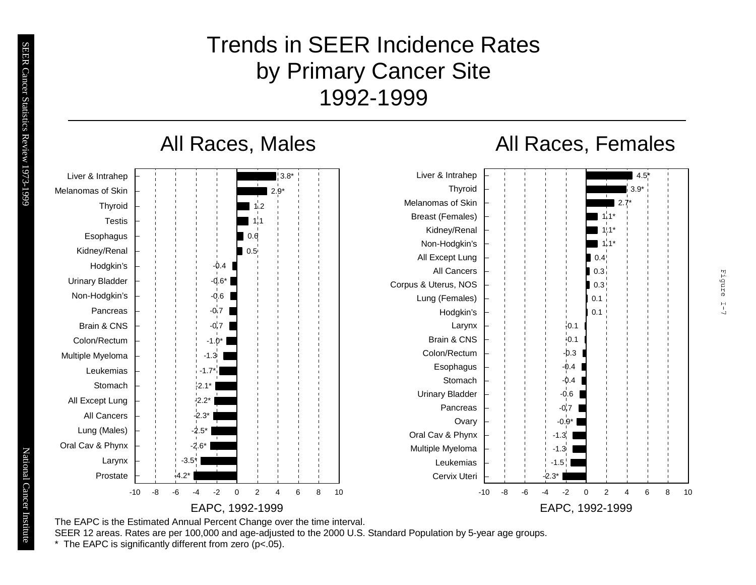# Trends in SEER Incidence Rates by Primary Cancer Site 1992-1999

## All Races, Males

| Site | EAPC, 1992-1999 |
| --- | --- |
| Liver & Intrahep | 3.8* |
| Melanomas of Skin | 2.9* |
| Thyroid | 1.2 |
| Testis | 1.1 |
| Esophagus | 0.6 |
| Kidney/Renal | 0.5 |
| Hodgkin's | -0.4 |
| Urinary Bladder | -0.6* |
| Non-Hodgkin's | -0.6 |
| Pancreas | -0.7 |
| Brain & CNS | -0.7 |
| Colon/Rectum | -1.0* |
| Multiple Myeloma | -1.3 |
| Leukemias | -1.7* |
| Stomach | -2.1* |
| All Except Lung | -2.2* |
| All Cancers | -2.3* |
| Lung (Males) | -2.5* |
| Oral Cav & Phynx | -2.6* |
| Larynx | -3.5* |
| Prostate | -4.2* |

## All Races, Females

| Site | EAPC, 1992-1999 |
| --- | --- |
| Liver & Intrahep | 4.5* |
| Thyroid | 3.9* |
| Melanomas of Skin | 2.7* |
| Breast (Females) | 1.1* |
| Kidney/Renal | 1.1* |
| Non-Hodgkin's | 1.1* |
| All Except Lung | 0.4 |
| All Cancers | 0.3 |
| Corpus & Uterus, NOS | 0.3 |
| Lung (Females) | 0.1 |
| Hodgkin's | 0.1 |
| Larynx | -0.1 |
| Brain & CNS | -0.1 |
| Colon/Rectum | -0.3 |
| Esophagus | -0.4 |
| Stomach | -0.4 |
| Urinary Bladder | -0.6 |
| Pancreas | -0.7 |
| Ovary | -0.9* |
| Oral Cav & Phynx | -1.3 |
| Multiple Myeloma | -1.3 |
| Leukemias | -1.5 |
| Cervix Uteri | -2.3* |

The EAPC is the Estimated Annual Percent Change over the time interval.
SEER 12 areas. Rates are per 100,000 and age-adjusted to the 2000 U.S. Standard Population by 5-year age groups.
* The EAPC is significantly different from zero ($p<.05$).

Figure I-7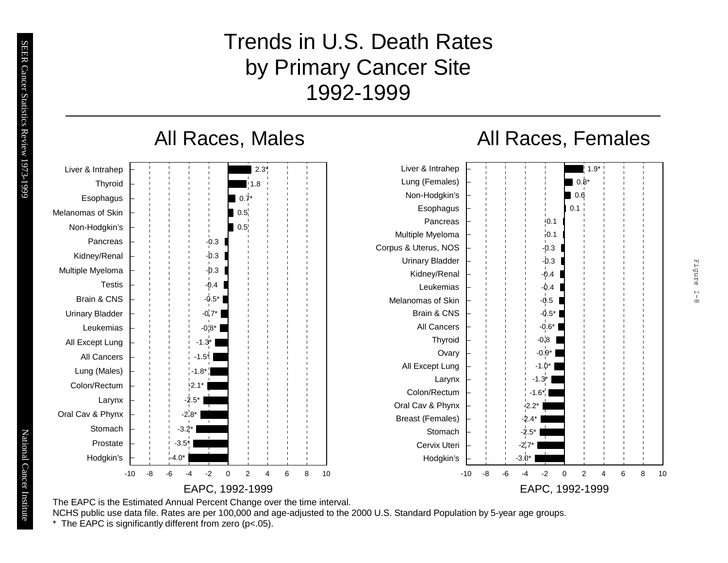# Trends in U.S. Death Rates by Primary Cancer Site 1992-1999

## All Races, Males

| Site | EAPC, 1992-1999 |
|---|---|
| Liver & Intrahep | 2.3* |
| Thyroid | 1.8 |
| Esophagus | 0.7* |
| Melanomas of Skin | 0.5 |
| Non-Hodgkin's | 0.5 |
| Pancreas | -0.3 |
| Kidney/Renal | -0.3 |
| Multiple Myeloma | -0.3 |
| Testis | -0.4 |
| Brain & CNS | -0.5* |
| Urinary Bladder | -0.7* |
| Leukemias | -0.8* |
| All Except Lung | -1.3* |
| All Cancers | -1.5* |
| Lung (Males) | -1.8* |
| Colon/Rectum | -2.1* |
| Larynx | -2.5* |
| Oral Cav & Phynx | -2.8* |
| Stomach | -3.2* |
| Prostate | -3.5* |
| Hodgkin's | -4.0* |

## All Races, Females

| Site | EAPC, 1992-1999 |
|---|---|
| Liver & Intrahep | 1.9* |
| Lung (Females) | 0.8* |
| Non-Hodgkin's | 0.6 |
| Esophagus | 0.1 |
| Pancreas | -0.1 |
| Multiple Myeloma | -0.1 |
| Corpus & Uterus, NOS | -0.3 |
| Urinary Bladder | -0.3 |
| Kidney/Renal | -0.4 |
| Leukemias | -0.4 |
| Melanomas of Skin | -0.5 |
| Brain & CNS | -0.5* |
| All Cancers | -0.6* |
| Thyroid | -0.8 |
| Ovary | -0.9* |
| All Except Lung | -1.0* |
| Larynx | -1.3* |
| Colon/Rectum | -1.6* |
| Oral Cav & Phynx | -2.2* |
| Breast (Females) | -2.4* |
| Stomach | -2.5* |
| Cervix Uteri | -2.7* |
| Hodgkin's | -3.0* |

The EAPC is the Estimated Annual Percent Change over the time interval.

NCHS public use data file. Rates are per 100,000 and age-adjusted to the 2000 U.S. Standard Population by 5-year age groups.

* The EAPC is significantly different from zero (p<.05).

Figure I-8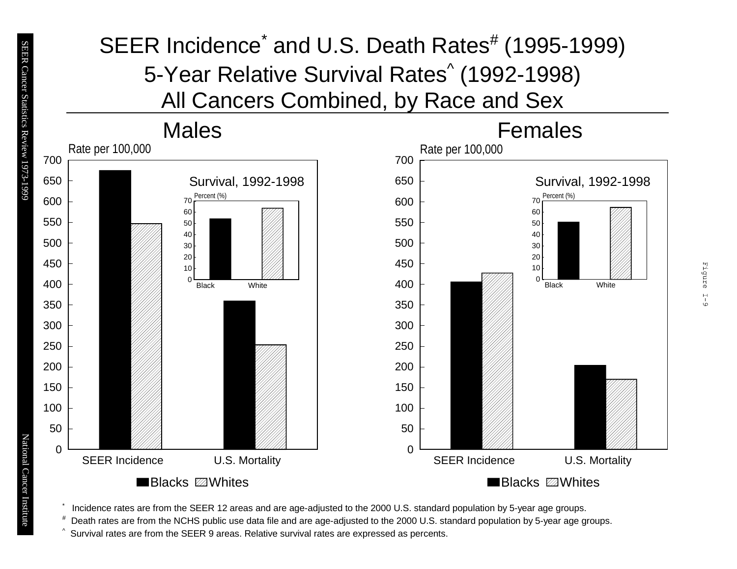# SEER Incidence[*] and U.S. Death Rates[#] (1995-1999)
## 5-Year Relative Survival Rates[^] (1992-1998)
## All Cancers Combined, by Race and Sex

### Males

Rate per 100,000

700, 650, 600, 550, 500, 450, 400, 350, 300, 250, 200, 150, 100, 50, 0

SEER Incidence | U.S. Mortality

Survival, 1992-1998

Percent (%)

70, 60, 50, 40, 30, 20, 10, 0

Black | White

■Blacks ▨Whites

### Females

Rate per 100,000

700, 650, 600, 550, 500, 450, 400, 350, 300, 250, 200, 150, 100, 50, 0

SEER Incidence | U.S. Mortality

Survival, 1992-1998

Percent (%)

70, 60, 50, 40, 30, 20, 10, 0

Black | White

■Blacks ▨Whites

[*] Incidence rates are from the SEER 12 areas and are age-adjusted to the 2000 U.S. standard population by 5-year age groups.

[#] Death rates are from the NCHS public use data file and are age-adjusted to the 2000 U.S. standard population by 5-year age groups.

[^] Survival rates are from the SEER 9 areas. Relative survival rates are expressed as percents.

Figure I-9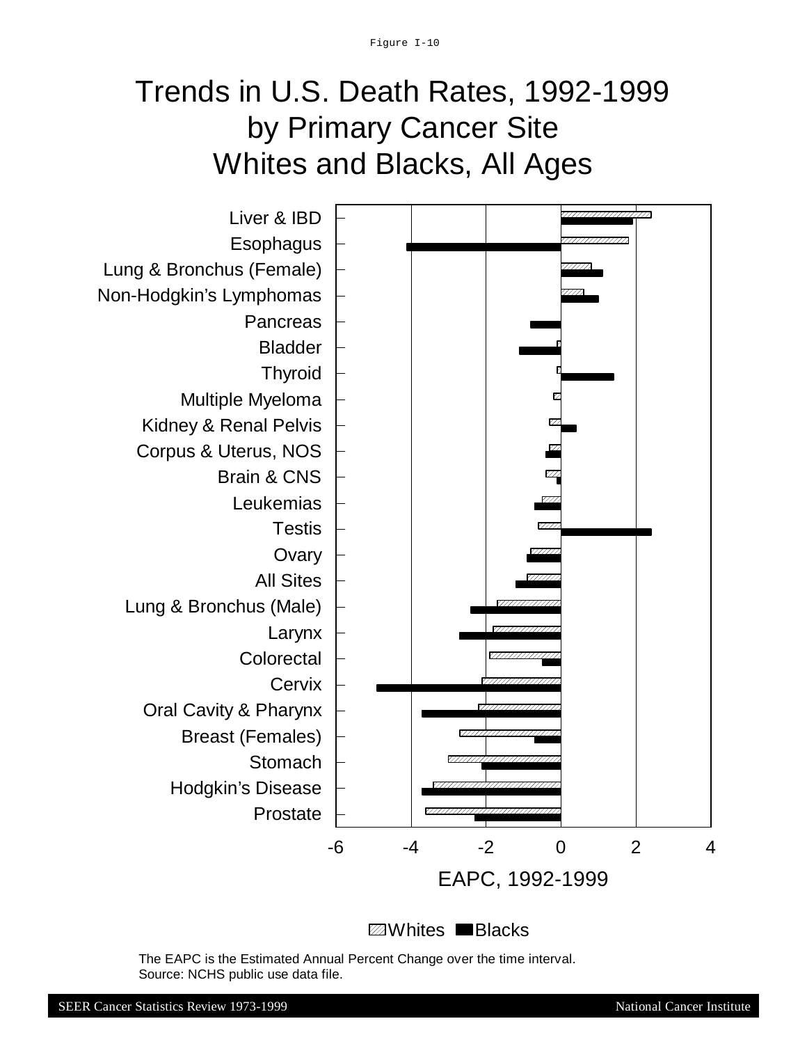Figure I-10

# Trends in U.S. Death Rates, 1992-1999
## by Primary Cancer Site
## Whites and Blacks, All Ages

Liver & IBD
Esophagus
Lung & Bronchus (Female)
Non-Hodgkin's Lymphomas
Pancreas
Bladder
Thyroid
Multiple Myeloma
Kidney & Renal Pelvis
Corpus & Uterus, NOS
Brain & CNS
Leukemias
Testis
Ovary
All Sites
Lung & Bronchus (Male)
Larynx
Colorectal
Cervix
Oral Cavity & Pharynx
Breast (Females)
Stomach
Hodgkin's Disease
Prostate

-6 -4 -2 0 2 4

EAPC, 1992-1999

Whites Blacks

The EAPC is the Estimated Annual Percent Change over the time interval.
Source: NCHS public use data file.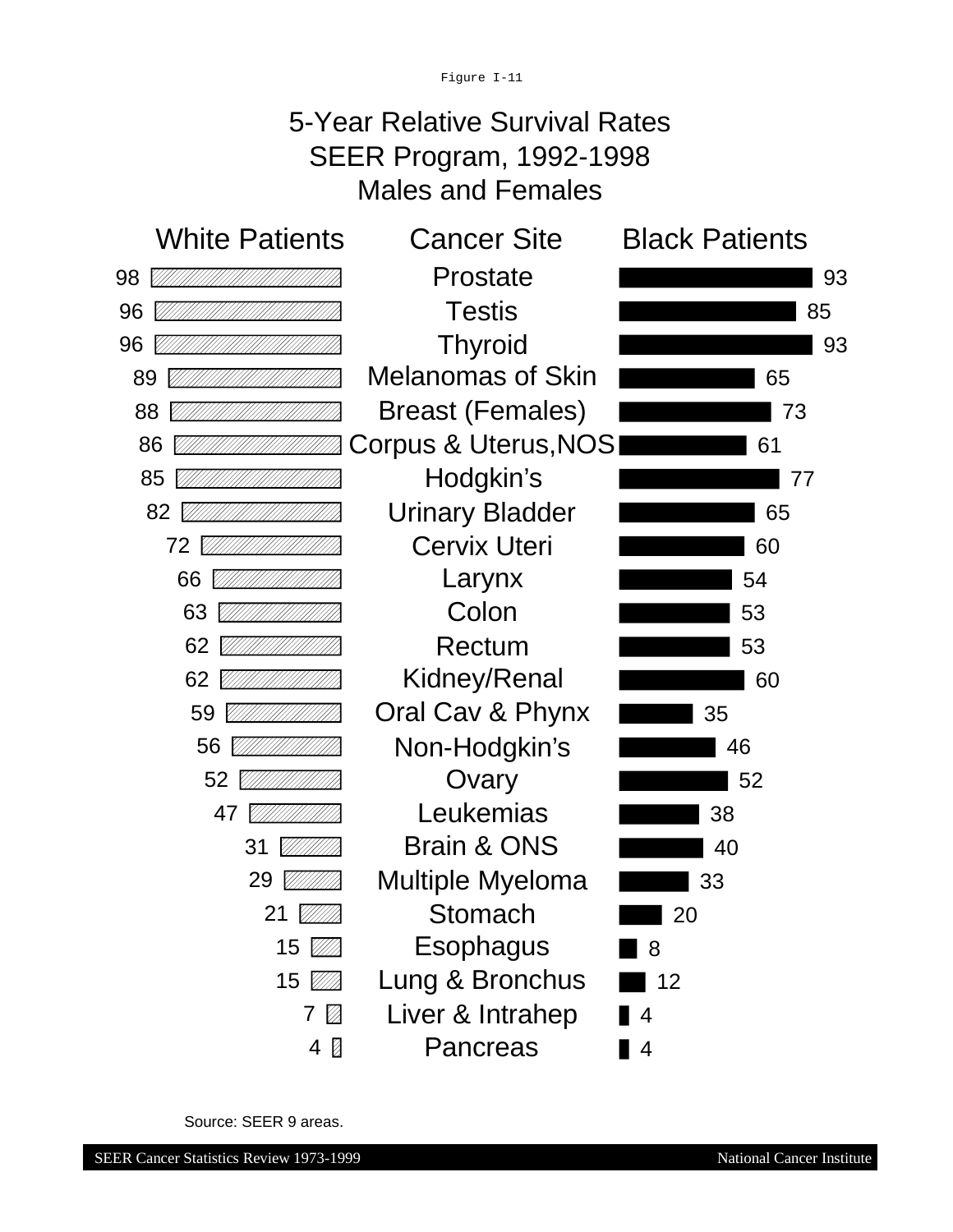Figure I-11

# 5-Year Relative Survival Rates
## SEER Program, 1992-1998
## Males and Females

| White Patients | Cancer Site | Black Patients |
|---|---|---|
| 98 | Prostate | 93 |
| 96 | Testis | 85 |
| 96 | Thyroid | 93 |
| 89 | Melanomas of Skin | 65 |
| 88 | Breast (Females) | 73 |
| 86 | Corpus & Uterus,NOS | 61 |
| 85 | Hodgkin's | 77 |
| 82 | Urinary Bladder | 65 |
| 72 | Cervix Uteri | 60 |
| 66 | Larynx | 54 |
| 63 | Colon | 53 |
| 62 | Rectum | 53 |
| 62 | Kidney/Renal | 60 |
| 59 | Oral Cav & Phynx | 35 |
| 56 | Non-Hodgkin's | 46 |
| 52 | Ovary | 52 |
| 47 | Leukemias | 38 |
| 31 | Brain & ONS | 40 |
| 29 | Multiple Myeloma | 33 |
| 21 | Stomach | 20 |
| 15 | Esophagus | 8 |
| 15 | Lung & Bronchus | 12 |
| 7 | Liver & Intrahep | 4 |
| 4 | Pancreas | 4 |

Source: SEER 9 areas.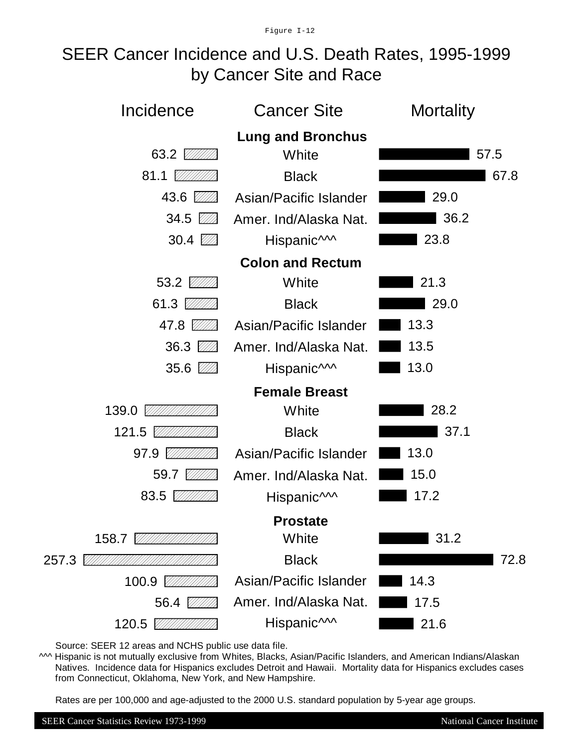Figure I-12

# SEER Cancer Incidence and U.S. Death Rates, 1995-1999 by Cancer Site and Race

| Incidence | Cancer Site | Mortality |
|---|---|---|
| | **Lung and Bronchus** | |
| 63.2 | White | 57.5 |
| 81.1 | Black | 67.8 |
| 43.6 | Asian/Pacific Islander | 29.0 |
| 34.5 | Amer. Ind/Alaska Nat. | 36.2 |
| 30.4 | Hispanic^^^ | 23.8 |
| | **Colon and Rectum** | |
| 53.2 | White | 21.3 |
| 61.3 | Black | 29.0 |
| 47.8 | Asian/Pacific Islander | 13.3 |
| 36.3 | Amer. Ind/Alaska Nat. | 13.5 |
| 35.6 | Hispanic^^^ | 13.0 |
| | **Female Breast** | |
| 139.0 | White | 28.2 |
| 121.5 | Black | 37.1 |
| 97.9 | Asian/Pacific Islander | 13.0 |
| 59.7 | Amer. Ind/Alaska Nat. | 15.0 |
| 83.5 | Hispanic^^^ | 17.2 |
| | **Prostate** | |
| 158.7 | White | 31.2 |
| 257.3 | Black | 72.8 |
| 100.9 | Asian/Pacific Islander | 14.3 |
| 56.4 | Amer. Ind/Alaska Nat. | 17.5 |
| 120.5 | Hispanic^^^ | 21.6 |

Source: SEER 12 areas and NCHS public use data file.

^^^ Hispanic is not mutually exclusive from Whites, Blacks, Asian/Pacific Islanders, and American Indians/Alaskan Natives. Incidence data for Hispanics excludes Detroit and Hawaii. Mortality data for Hispanics excludes cases from Connecticut, Oklahoma, New York, and New Hampshire.

Rates are per 100,000 and age-adjusted to the 2000 U.S. standard population by 5-year age groups.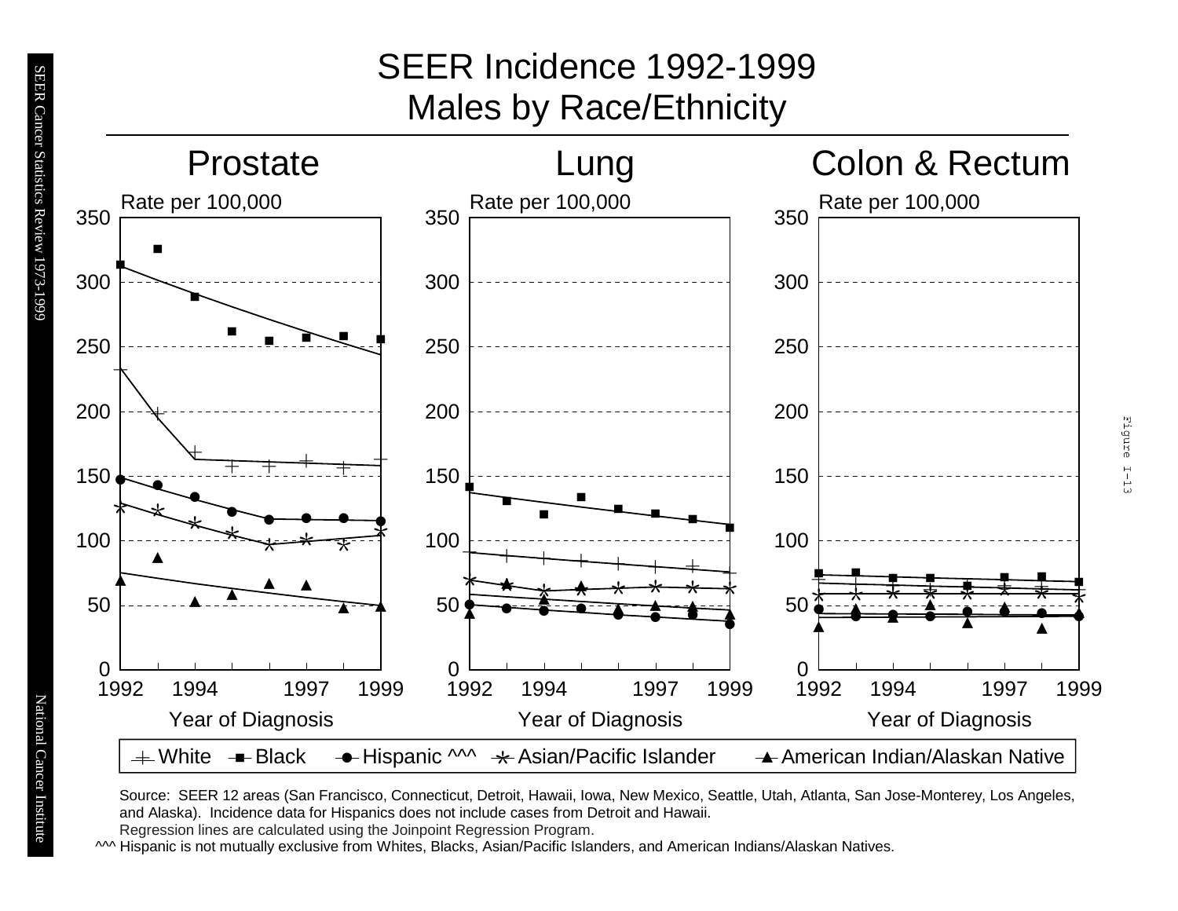# SEER Incidence 1992-1999
## Males by Race/Ethnicity

### Prostate

Rate per 100,000

Year of Diagnosis

### Lung

Rate per 100,000

Year of Diagnosis

### Colon & Rectum

Rate per 100,000

Year of Diagnosis

White — Black — Hispanic ^^^ — Asian/Pacific Islander — American Indian/Alaskan Native

Source: SEER 12 areas (San Francisco, Connecticut, Detroit, Hawaii, Iowa, New Mexico, Seattle, Utah, Atlanta, San Jose-Monterey, Los Angeles, and Alaska). Incidence data for Hispanics does not include cases from Detroit and Hawaii.

Regression lines are calculated using the Joinpoint Regression Program.

^^^ Hispanic is not mutually exclusive from Whites, Blacks, Asian/Pacific Islanders, and American Indians/Alaskan Natives.

Figure I-13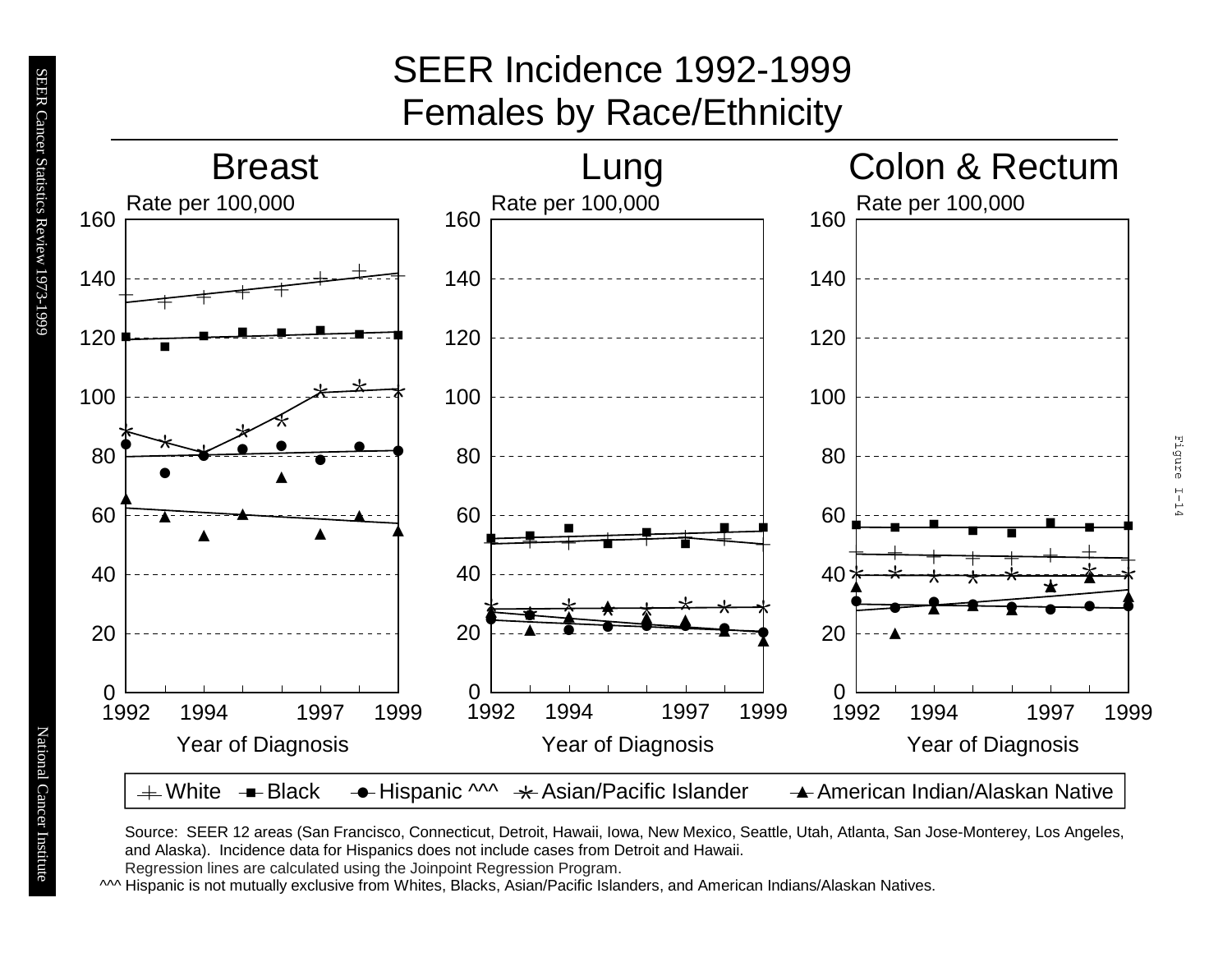# SEER Incidence 1992-1999
## Females by Race/Ethnicity

### Breast

Rate per 100,000

Year of Diagnosis

### Lung

Rate per 100,000

Year of Diagnosis

### Colon & Rectum

Rate per 100,000

Year of Diagnosis

White — Black — Hispanic ^^^ — Asian/Pacific Islander — American Indian/Alaskan Native

Source: SEER 12 areas (San Francisco, Connecticut, Detroit, Hawaii, Iowa, New Mexico, Seattle, Utah, Atlanta, San Jose-Monterey, Los Angeles, and Alaska). Incidence data for Hispanics does not include cases from Detroit and Hawaii.
Regression lines are calculated using the Joinpoint Regression Program.
^^^ Hispanic is not mutually exclusive from Whites, Blacks, Asian/Pacific Islanders, and American Indians/Alaskan Natives.

Figure I-14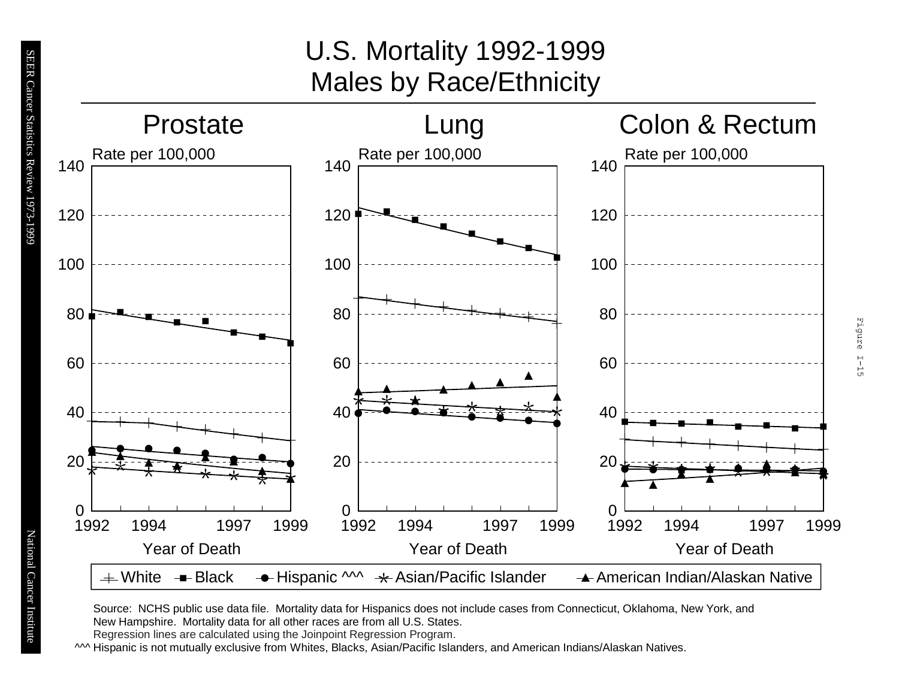# U.S. Mortality 1992-1999
# Males by Race/Ethnicity

## Prostate

## Lung

## Colon & Rectum

Rate per 100,000

Year of Death

+ White ■ Black ● Hispanic ^^^ ✱ Asian/Pacific Islander ▲ American Indian/Alaskan Native

Source: NCHS public use data file. Mortality data for Hispanics does not include cases from Connecticut, Oklahoma, New York, and New Hampshire. Mortality data for all other races are from all U.S. States.
Regression lines are calculated using the Joinpoint Regression Program.
^^^ Hispanic is not mutually exclusive from Whites, Blacks, Asian/Pacific Islanders, and American Indians/Alaskan Natives.

Figure I-15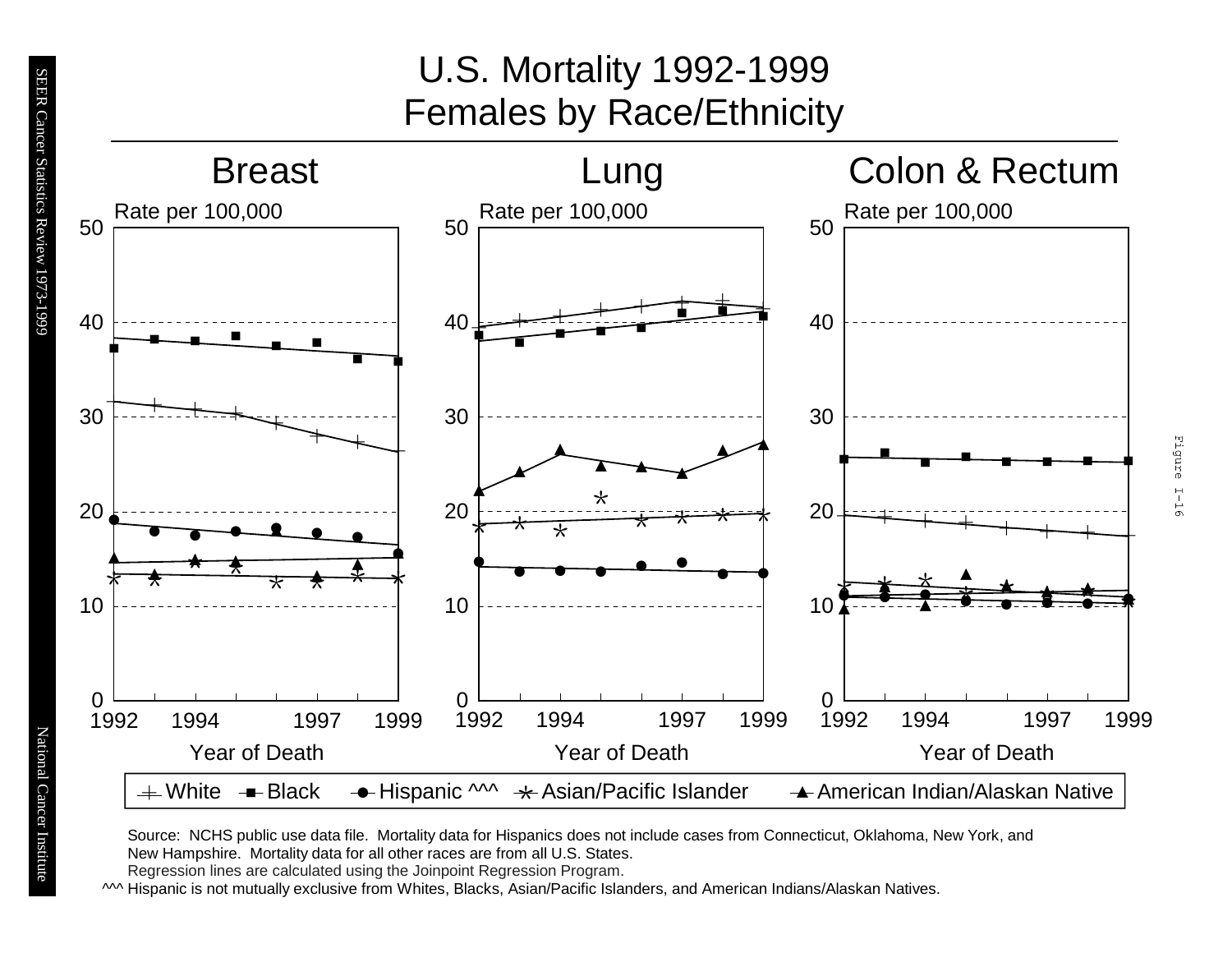# U.S. Mortality 1992-1999
# Females by Race/Ethnicity

## Breast

Rate per 100,000

Year of Death

## Lung

Rate per 100,000

Year of Death

## Colon & Rectum

Rate per 100,000

Year of Death

White — Black — Hispanic ^^^ — Asian/Pacific Islander — American Indian/Alaskan Native

Source: NCHS public use data file. Mortality data for Hispanics does not include cases from Connecticut, Oklahoma, New York, and New Hampshire. Mortality data for all other races are from all U.S. States.
Regression lines are calculated using the Joinpoint Regression Program.
^^^ Hispanic is not mutually exclusive from Whites, Blacks, Asian/Pacific Islanders, and American Indians/Alaskan Natives.

Figure I-16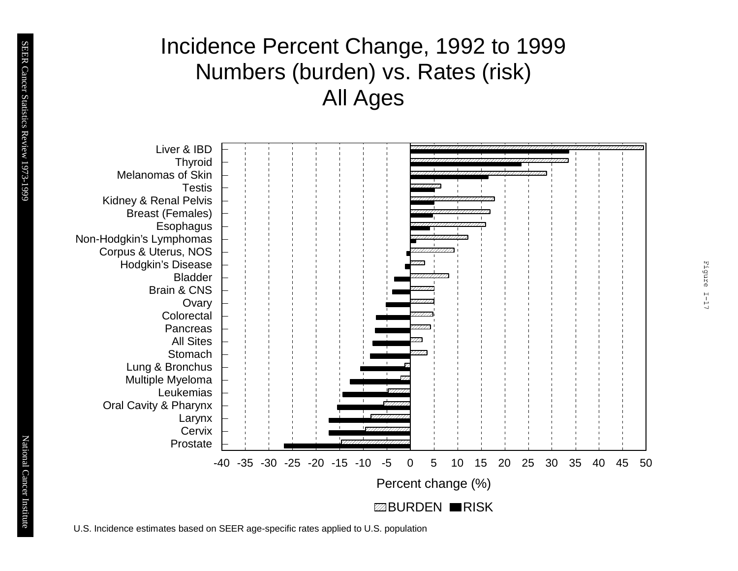# Incidence Percent Change, 1992 to 1999
## Numbers (burden) vs. Rates (risk)
## All Ages

Liver & IBD
Thyroid
Melanomas of Skin
Testis
Kidney & Renal Pelvis
Breast (Females)
Esophagus
Non-Hodgkin's Lymphomas
Corpus & Uterus, NOS
Hodgkin's Disease
Bladder
Brain & CNS
Ovary
Colorectal
Pancreas
All Sites
Stomach
Lung & Bronchus
Multiple Myeloma
Leukemias
Oral Cavity & Pharynx
Larynx
Cervix
Prostate

-40 -35 -30 -25 -20 -15 -10 -5 0 5 10 15 20 25 30 35 40 45 50

Percent change (%)

BURDEN RISK

U.S. Incidence estimates based on SEER age-specific rates applied to U.S. population

Figure I-17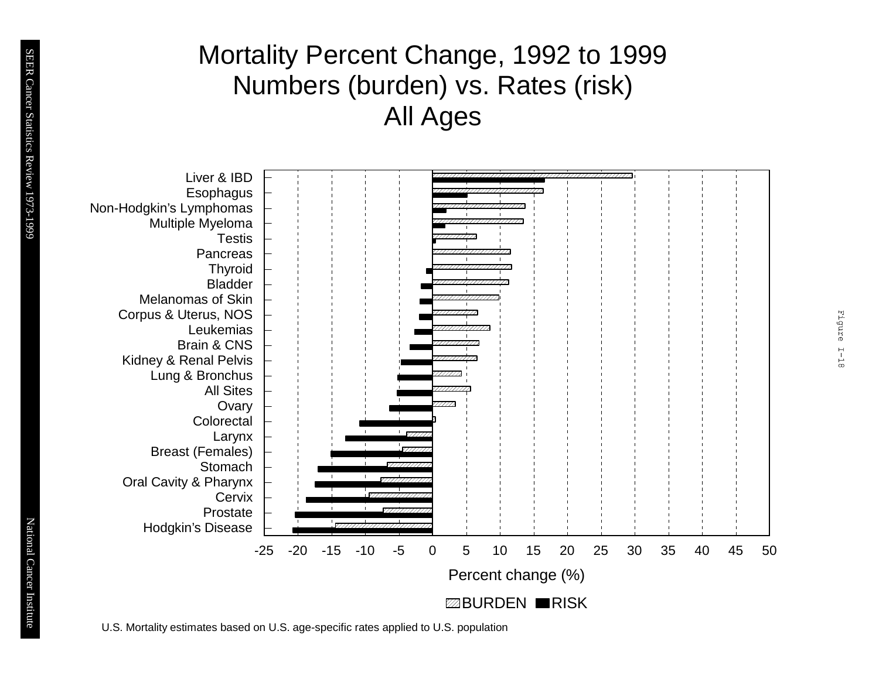# Mortality Percent Change, 1992 to 1999
## Numbers (burden) vs. Rates (risk)
## All Ages

Liver & IBD
Esophagus
Non-Hodgkin's Lymphomas
Multiple Myeloma
Testis
Pancreas
Thyroid
Bladder
Melanomas of Skin
Corpus & Uterus, NOS
Leukemias
Brain & CNS
Kidney & Renal Pelvis
Lung & Bronchus
All Sites
Ovary
Colorectal
Larynx
Breast (Females)
Stomach
Oral Cavity & Pharynx
Cervix
Prostate
Hodgkin's Disease

-25 -20 -15 -10 -5 0 5 10 15 20 25 30 35 40 45 50

Percent change (%)

BURDEN RISK

U.S. Mortality estimates based on U.S. age-specific rates applied to U.S. population

Figure I-18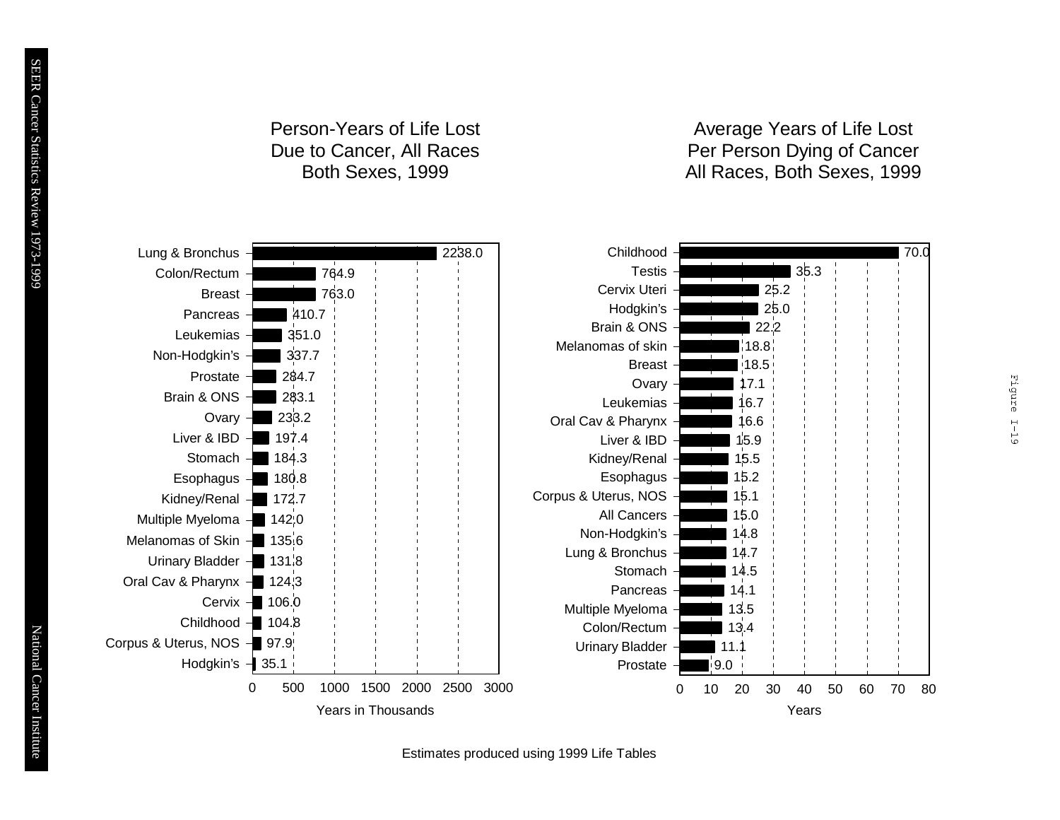## Person-Years of Life Lost Due to Cancer, All Races Both Sexes, 1999

| Cancer Site | Years in Thousands |
|---|---|
| Lung & Bronchus | 2238.0 |
| Colon/Rectum | 764.9 |
| Breast | 763.0 |
| Pancreas | 410.7 |
| Leukemias | 351.0 |
| Non-Hodgkin's | 337.7 |
| Prostate | 284.7 |
| Brain & ONS | 283.1 |
| Ovary | 233.2 |
| Liver & IBD | 197.4 |
| Stomach | 184.3 |
| Esophagus | 180.8 |
| Kidney/Renal | 172.7 |
| Multiple Myeloma | 142.0 |
| Melanomas of Skin | 135.6 |
| Urinary Bladder | 131.8 |
| Oral Cav & Pharynx | 124.3 |
| Cervix | 106.0 |
| Childhood | 104.8 |
| Corpus & Uterus, NOS | 97.9 |
| Hodgkin's | 35.1 |

## Average Years of Life Lost Per Person Dying of Cancer All Races, Both Sexes, 1999

| Cancer Site | Years |
|---|---|
| Childhood | 70.0 |
| Testis | 35.3 |
| Cervix Uteri | 25.2 |
| Hodgkin's | 25.0 |
| Brain & ONS | 22.2 |
| Melanomas of skin | 18.8 |
| Breast | 18.5 |
| Ovary | 17.1 |
| Leukemias | 16.7 |
| Oral Cav & Pharynx | 16.6 |
| Liver & IBD | 15.9 |
| Kidney/Renal | 15.5 |
| Esophagus | 15.2 |
| Corpus & Uterus, NOS | 15.1 |
| All Cancers | 15.0 |
| Non-Hodgkin's | 14.8 |
| Lung & Bronchus | 14.7 |
| Stomach | 14.5 |
| Pancreas | 14.1 |
| Multiple Myeloma | 13.5 |
| Colon/Rectum | 13.4 |
| Urinary Bladder | 11.1 |
| Prostate | 9.0 |

Estimates produced using 1999 Life Tables

Figure I-19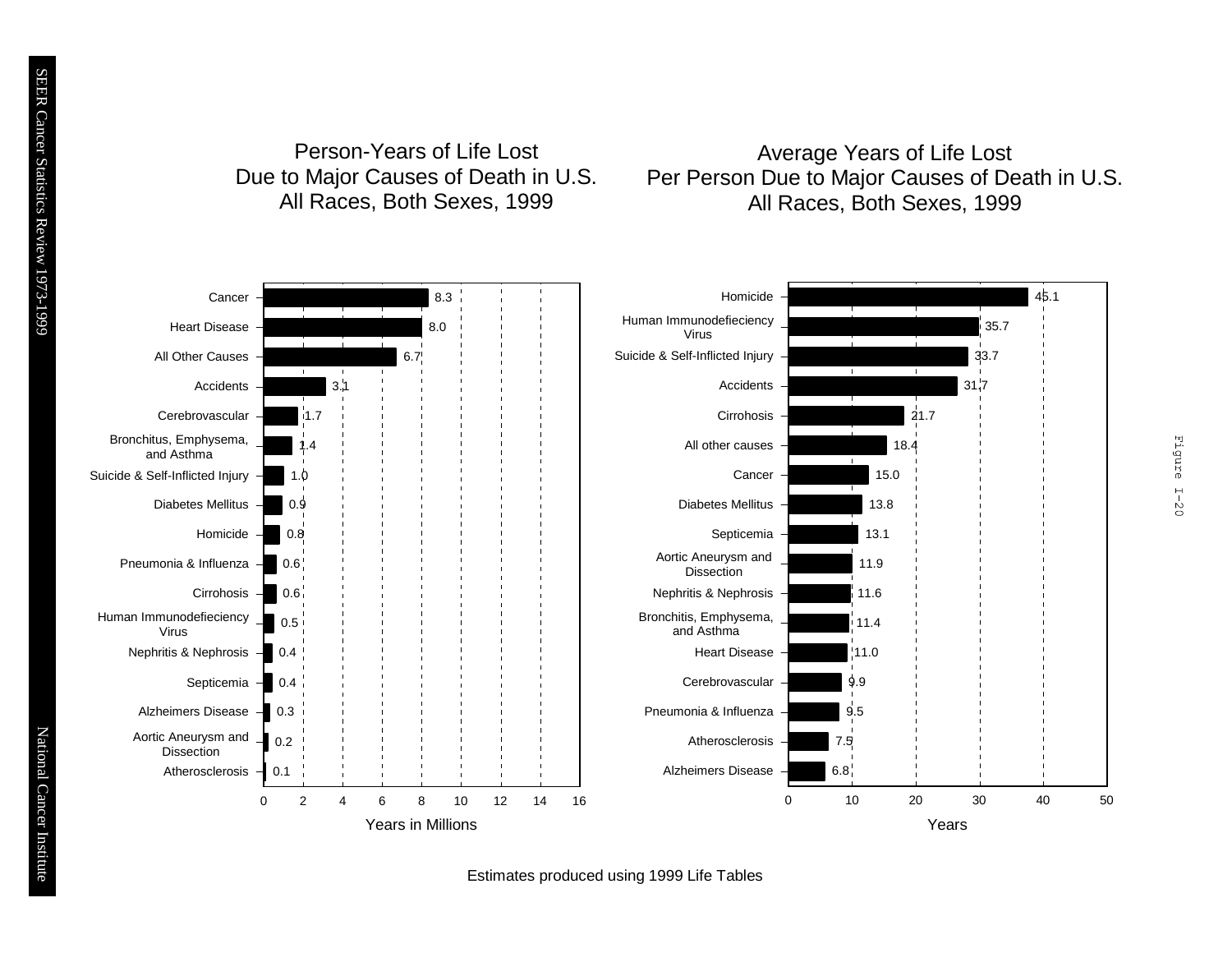Person-Years of Life Lost
Due to Major Causes of Death in U.S.
All Races, Both Sexes, 1999

Cancer 8.3
Heart Disease 8.0
All Other Causes 6.7
Accidents 3.1
Cerebrovascular 1.7
Bronchitus, Emphysema, and Asthma 1.4
Suicide & Self-Inflicted Injury 1.0
Diabetes Mellitus 0.9
Homicide 0.8
Pneumonia & Influenza 0.6
Cirrhosis 0.6
Human Immunodefieciency Virus 0.5
Nephritis & Nephrosis 0.4
Septicemia 0.4
Alzheimers Disease 0.3
Aortic Aneurysm and Dissection 0.2
Atherosclerosis 0.1

0 2 4 6 8 10 12 14 16

Years in Millions

Average Years of Life Lost
Per Person Due to Major Causes of Death in U.S.
All Races, Both Sexes, 1999

Homicide 45.1
Human Immunodefieciency Virus 35.7
Suicide & Self-Inflicted Injury 33.7
Accidents 31.7
Cirrhosis 21.7
All other causes 18.4
Cancer 15.0
Diabetes Mellitus 13.8
Septicemia 13.1
Aortic Aneurysm and Dissection 11.9
Nephritis & Nephrosis 11.6
Bronchitis, Emphysema, and Asthma 11.4
Heart Disease 11.0
Cerebrovascular 9.9
Pneumonia & Influenza 9.5
Atherosclerosis 7.5
Alzheimers Disease 6.8

0 10 20 30 40 50

Years

Estimates produced using 1999 Life Tables

Figure I-20